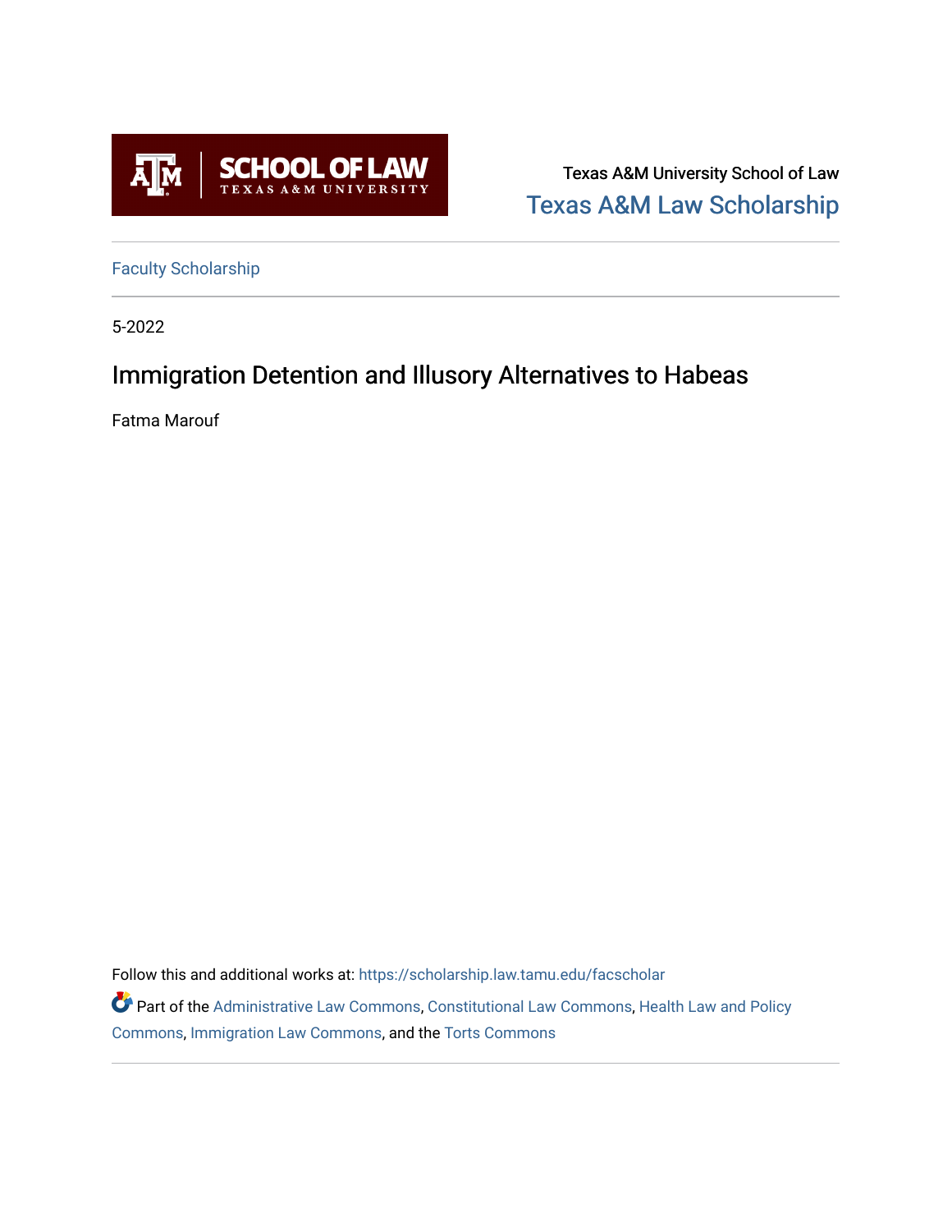Texas A&M University School of Law
Texas A&M Law Scholarship

Faculty Scholarship

5-2022

# Immigration Detention and Illusory Alternatives to Habeas

Fatma Marouf

Follow this and additional works at: https://scholarship.law.tamu.edu/facscholar

Part of the Administrative Law Commons, Constitutional Law Commons, Health Law and Policy Commons, Immigration Law Commons, and the Torts Commons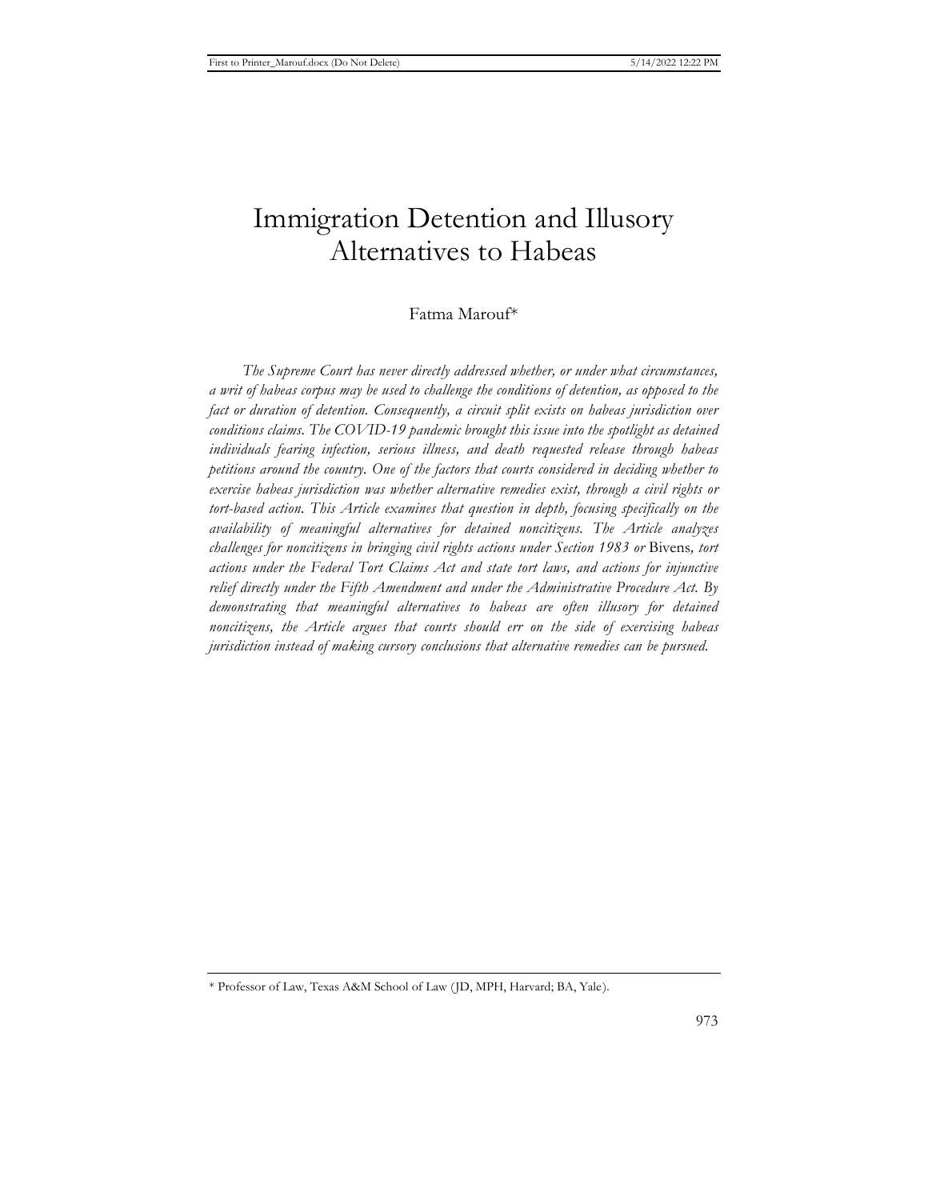# Immigration Detention and Illusory Alternatives to Habeas

Fatma Marouf*

*The Supreme Court has never directly addressed whether, or under what circumstances, a writ of habeas corpus may be used to challenge the conditions of detention, as opposed to the fact or duration of detention. Consequently, a circuit split exists on habeas jurisdiction over conditions claims. The COVID-19 pandemic brought this issue into the spotlight as detained individuals fearing infection, serious illness, and death requested release through habeas petitions around the country. One of the factors that courts considered in deciding whether to exercise habeas jurisdiction was whether alternative remedies exist, through a civil rights or tort-based action. This Article examines that question in depth, focusing specifically on the availability of meaningful alternatives for detained noncitizens. The Article analyzes challenges for noncitizens in bringing civil rights actions under Section 1983 or* Bivens*, tort actions under the Federal Tort Claims Act and state tort laws, and actions for injunctive relief directly under the Fifth Amendment and under the Administrative Procedure Act. By demonstrating that meaningful alternatives to habeas are often illusory for detained noncitizens, the Article argues that courts should err on the side of exercising habeas jurisdiction instead of making cursory conclusions that alternative remedies can be pursued.*

\* Professor of Law, Texas A&M School of Law (JD, MPH, Harvard; BA, Yale).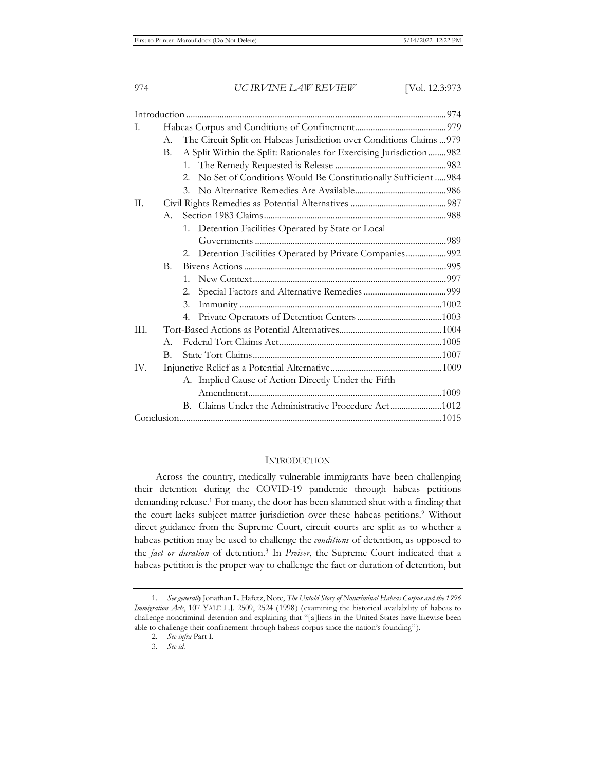| | | |
|---|---|---|
| Introduction | | 974 |
| I. | Habeas Corpus and Conditions of Confinement | 979 |
| | A. The Circuit Split on Habeas Jurisdiction over Conditions Claims | 979 |
| | B. A Split Within the Split: Rationales for Exercising Jurisdiction | 982 |
| | 1. The Remedy Requested is Release | 982 |
| | 2. No Set of Conditions Would Be Constitutionally Sufficient | 984 |
| | 3. No Alternative Remedies Are Available | 986 |
| II. | Civil Rights Remedies as Potential Alternatives | 987 |
| | A. Section 1983 Claims | 988 |
| | 1. Detention Facilities Operated by State or Local Governments | 989 |
| | 2. Detention Facilities Operated by Private Companies | 992 |
| | B. Bivens Actions | 995 |
| | 1. New Context | 997 |
| | 2. Special Factors and Alternative Remedies | 999 |
| | 3. Immunity | 1002 |
| | 4. Private Operators of Detention Centers | 1003 |
| III. | Tort-Based Actions as Potential Alternatives | 1004 |
| | A. Federal Tort Claims Act | 1005 |
| | B. State Tort Claims | 1007 |
| IV. | Injunctive Relief as a Potential Alternative | 1009 |
| | A. Implied Cause of Action Directly Under the Fifth Amendment | 1009 |
| | B. Claims Under the Administrative Procedure Act | 1012 |
| Conclusion | | 1015 |

## INTRODUCTION

Across the country, medically vulnerable immigrants have been challenging their detention during the COVID-19 pandemic through habeas petitions demanding release.[1] For many, the door has been slammed shut with a finding that the court lacks subject matter jurisdiction over these habeas petitions.[2] Without direct guidance from the Supreme Court, circuit courts are split as to whether a habeas petition may be used to challenge the *conditions* of detention, as opposed to the *fact or duration* of detention.[3] In *Preiser*, the Supreme Court indicated that a habeas petition is the proper way to challenge the fact or duration of detention, but

---

1. *See generally* Jonathan L. Hafetz, Note, *The Untold Story of Noncriminal Habeas Corpus and the 1996 Immigration Acts*, 107 YALE L.J. 2509, 2524 (1998) (examining the historical availability of habeas to challenge noncriminal detention and explaining that "[a]liens in the United States have likewise been able to challenge their confinement through habeas corpus since the nation's founding").

2. *See infra* Part I.

3. *See id.*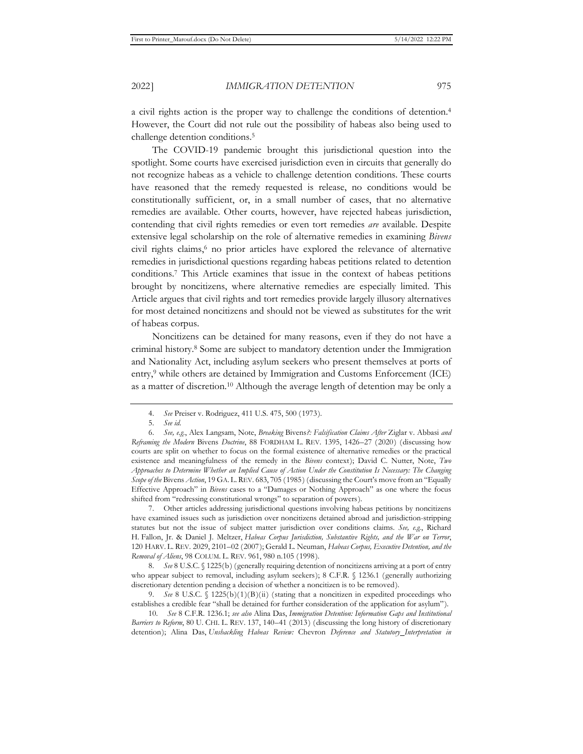a civil rights action is the proper way to challenge the conditions of detention.[4] However, the Court did not rule out the possibility of habeas also being used to challenge detention conditions.[5]

The COVID-19 pandemic brought this jurisdictional question into the spotlight. Some courts have exercised jurisdiction even in circuits that generally do not recognize habeas as a vehicle to challenge detention conditions. These courts have reasoned that the remedy requested is release, no conditions would be constitutionally sufficient, or, in a small number of cases, that no alternative remedies are available. Other courts, however, have rejected habeas jurisdiction, contending that civil rights remedies or even tort remedies *are* available. Despite extensive legal scholarship on the role of alternative remedies in examining *Bivens* civil rights claims,[6] no prior articles have explored the relevance of alternative remedies in jurisdictional questions regarding habeas petitions related to detention conditions.[7] This Article examines that issue in the context of habeas petitions brought by noncitizens, where alternative remedies are especially limited. This Article argues that civil rights and tort remedies provide largely illusory alternatives for most detained noncitizens and should not be viewed as substitutes for the writ of habeas corpus.

Noncitizens can be detained for many reasons, even if they do not have a criminal history.[8] Some are subject to mandatory detention under the Immigration and Nationality Act, including asylum seekers who present themselves at ports of entry,[9] while others are detained by Immigration and Customs Enforcement (ICE) as a matter of discretion.[10] Although the average length of detention may be only a

---

4. *See* Preiser v. Rodriguez, 411 U.S. 475, 500 (1973).

5. *See id.*

6. *See, e.g.*, Alex Langsam, Note, *Breaking* Bivens*?: Falsification Claims After* Ziglar v. Abbasi *and Reframing the Modern* Bivens *Doctrine*, 88 FORDHAM L. REV. 1395, 1426–27 (2020) (discussing how courts are split on whether to focus on the formal existence of alternative remedies or the practical existence and meaningfulness of the remedy in the *Bivens* context); David C. Nutter, Note, *Two Approaches to Determine Whether an Implied Cause of Action Under the Constitution Is Necessary: The Changing Scope of the* Bivens *Action*, 19 GA. L. REV. 683, 705 (1985) (discussing the Court's move from an "Equally Effective Approach" in *Bivens* cases to a "Damages or Nothing Approach" as one where the focus shifted from "redressing constitutional wrongs" to separation of powers).

7. Other articles addressing jurisdictional questions involving habeas petitions by noncitizens have examined issues such as jurisdiction over noncitizens detained abroad and jurisdiction-stripping statutes but not the issue of subject matter jurisdiction over conditions claims. *See, e.g.*, Richard H. Fallon, Jr. & Daniel J. Meltzer, *Habeas Corpus Jurisdiction, Substantive Rights, and the War on Terror*, 120 HARV. L. REV. 2029, 2101–02 (2007); Gerald L. Neuman, *Habeas Corpus, Executive Detention, and the Removal of Aliens*, 98 COLUM. L. REV. 961, 980 n.105 (1998).

8. *See* 8 U.S.C. § 1225(b) (generally requiring detention of noncitizens arriving at a port of entry who appear subject to removal, including asylum seekers); 8 C.F.R. § 1236.1 (generally authorizing discretionary detention pending a decision of whether a noncitizen is to be removed).

9. *See* 8 U.S.C. § 1225(b)(1)(B)(ii) (stating that a noncitizen in expedited proceedings who establishes a credible fear "shall be detained for further consideration of the application for asylum").

10. *See* 8 C.F.R. 1236.1; *see also* Alina Das, *Immigration Detention: Information Gaps and Institutional Barriers to Reform*, 80 U. CHI. L. REV. 137, 140–41 (2013) (discussing the long history of discretionary detention); Alina Das, *Unshackling Habeas Review:* Chevron *Deference and Statutory Interpretation in*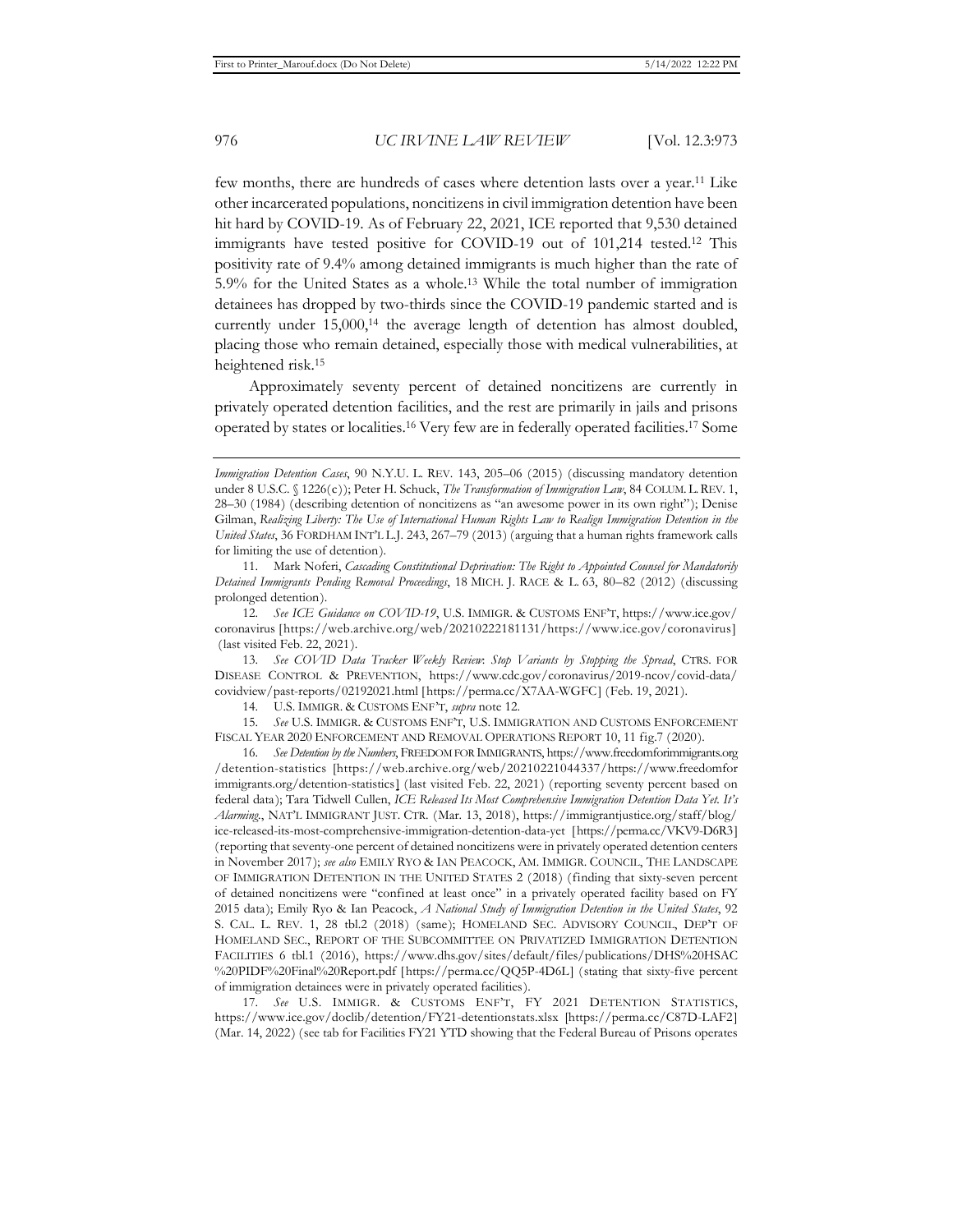few months, there are hundreds of cases where detention lasts over a year.[11] Like other incarcerated populations, noncitizens in civil immigration detention have been hit hard by COVID-19. As of February 22, 2021, ICE reported that 9,530 detained immigrants have tested positive for COVID-19 out of 101,214 tested.[12] This positivity rate of 9.4% among detained immigrants is much higher than the rate of 5.9% for the United States as a whole.[13] While the total number of immigration detainees has dropped by two-thirds since the COVID-19 pandemic started and is currently under 15,000,[14] the average length of detention has almost doubled, placing those who remain detained, especially those with medical vulnerabilities, at heightened risk.[15]

Approximately seventy percent of detained noncitizens are currently in privately operated detention facilities, and the rest are primarily in jails and prisons operated by states or localities.[16] Very few are in federally operated facilities.[17] Some

---

*Immigration Detention Cases*, 90 N.Y.U. L. REV. 143, 205–06 (2015) (discussing mandatory detention under 8 U.S.C. § 1226(c)); Peter H. Schuck, *The Transformation of Immigration Law*, 84 COLUM. L. REV. 1, 28–30 (1984) (describing detention of noncitizens as "an awesome power in its own right"); Denise Gilman, *Realizing Liberty: The Use of International Human Rights Law to Realign Immigration Detention in the United States*, 36 FORDHAM INT'L L.J. 243, 267–79 (2013) (arguing that a human rights framework calls for limiting the use of detention).

11. Mark Noferi, *Cascading Constitutional Deprivation: The Right to Appointed Counsel for Mandatorily Detained Immigrants Pending Removal Proceedings*, 18 MICH. J. RACE & L. 63, 80–82 (2012) (discussing prolonged detention).

12. *See ICE Guidance on COVID-19*, U.S. IMMIGR. & CUSTOMS ENF'T, https://www.ice.gov/coronavirus [https://web.archive.org/web/20210222181131/https://www.ice.gov/coronavirus] (last visited Feb. 22, 2021).

13. *See COVID Data Tracker Weekly Review: Stop Variants by Stopping the Spread*, CTRS. FOR DISEASE CONTROL & PREVENTION, https://www.cdc.gov/coronavirus/2019-ncov/covid-data/covidview/past-reports/02192021.html [https://perma.cc/X7AA-WGFC] (Feb. 19, 2021).

14. U.S. IMMIGR. & CUSTOMS ENF'T, *supra* note 12.

15. *See* U.S. IMMIGR. & CUSTOMS ENF'T, U.S. IMMIGRATION AND CUSTOMS ENFORCEMENT FISCAL YEAR 2020 ENFORCEMENT AND REMOVAL OPERATIONS REPORT 10, 11 fig.7 (2020).

16. *See Detention by the Numbers*, FREEDOM FOR IMMIGRANTS, https://www.freedomforimmigrants.org/detention-statistics [https://web.archive.org/web/20210221044337/https://www.freedomforimmigrants.org/detention-statistics] (last visited Feb. 22, 2021) (reporting seventy percent based on federal data); Tara Tidwell Cullen, *ICE Released Its Most Comprehensive Immigration Detention Data Yet. It's Alarming.*, NAT'L IMMIGRANT JUST. CTR. (Mar. 13, 2018), https://immigrantjustice.org/staff/blog/ice-released-its-most-comprehensive-immigration-detention-data-yet [https://perma.cc/VKV9-D6R3] (reporting that seventy-one percent of detained noncitizens were in privately operated detention centers in November 2017); *see also* EMILY RYO & IAN PEACOCK, AM. IMMIGR. COUNCIL, THE LANDSCAPE OF IMMIGRATION DETENTION IN THE UNITED STATES 2 (2018) (finding that sixty-seven percent of detained noncitizens were "confined at least once" in a privately operated facility based on FY 2015 data); Emily Ryo & Ian Peacock, *A National Study of Immigration Detention in the United States*, 92 S. CAL. L. REV. 1, 28 tbl.2 (2018) (same); HOMELAND SEC. ADVISORY COUNCIL, DEP'T OF HOMELAND SEC., REPORT OF THE SUBCOMMITTEE ON PRIVATIZED IMMIGRATION DETENTION FACILITIES 6 tbl.1 (2016), https://www.dhs.gov/sites/default/files/publications/DHS%20HSAC%20PIDF%20Final%20Report.pdf [https://perma.cc/QQ5P-4D6L] (stating that sixty-five percent of immigration detainees were in privately operated facilities).

17. *See* U.S. IMMIGR. & CUSTOMS ENF'T, FY 2021 DETENTION STATISTICS, https://www.ice.gov/doclib/detention/FY21-detentionstats.xlsx [https://perma.cc/C87D-LAF2] (Mar. 14, 2022) (see tab for Facilities FY21 YTD showing that the Federal Bureau of Prisons operates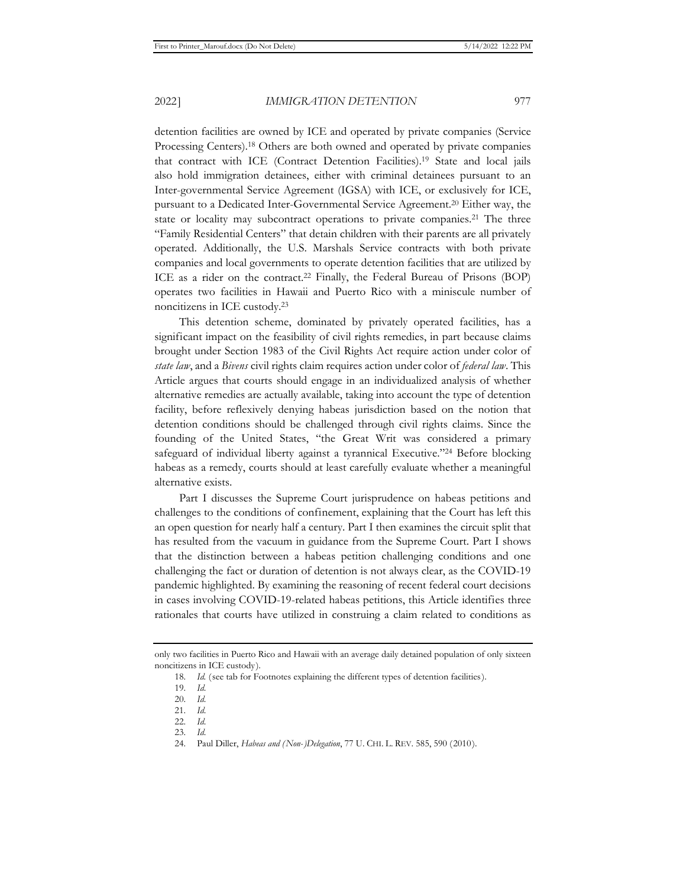detention facilities are owned by ICE and operated by private companies (Service Processing Centers).[18] Others are both owned and operated by private companies that contract with ICE (Contract Detention Facilities).[19] State and local jails also hold immigration detainees, either with criminal detainees pursuant to an Inter-governmental Service Agreement (IGSA) with ICE, or exclusively for ICE, pursuant to a Dedicated Inter-Governmental Service Agreement.[20] Either way, the state or locality may subcontract operations to private companies.[21] The three "Family Residential Centers" that detain children with their parents are all privately operated. Additionally, the U.S. Marshals Service contracts with both private companies and local governments to operate detention facilities that are utilized by ICE as a rider on the contract.[22] Finally, the Federal Bureau of Prisons (BOP) operates two facilities in Hawaii and Puerto Rico with a miniscule number of noncitizens in ICE custody.[23]

This detention scheme, dominated by privately operated facilities, has a significant impact on the feasibility of civil rights remedies, in part because claims brought under Section 1983 of the Civil Rights Act require action under color of *state law*, and a *Bivens* civil rights claim requires action under color of *federal law*. This Article argues that courts should engage in an individualized analysis of whether alternative remedies are actually available, taking into account the type of detention facility, before reflexively denying habeas jurisdiction based on the notion that detention conditions should be challenged through civil rights claims. Since the founding of the United States, "the Great Writ was considered a primary safeguard of individual liberty against a tyrannical Executive."[24] Before blocking habeas as a remedy, courts should at least carefully evaluate whether a meaningful alternative exists.

Part I discusses the Supreme Court jurisprudence on habeas petitions and challenges to the conditions of confinement, explaining that the Court has left this an open question for nearly half a century. Part I then examines the circuit split that has resulted from the vacuum in guidance from the Supreme Court. Part I shows that the distinction between a habeas petition challenging conditions and one challenging the fact or duration of detention is not always clear, as the COVID-19 pandemic highlighted. By examining the reasoning of recent federal court decisions in cases involving COVID-19-related habeas petitions, this Article identifies three rationales that courts have utilized in construing a claim related to conditions as

---

only two facilities in Puerto Rico and Hawaii with an average daily detained population of only sixteen noncitizens in ICE custody).

18. *Id.* (see tab for Footnotes explaining the different types of detention facilities).

19. *Id.*

20. *Id.*

21. *Id.*

22. *Id.*

23. *Id.*

24. Paul Diller, *Habeas and (Non-)Delegation*, 77 U. CHI. L. REV. 585, 590 (2010).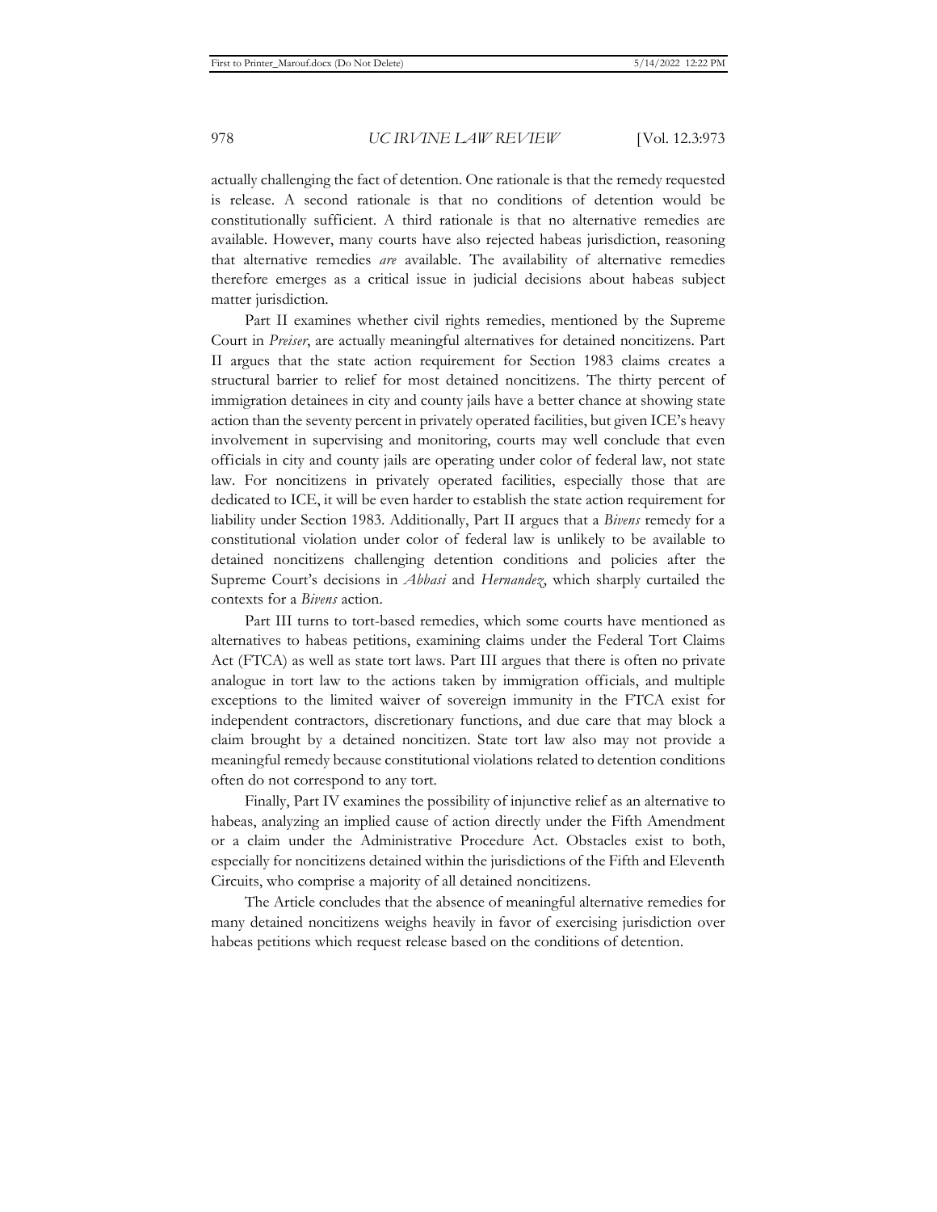actually challenging the fact of detention. One rationale is that the remedy requested is release. A second rationale is that no conditions of detention would be constitutionally sufficient. A third rationale is that no alternative remedies are available. However, many courts have also rejected habeas jurisdiction, reasoning that alternative remedies *are* available. The availability of alternative remedies therefore emerges as a critical issue in judicial decisions about habeas subject matter jurisdiction.

Part II examines whether civil rights remedies, mentioned by the Supreme Court in *Preiser*, are actually meaningful alternatives for detained noncitizens. Part II argues that the state action requirement for Section 1983 claims creates a structural barrier to relief for most detained noncitizens. The thirty percent of immigration detainees in city and county jails have a better chance at showing state action than the seventy percent in privately operated facilities, but given ICE's heavy involvement in supervising and monitoring, courts may well conclude that even officials in city and county jails are operating under color of federal law, not state law. For noncitizens in privately operated facilities, especially those that are dedicated to ICE, it will be even harder to establish the state action requirement for liability under Section 1983. Additionally, Part II argues that a *Bivens* remedy for a constitutional violation under color of federal law is unlikely to be available to detained noncitizens challenging detention conditions and policies after the Supreme Court's decisions in *Abbasi* and *Hernandez*, which sharply curtailed the contexts for a *Bivens* action.

Part III turns to tort-based remedies, which some courts have mentioned as alternatives to habeas petitions, examining claims under the Federal Tort Claims Act (FTCA) as well as state tort laws. Part III argues that there is often no private analogue in tort law to the actions taken by immigration officials, and multiple exceptions to the limited waiver of sovereign immunity in the FTCA exist for independent contractors, discretionary functions, and due care that may block a claim brought by a detained noncitizen. State tort law also may not provide a meaningful remedy because constitutional violations related to detention conditions often do not correspond to any tort.

Finally, Part IV examines the possibility of injunctive relief as an alternative to habeas, analyzing an implied cause of action directly under the Fifth Amendment or a claim under the Administrative Procedure Act. Obstacles exist to both, especially for noncitizens detained within the jurisdictions of the Fifth and Eleventh Circuits, who comprise a majority of all detained noncitizens.

The Article concludes that the absence of meaningful alternative remedies for many detained noncitizens weighs heavily in favor of exercising jurisdiction over habeas petitions which request release based on the conditions of detention.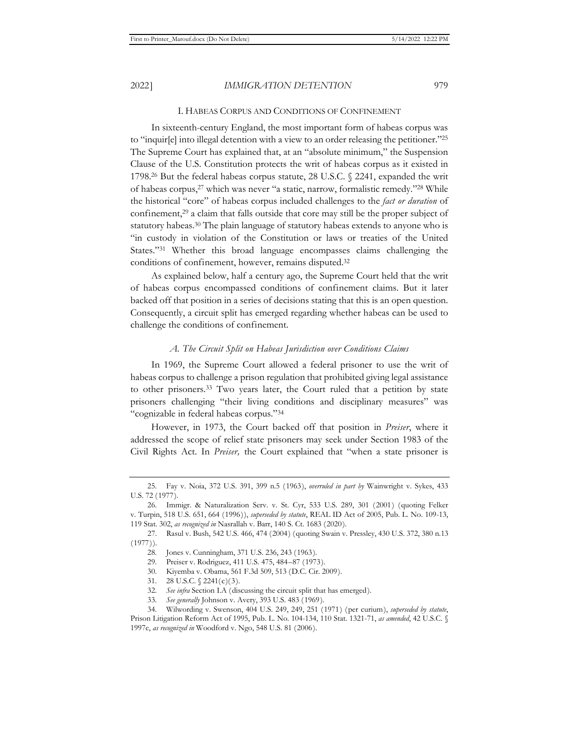## I. HABEAS CORPUS AND CONDITIONS OF CONFINEMENT

In sixteenth-century England, the most important form of habeas corpus was to "inquir[e] into illegal detention with a view to an order releasing the petitioner."[25] The Supreme Court has explained that, at an "absolute minimum," the Suspension Clause of the U.S. Constitution protects the writ of habeas corpus as it existed in 1798.[26] But the federal habeas corpus statute, 28 U.S.C. § 2241, expanded the writ of habeas corpus,[27] which was never "a static, narrow, formalistic remedy."[28] While the historical "core" of habeas corpus included challenges to the *fact or duration* of confinement,[29] a claim that falls outside that core may still be the proper subject of statutory habeas.[30] The plain language of statutory habeas extends to anyone who is "in custody in violation of the Constitution or laws or treaties of the United States."[31] Whether this broad language encompasses claims challenging the conditions of confinement, however, remains disputed.[32]

As explained below, half a century ago, the Supreme Court held that the writ of habeas corpus encompassed conditions of confinement claims. But it later backed off that position in a series of decisions stating that this is an open question. Consequently, a circuit split has emerged regarding whether habeas can be used to challenge the conditions of confinement.

### *A. The Circuit Split on Habeas Jurisdiction over Conditions Claims*

In 1969, the Supreme Court allowed a federal prisoner to use the writ of habeas corpus to challenge a prison regulation that prohibited giving legal assistance to other prisoners.[33] Two years later, the Court ruled that a petition by state prisoners challenging "their living conditions and disciplinary measures" was "cognizable in federal habeas corpus."[34]

However, in 1973, the Court backed off that position in *Preiser*, where it addressed the scope of relief state prisoners may seek under Section 1983 of the Civil Rights Act. In *Preiser,* the Court explained that "when a state prisoner is

---

25. Fay v. Noia, 372 U.S. 391, 399 n.5 (1963), *overruled in part by* Wainwright v. Sykes, 433 U.S. 72 (1977).

26. Immigr. & Naturalization Serv. v. St. Cyr, 533 U.S. 289, 301 (2001) (quoting Felker v. Turpin, 518 U.S. 651, 664 (1996)), *superseded by statute*, REAL ID Act of 2005, Pub. L. No. 109-13, 119 Stat. 302, *as recognized in* Nasrallah v. Barr, 140 S. Ct. 1683 (2020).

27. Rasul v. Bush, 542 U.S. 466, 474 (2004) (quoting Swain v. Pressley, 430 U.S. 372, 380 n.13 (1977)).

28. Jones v. Cunningham, 371 U.S. 236, 243 (1963).

29. Preiser v. Rodriguez, 411 U.S. 475, 484–87 (1973).

30. Kiyemba v. Obama, 561 F.3d 509, 513 (D.C. Cir. 2009).

31. 28 U.S.C. § 2241(c)(3).

32. *See infra* Section I.A (discussing the circuit split that has emerged).

33. *See generally* Johnson v. Avery, 393 U.S. 483 (1969).

34. Wilwording v. Swenson, 404 U.S. 249, 249, 251 (1971) (per curium), *superseded by statute*, Prison Litigation Reform Act of 1995, Pub. L. No. 104-134, 110 Stat. 1321-71, *as amended*, 42 U.S.C. § 1997e, *as recognized in* Woodford v. Ngo, 548 U.S. 81 (2006).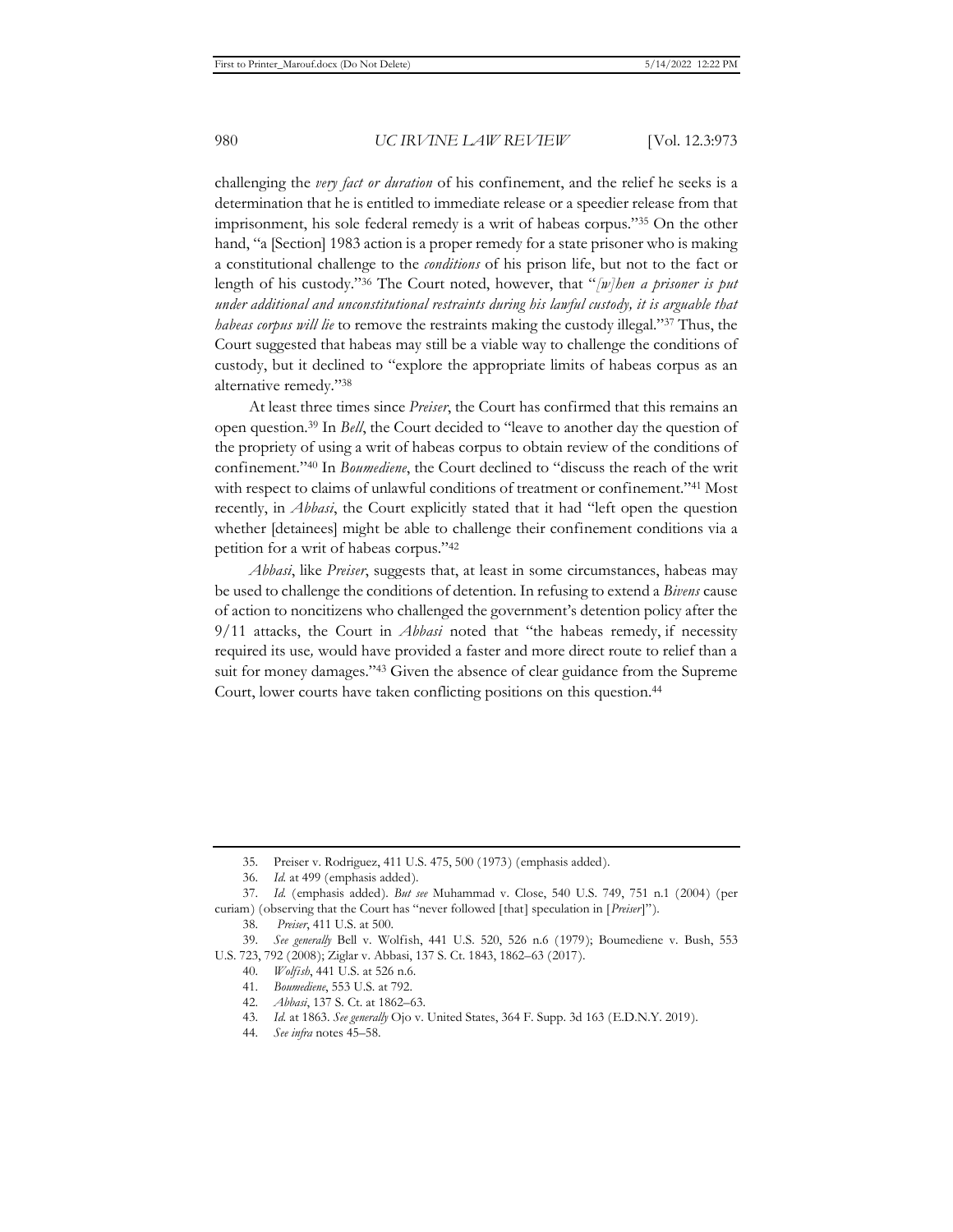challenging the *very fact or duration* of his confinement, and the relief he seeks is a determination that he is entitled to immediate release or a speedier release from that imprisonment, his sole federal remedy is a writ of habeas corpus."[35] On the other hand, "a [Section] 1983 action is a proper remedy for a state prisoner who is making a constitutional challenge to the *conditions* of his prison life, but not to the fact or length of his custody."[36] The Court noted, however, that "*[w]hen a prisoner is put under additional and unconstitutional restraints during his lawful custody, it is arguable that habeas corpus will lie* to remove the restraints making the custody illegal."[37] Thus, the Court suggested that habeas may still be a viable way to challenge the conditions of custody, but it declined to "explore the appropriate limits of habeas corpus as an alternative remedy."[38]

At least three times since *Preiser*, the Court has confirmed that this remains an open question.[39] In *Bell*, the Court decided to "leave to another day the question of the propriety of using a writ of habeas corpus to obtain review of the conditions of confinement."[40] In *Boumediene*, the Court declined to "discuss the reach of the writ with respect to claims of unlawful conditions of treatment or confinement."[41] Most recently, in *Abbasi*, the Court explicitly stated that it had "left open the question whether [detainees] might be able to challenge their confinement conditions via a petition for a writ of habeas corpus."[42]

*Abbasi*, like *Preiser*, suggests that, at least in some circumstances, habeas may be used to challenge the conditions of detention. In refusing to extend a *Bivens* cause of action to noncitizens who challenged the government's detention policy after the 9/11 attacks, the Court in *Abbasi* noted that "the habeas remedy, if necessity required its use*,* would have provided a faster and more direct route to relief than a suit for money damages."[43] Given the absence of clear guidance from the Supreme Court, lower courts have taken conflicting positions on this question.[44]

---

35. Preiser v. Rodriguez, 411 U.S. 475, 500 (1973) (emphasis added).

36. *Id.* at 499 (emphasis added).

37. *Id.* (emphasis added). *But see* Muhammad v. Close, 540 U.S. 749, 751 n.1 (2004) (per curiam) (observing that the Court has "never followed [that] speculation in [*Preiser*]").

38. *Preiser*, 411 U.S. at 500.

39. *See generally* Bell v. Wolfish, 441 U.S. 520, 526 n.6 (1979); Boumediene v. Bush, 553 U.S. 723, 792 (2008); Ziglar v. Abbasi, 137 S. Ct. 1843, 1862–63 (2017).

40. *Wolfish*, 441 U.S. at 526 n.6.

41. *Boumediene*, 553 U.S. at 792.

42. *Abbasi*, 137 S. Ct. at 1862–63.

43. *Id.* at 1863. *See generally* Ojo v. United States, 364 F. Supp. 3d 163 (E.D.N.Y. 2019).

44. *See infra* notes 45–58.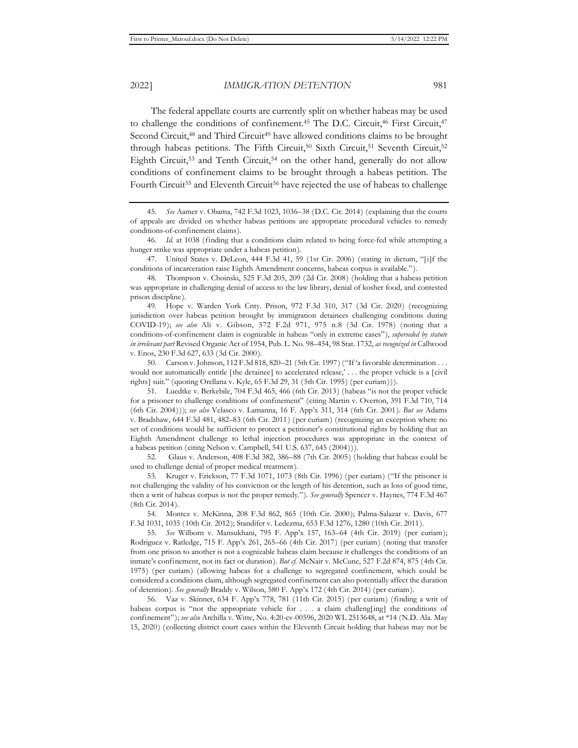The federal appellate courts are currently split on whether habeas may be used to challenge the conditions of confinement.[45] The D.C. Circuit,[46] First Circuit,[47] Second Circuit,[48] and Third Circuit[49] have allowed conditions claims to be brought through habeas petitions. The Fifth Circuit,[50] Sixth Circuit,[51] Seventh Circuit,[52] Eighth Circuit,[53] and Tenth Circuit,[54] on the other hand, generally do not allow conditions of confinement claims to be brought through a habeas petition. The Fourth Circuit[55] and Eleventh Circuit[56] have rejected the use of habeas to challenge

---

45. *See* Aamer v. Obama, 742 F.3d 1023, 1036–38 (D.C. Cir. 2014) (explaining that the courts of appeals are divided on whether habeas petitions are appropriate procedural vehicles to remedy conditions-of-confinement claims).

46. *Id.* at 1038 (finding that a conditions claim related to being force-fed while attempting a hunger strike was appropriate under a habeas petition).

47. United States v. DeLeon, 444 F.3d 41, 59 (1st Cir. 2006) (stating in dictum, "[i]f the conditions of incarceration raise Eighth Amendment concerns, habeas corpus is available.").

48. Thompson v. Choinski, 525 F.3d 205, 209 (2d Cir. 2008) (holding that a habeas petition was appropriate in challenging denial of access to the law library, denial of kosher food, and contested prison discipline).

49. Hope v. Warden York Cnty. Prison, 972 F.3d 310, 317 (3d Cir. 2020) (recognizing jurisdiction over habeas petition brought by immigration detainees challenging conditions during COVID-19); *see also* Ali v. Gibson, 572 F.2d 971, 975 n.8 (3d Cir. 1978) (noting that a conditions-of-confinement claim is cognizable in habeas "only in extreme cases"), *superseded by statute in irrelevant part* Revised Organic Act of 1954, Pub. L. No. 98–454, 98 Stat. 1732, *as recognized in* Callwood v. Enos, 230 F.3d 627, 633 (3d Cir. 2000).

50. Carson v. Johnson, 112 F.3d 818, 820–21 (5th Cir. 1997) ("If 'a favorable determination . . . would not automatically entitle [the detainee] to accelerated release,' . . . the proper vehicle is a [civil rights] suit." (quoting Orellana v. Kyle, 65 F.3d 29, 31 (5th Cir. 1995) (per curiam))).

51. Luedtke v. Berkebile, 704 F.3d 465, 466 (6th Cir. 2013) (habeas "is not the proper vehicle for a prisoner to challenge conditions of confinement" (citing Martin v. Overton, 391 F.3d 710, 714 (6th Cir. 2004))); *see also* Velasco v. Lamanna, 16 F. App'x 311, 314 (6th Cir. 2001). *But see* Adams v. Bradshaw, 644 F.3d 481, 482–83 (6th Cir. 2011) (per curiam) (recognizing an exception where no set of conditions would be sufficient to protect a petitioner's constitutional rights by holding that an Eighth Amendment challenge to lethal injection procedures was appropriate in the context of a habeas petition (citing Nelson v. Campbell, 541 U.S. 637, 645 (2004))).

52. Glaus v. Anderson, 408 F.3d 382, 386–88 (7th Cir. 2005) (holding that habeas could be used to challenge denial of proper medical treatment).

53. Kruger v. Erickson, 77 F.3d 1071, 1073 (8th Cir. 1996) (per curiam) ("If the prisoner is not challenging the validity of his conviction or the length of his detention, such as loss of good time, then a writ of habeas corpus is not the proper remedy."). *See generally* Spencer v. Haynes, 774 F.3d 467 (8th Cir. 2014).

54. Montez v. McKinna, 208 F.3d 862, 865 (10th Cir. 2000); Palma-Salazar v. Davis, 677 F.3d 1031, 1035 (10th Cir. 2012); Standifer v. Ledezma, 653 F.3d 1276, 1280 (10th Cir. 2011).

55. *See* Wilborn v. Mansukhani, 795 F. App'x 157, 163–64 (4th Cir. 2019) (per curiam); Rodriguez v. Ratledge, 715 F. App'x 261, 265–66 (4th Cir. 2017) (per curiam) (noting that transfer from one prison to another is not a cognizable habeas claim because it challenges the conditions of an inmate's confinement, not its fact or duration). *But cf.* McNair v. McCune, 527 F.2d 874, 875 (4th Cir. 1975) (per curiam) (allowing habeas for a challenge to segregated confinement, which could be considered a conditions claim, although segregated confinement can also potentially affect the duration of detention). *See generally* Braddy v. Wilson, 580 F. App'x 172 (4th Cir. 2014) (per curiam).

56. Vaz v. Skinner, 634 F. App'x 778, 781 (11th Cir. 2015) (per curiam) (finding a writ of habeas corpus is "not the appropriate vehicle for . . . a claim challeng[ing] the conditions of confinement"); *see also* Archilla v. Witte, No. 4:20-cv-00596, 2020 WL 2513648, at *14 (N.D. Ala. May 15, 2020) (collecting district court cases within the Eleventh Circuit holding that habeas may not be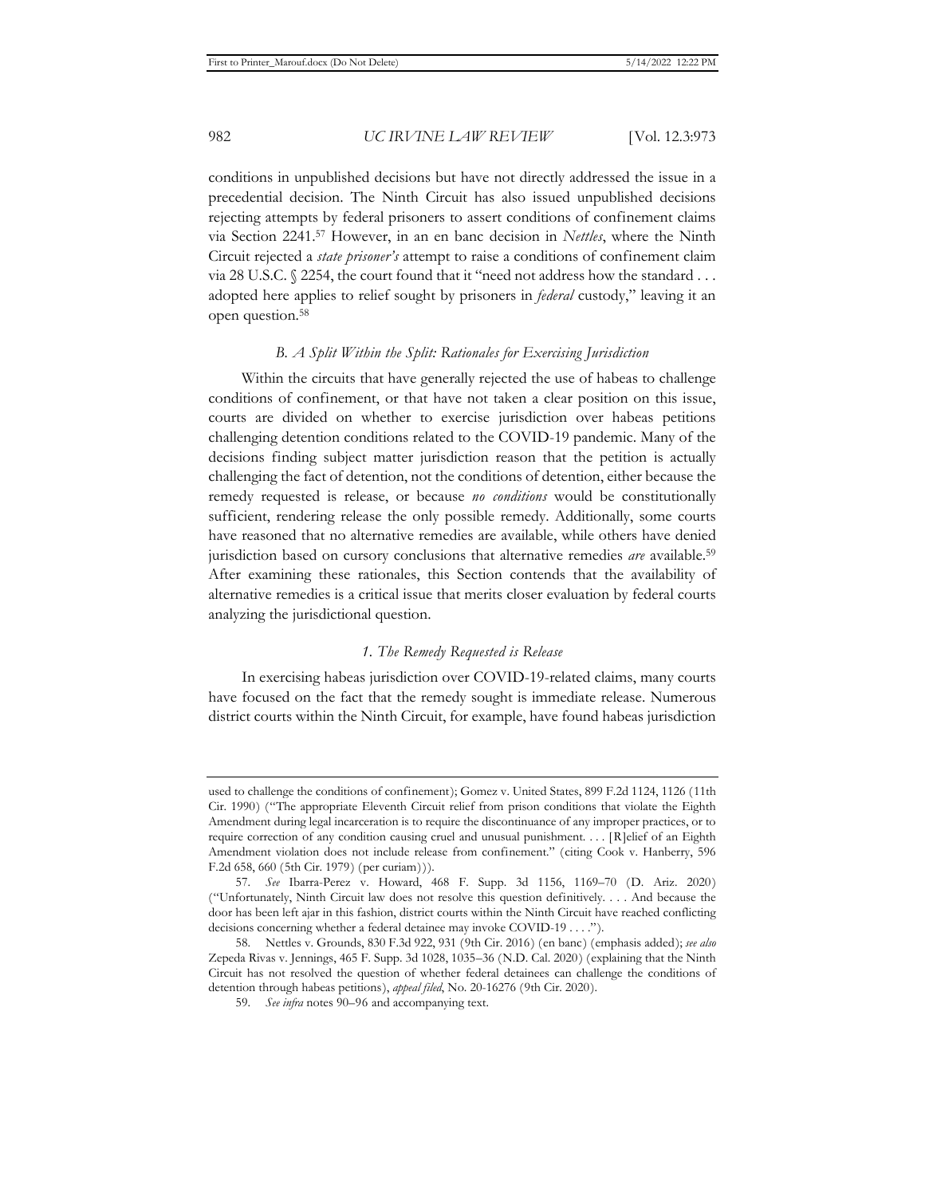conditions in unpublished decisions but have not directly addressed the issue in a precedential decision. The Ninth Circuit has also issued unpublished decisions rejecting attempts by federal prisoners to assert conditions of confinement claims via Section 2241.[57] However, in an en banc decision in *Nettles*, where the Ninth Circuit rejected a *state prisoner's* attempt to raise a conditions of confinement claim via 28 U.S.C. § 2254, the court found that it "need not address how the standard . . . adopted here applies to relief sought by prisoners in *federal* custody," leaving it an open question.[58]

### *B. A Split Within the Split: Rationales for Exercising Jurisdiction*

Within the circuits that have generally rejected the use of habeas to challenge conditions of confinement, or that have not taken a clear position on this issue, courts are divided on whether to exercise jurisdiction over habeas petitions challenging detention conditions related to the COVID-19 pandemic. Many of the decisions finding subject matter jurisdiction reason that the petition is actually challenging the fact of detention, not the conditions of detention, either because the remedy requested is release, or because *no conditions* would be constitutionally sufficient, rendering release the only possible remedy. Additionally, some courts have reasoned that no alternative remedies are available, while others have denied jurisdiction based on cursory conclusions that alternative remedies *are* available.[59] After examining these rationales, this Section contends that the availability of alternative remedies is a critical issue that merits closer evaluation by federal courts analyzing the jurisdictional question.

#### *1. The Remedy Requested is Release*

In exercising habeas jurisdiction over COVID-19-related claims, many courts have focused on the fact that the remedy sought is immediate release. Numerous district courts within the Ninth Circuit, for example, have found habeas jurisdiction

---

used to challenge the conditions of confinement); Gomez v. United States, 899 F.2d 1124, 1126 (11th Cir. 1990) ("The appropriate Eleventh Circuit relief from prison conditions that violate the Eighth Amendment during legal incarceration is to require the discontinuance of any improper practices, or to require correction of any condition causing cruel and unusual punishment. . . . [R]elief of an Eighth Amendment violation does not include release from confinement." (citing Cook v. Hanberry, 596 F.2d 658, 660 (5th Cir. 1979) (per curiam))).

57. *See* Ibarra-Perez v. Howard, 468 F. Supp. 3d 1156, 1169–70 (D. Ariz. 2020) ("Unfortunately, Ninth Circuit law does not resolve this question definitively. . . . And because the door has been left ajar in this fashion, district courts within the Ninth Circuit have reached conflicting decisions concerning whether a federal detainee may invoke COVID-19 . . . .").

58. Nettles v. Grounds, 830 F.3d 922, 931 (9th Cir. 2016) (en banc) (emphasis added); *see also* Zepeda Rivas v. Jennings, 465 F. Supp. 3d 1028, 1035–36 (N.D. Cal. 2020) (explaining that the Ninth Circuit has not resolved the question of whether federal detainees can challenge the conditions of detention through habeas petitions), *appeal filed*, No. 20-16276 (9th Cir. 2020).

59. *See infra* notes 90–96 and accompanying text.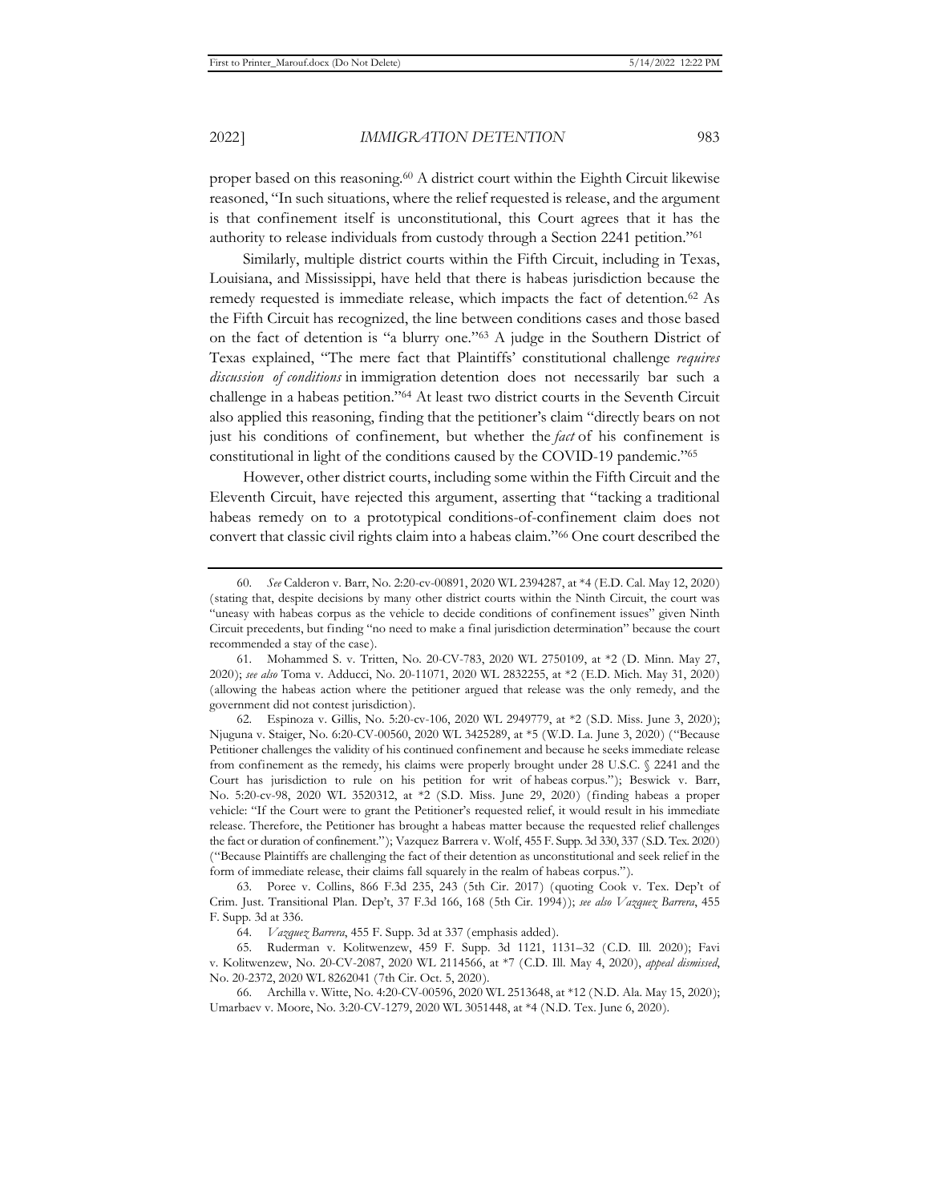proper based on this reasoning.[60] A district court within the Eighth Circuit likewise reasoned, "In such situations, where the relief requested is release, and the argument is that confinement itself is unconstitutional, this Court agrees that it has the authority to release individuals from custody through a Section 2241 petition."[61]

Similarly, multiple district courts within the Fifth Circuit, including in Texas, Louisiana, and Mississippi, have held that there is habeas jurisdiction because the remedy requested is immediate release, which impacts the fact of detention.[62] As the Fifth Circuit has recognized, the line between conditions cases and those based on the fact of detention is "a blurry one."[63] A judge in the Southern District of Texas explained, "The mere fact that Plaintiffs' constitutional challenge *requires discussion of conditions* in immigration detention does not necessarily bar such a challenge in a habeas petition."[64] At least two district courts in the Seventh Circuit also applied this reasoning, finding that the petitioner's claim "directly bears on not just his conditions of confinement, but whether the *fact* of his confinement is constitutional in light of the conditions caused by the COVID-19 pandemic."[65]

However, other district courts, including some within the Fifth Circuit and the Eleventh Circuit, have rejected this argument, asserting that "tacking a traditional habeas remedy on to a prototypical conditions-of-confinement claim does not convert that classic civil rights claim into a habeas claim."[66] One court described the

---

60. *See* Calderon v. Barr, No. 2:20-cv-00891, 2020 WL 2394287, at *4 (E.D. Cal. May 12, 2020) (stating that, despite decisions by many other district courts within the Ninth Circuit, the court was "uneasy with habeas corpus as the vehicle to decide conditions of confinement issues" given Ninth Circuit precedents, but finding "no need to make a final jurisdiction determination" because the court recommended a stay of the case).

61. Mohammed S. v. Tritten, No. 20-CV-783, 2020 WL 2750109, at *2 (D. Minn. May 27, 2020); *see also* Toma v. Adducci, No. 20-11071, 2020 WL 2832255, at *2 (E.D. Mich. May 31, 2020) (allowing the habeas action where the petitioner argued that release was the only remedy, and the government did not contest jurisdiction).

62. Espinoza v. Gillis, No. 5:20-cv-106, 2020 WL 2949779, at *2 (S.D. Miss. June 3, 2020); Njuguna v. Staiger, No. 6:20-CV-00560, 2020 WL 3425289, at *5 (W.D. La. June 3, 2020) ("Because Petitioner challenges the validity of his continued confinement and because he seeks immediate release from confinement as the remedy, his claims were properly brought under 28 U.S.C. § 2241 and the Court has jurisdiction to rule on his petition for writ of habeas corpus."); Beswick v. Barr, No. 5:20-cv-98, 2020 WL 3520312, at *2 (S.D. Miss. June 29, 2020) (finding habeas a proper vehicle: "If the Court were to grant the Petitioner's requested relief, it would result in his immediate release. Therefore, the Petitioner has brought a habeas matter because the requested relief challenges the fact or duration of confinement."); Vazquez Barrera v. Wolf, 455 F. Supp. 3d 330, 337 (S.D. Tex. 2020) ("Because Plaintiffs are challenging the fact of their detention as unconstitutional and seek relief in the form of immediate release, their claims fall squarely in the realm of habeas corpus.").

63. Poree v. Collins, 866 F.3d 235, 243 (5th Cir. 2017) (quoting Cook v. Tex. Dep't of Crim. Just. Transitional Plan. Dep't, 37 F.3d 166, 168 (5th Cir. 1994)); *see also Vazquez Barrera*, 455 F. Supp. 3d at 336.

64. *Vazquez Barrera*, 455 F. Supp. 3d at 337 (emphasis added).

65. Ruderman v. Kolitwenzew, 459 F. Supp. 3d 1121, 1131–32 (C.D. Ill. 2020); Favi v. Kolitwenzew, No. 20-CV-2087, 2020 WL 2114566, at *7 (C.D. Ill. May 4, 2020), *appeal dismissed*, No. 20-2372, 2020 WL 8262041 (7th Cir. Oct. 5, 2020).

66. Archilla v. Witte, No. 4:20-CV-00596, 2020 WL 2513648, at *12 (N.D. Ala. May 15, 2020); Umarbaev v. Moore, No. 3:20-CV-1279, 2020 WL 3051448, at *4 (N.D. Tex. June 6, 2020).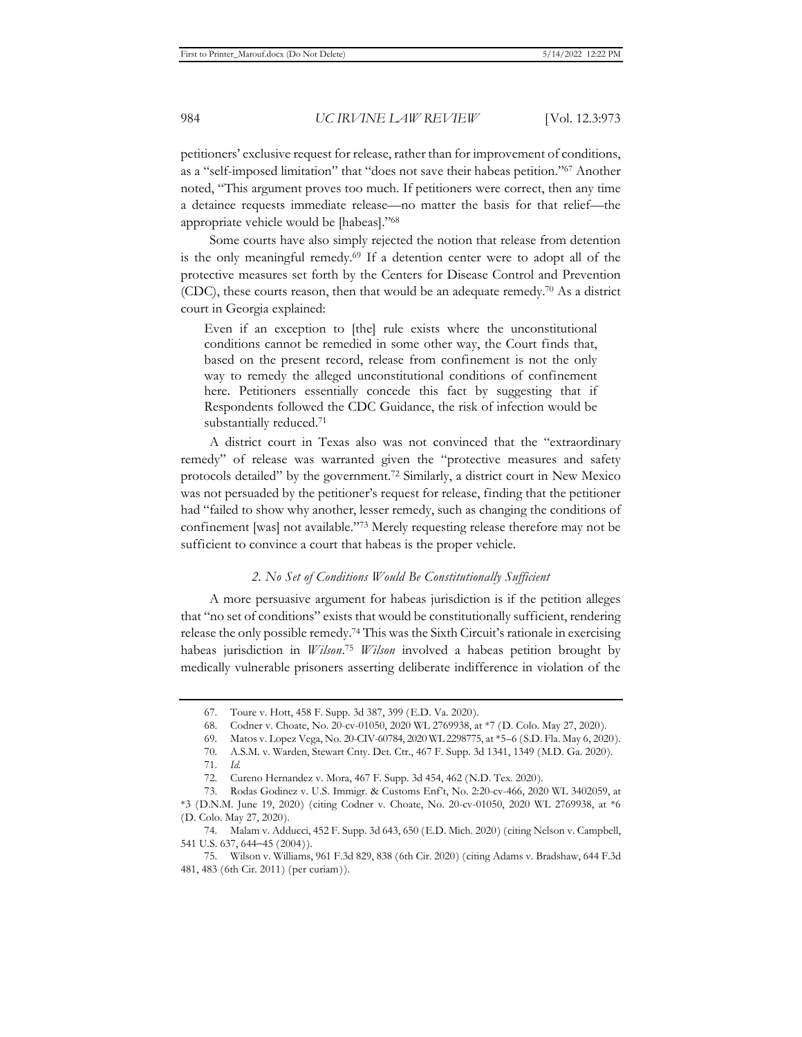petitioners' exclusive request for release, rather than for improvement of conditions, as a "self-imposed limitation" that "does not save their habeas petition."[67] Another noted, "This argument proves too much. If petitioners were correct, then any time a detainee requests immediate release—no matter the basis for that relief—the appropriate vehicle would be [habeas]."[68]

Some courts have also simply rejected the notion that release from detention is the only meaningful remedy.[69] If a detention center were to adopt all of the protective measures set forth by the Centers for Disease Control and Prevention (CDC), these courts reason, then that would be an adequate remedy.[70] As a district court in Georgia explained:

> Even if an exception to [the] rule exists where the unconstitutional conditions cannot be remedied in some other way, the Court finds that, based on the present record, release from confinement is not the only way to remedy the alleged unconstitutional conditions of confinement here. Petitioners essentially concede this fact by suggesting that if Respondents followed the CDC Guidance, the risk of infection would be substantially reduced.[71]

A district court in Texas also was not convinced that the "extraordinary remedy" of release was warranted given the "protective measures and safety protocols detailed" by the government.[72] Similarly, a district court in New Mexico was not persuaded by the petitioner's request for release, finding that the petitioner had "failed to show why another, lesser remedy, such as changing the conditions of confinement [was] not available."[73] Merely requesting release therefore may not be sufficient to convince a court that habeas is the proper vehicle.

### *2. No Set of Conditions Would Be Constitutionally Sufficient*

A more persuasive argument for habeas jurisdiction is if the petition alleges that "no set of conditions" exists that would be constitutionally sufficient, rendering release the only possible remedy.[74] This was the Sixth Circuit's rationale in exercising habeas jurisdiction in *Wilson*.[75] *Wilson* involved a habeas petition brought by medically vulnerable prisoners asserting deliberate indifference in violation of the

---

67. Toure v. Hott, 458 F. Supp. 3d 387, 399 (E.D. Va. 2020).

68. Codner v. Choate, No. 20-cv-01050, 2020 WL 2769938, at *7 (D. Colo. May 27, 2020).

69. Matos v. Lopez Vega, No. 20-CIV-60784, 2020 WL 2298775, at *5–6 (S.D. Fla. May 6, 2020).

70. A.S.M. v. Warden, Stewart Cnty. Det. Ctr., 467 F. Supp. 3d 1341, 1349 (M.D. Ga. 2020).

71. *Id.*

72. Cureno Hernandez v. Mora, 467 F. Supp. 3d 454, 462 (N.D. Tex. 2020).

73. Rodas Godinez v. U.S. Immigr. & Customs Enf't, No. 2:20-cv-466, 2020 WL 3402059, at *3 (D.N.M. June 19, 2020) (citing Codner v. Choate, No. 20-cv-01050, 2020 WL 2769938, at *6 (D. Colo. May 27, 2020).

74. Malam v. Adducci, 452 F. Supp. 3d 643, 650 (E.D. Mich. 2020) (citing Nelson v. Campbell, 541 U.S. 637, 644–45 (2004)).

75. Wilson v. Williams, 961 F.3d 829, 838 (6th Cir. 2020) (citing Adams v. Bradshaw, 644 F.3d 481, 483 (6th Cir. 2011) (per curiam)).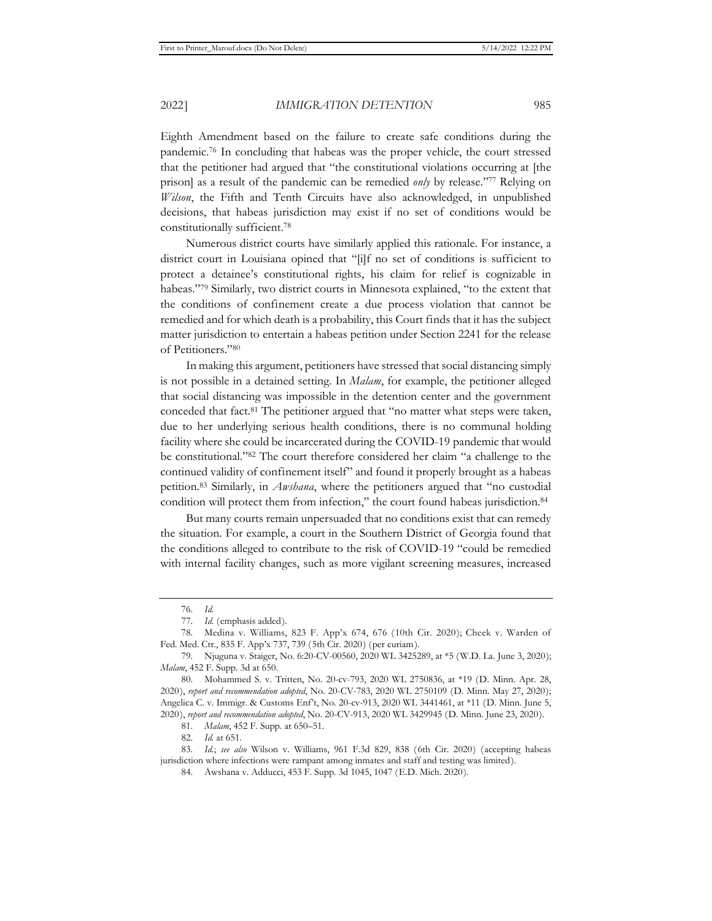Eighth Amendment based on the failure to create safe conditions during the pandemic.[76] In concluding that habeas was the proper vehicle, the court stressed that the petitioner had argued that "the constitutional violations occurring at [the prison] as a result of the pandemic can be remedied *only* by release."[77] Relying on *Wilson*, the Fifth and Tenth Circuits have also acknowledged, in unpublished decisions, that habeas jurisdiction may exist if no set of conditions would be constitutionally sufficient.[78]

Numerous district courts have similarly applied this rationale. For instance, a district court in Louisiana opined that "[i]f no set of conditions is sufficient to protect a detainee's constitutional rights, his claim for relief is cognizable in habeas."[79] Similarly, two district courts in Minnesota explained, "to the extent that the conditions of confinement create a due process violation that cannot be remedied and for which death is a probability, this Court finds that it has the subject matter jurisdiction to entertain a habeas petition under Section 2241 for the release of Petitioners."[80]

In making this argument, petitioners have stressed that social distancing simply is not possible in a detained setting. In *Malam*, for example, the petitioner alleged that social distancing was impossible in the detention center and the government conceded that fact.[81] The petitioner argued that "no matter what steps were taken, due to her underlying serious health conditions, there is no communal holding facility where she could be incarcerated during the COVID-19 pandemic that would be constitutional."[82] The court therefore considered her claim "a challenge to the continued validity of confinement itself" and found it properly brought as a habeas petition.[83] Similarly, in *Awshana*, where the petitioners argued that "no custodial condition will protect them from infection," the court found habeas jurisdiction.[84]

But many courts remain unpersuaded that no conditions exist that can remedy the situation. For example, a court in the Southern District of Georgia found that the conditions alleged to contribute to the risk of COVID-19 "could be remedied with internal facility changes, such as more vigilant screening measures, increased

---

76. *Id.*

77. *Id.* (emphasis added).

78. Medina v. Williams, 823 F. App'x 674, 676 (10th Cir. 2020); Cheek v. Warden of Fed. Med. Ctr., 835 F. App'x 737, 739 (5th Cir. 2020) (per curiam).

79. Njuguna v. Staiger, No. 6:20-CV-00560, 2020 WL 3425289, at *5 (W.D. La. June 3, 2020); *Malam*, 452 F. Supp. 3d at 650.

80. Mohammed S. v. Tritten, No. 20-cv-793, 2020 WL 2750836, at *19 (D. Minn. Apr. 28, 2020), *report and recommendation adopted*, No. 20-CV-783, 2020 WL 2750109 (D. Minn. May 27, 2020); Angelica C. v. Immigr. & Customs Enf't, No. 20-cv-913, 2020 WL 3441461, at *11 (D. Minn. June 5, 2020), *report and recommendation adopted*, No. 20-CV-913, 2020 WL 3429945 (D. Minn. June 23, 2020).

81. *Malam*, 452 F. Supp. at 650–51.

82. *Id.* at 651.

83. *Id.*; *see also* Wilson v. Williams, 961 F.3d 829, 838 (6th Cir. 2020) (accepting habeas jurisdiction where infections were rampant among inmates and staff and testing was limited).

84. Awshana v. Adducci, 453 F. Supp. 3d 1045, 1047 (E.D. Mich. 2020).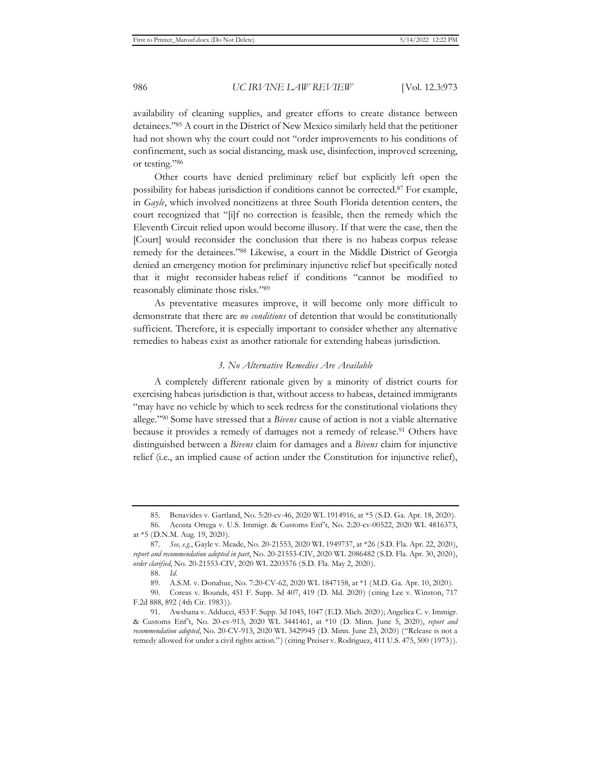availability of cleaning supplies, and greater efforts to create distance between detainees."[85] A court in the District of New Mexico similarly held that the petitioner had not shown why the court could not "order improvements to his conditions of confinement, such as social distancing, mask use, disinfection, improved screening, or testing."[86]

Other courts have denied preliminary relief but explicitly left open the possibility for habeas jurisdiction if conditions cannot be corrected.[87] For example, in *Gayle*, which involved noncitizens at three South Florida detention centers, the court recognized that "[i]f no correction is feasible, then the remedy which the Eleventh Circuit relied upon would become illusory. If that were the case, then the [Court] would reconsider the conclusion that there is no habeas corpus release remedy for the detainees."[88] Likewise, a court in the Middle District of Georgia denied an emergency motion for preliminary injunctive relief but specifically noted that it might reconsider habeas relief if conditions "cannot be modified to reasonably eliminate those risks."[89]

As preventative measures improve, it will become only more difficult to demonstrate that there are *no conditions* of detention that would be constitutionally sufficient. Therefore, it is especially important to consider whether any alternative remedies to habeas exist as another rationale for extending habeas jurisdiction.

### *3. No Alternative Remedies Are Available*

A completely different rationale given by a minority of district courts for exercising habeas jurisdiction is that, without access to habeas, detained immigrants "may have no vehicle by which to seek redress for the constitutional violations they allege."[90] Some have stressed that a *Bivens* cause of action is not a viable alternative because it provides a remedy of damages not a remedy of release.[91] Others have distinguished between a *Bivens* claim for damages and a *Bivens* claim for injunctive relief (i.e., an implied cause of action under the Constitution for injunctive relief),

---

85. Benavides v. Gartland, No. 5:20-cv-46, 2020 WL 1914916, at *5 (S.D. Ga. Apr. 18, 2020).

86. Acosta Ortega v. U.S. Immigr. & Customs Enf't, No. 2:20-cv-00522, 2020 WL 4816373, at *5 (D.N.M. Aug. 19, 2020).

87. *See, e.g.*, Gayle v. Meade, No. 20-21553, 2020 WL 1949737, at *26 (S.D. Fla. Apr. 22, 2020), *report and recommendation adopted in part*, No. 20-21553-CIV, 2020 WL 2086482 (S.D. Fla. Apr. 30, 2020), *order clarified*, No. 20-21553-CIV, 2020 WL 2203576 (S.D. Fla. May 2, 2020).

88. *Id.*

89. A.S.M. v. Donahue, No. 7:20-CV-62, 2020 WL 1847158, at *1 (M.D. Ga. Apr. 10, 2020).

90. Coreas v. Bounds, 451 F. Supp. 3d 407, 419 (D. Md. 2020) (citing Lee v. Winston, 717 F.2d 888, 892 (4th Cir. 1983)).

91. Awshana v. Adducci, 453 F. Supp. 3d 1045, 1047 (E.D. Mich. 2020); Angelica C. v. Immigr. & Customs Enf't, No. 20-cv-913, 2020 WL 3441461, at *10 (D. Minn. June 5, 2020), *report and recommendation adopted*, No. 20-CV-913, 2020 WL 3429945 (D. Minn. June 23, 2020) ("Release is not a remedy allowed for under a civil rights action.") (citing Preiser v. Rodriguez, 411 U.S. 475, 500 (1973)).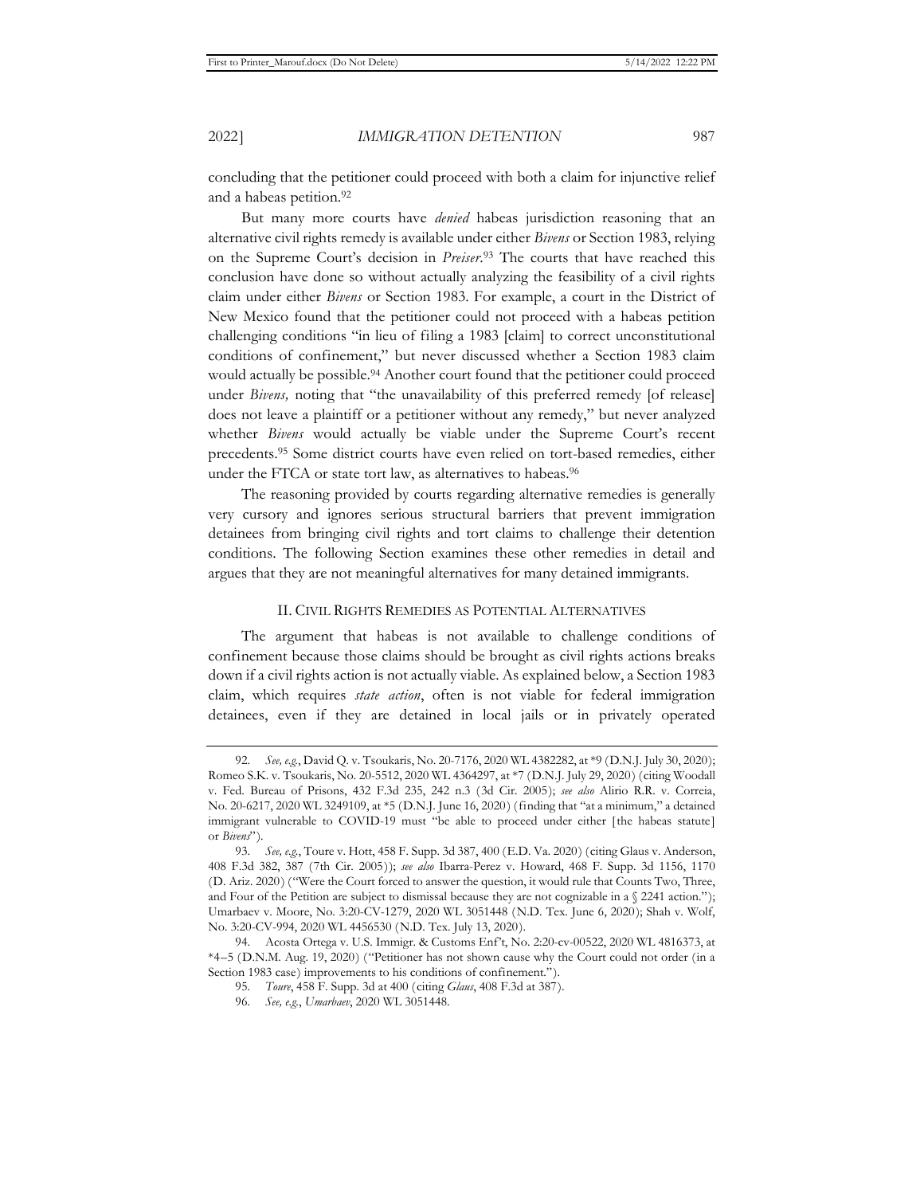concluding that the petitioner could proceed with both a claim for injunctive relief and a habeas petition.[92]

But many more courts have *denied* habeas jurisdiction reasoning that an alternative civil rights remedy is available under either *Bivens* or Section 1983, relying on the Supreme Court's decision in *Preiser*.[93] The courts that have reached this conclusion have done so without actually analyzing the feasibility of a civil rights claim under either *Bivens* or Section 1983. For example, a court in the District of New Mexico found that the petitioner could not proceed with a habeas petition challenging conditions "in lieu of filing a 1983 [claim] to correct unconstitutional conditions of confinement," but never discussed whether a Section 1983 claim would actually be possible.[94] Another court found that the petitioner could proceed under *Bivens,* noting that "the unavailability of this preferred remedy [of release] does not leave a plaintiff or a petitioner without any remedy," but never analyzed whether *Bivens* would actually be viable under the Supreme Court's recent precedents.[95] Some district courts have even relied on tort-based remedies, either under the FTCA or state tort law, as alternatives to habeas.[96]

The reasoning provided by courts regarding alternative remedies is generally very cursory and ignores serious structural barriers that prevent immigration detainees from bringing civil rights and tort claims to challenge their detention conditions. The following Section examines these other remedies in detail and argues that they are not meaningful alternatives for many detained immigrants.

## II. CIVIL RIGHTS REMEDIES AS POTENTIAL ALTERNATIVES

The argument that habeas is not available to challenge conditions of confinement because those claims should be brought as civil rights actions breaks down if a civil rights action is not actually viable. As explained below, a Section 1983 claim, which requires *state action*, often is not viable for federal immigration detainees, even if they are detained in local jails or in privately operated

---

92. *See, e.g.*, David Q. v. Tsoukaris, No. 20-7176, 2020 WL 4382282, at *9 (D.N.J. July 30, 2020); Romeo S.K. v. Tsoukaris, No. 20-5512, 2020 WL 4364297, at *7 (D.N.J. July 29, 2020) (citing Woodall v. Fed. Bureau of Prisons, 432 F.3d 235, 242 n.3 (3d Cir. 2005)); *see also* Alirio R.R. v. Correia, No. 20-6217, 2020 WL 3249109, at *5 (D.N.J. June 16, 2020) (finding that "at a minimum," a detained immigrant vulnerable to COVID-19 must "be able to proceed under either [the habeas statute] or *Bivens*").

93. *See, e.g.*, Toure v. Hott, 458 F. Supp. 3d 387, 400 (E.D. Va. 2020) (citing Glaus v. Anderson, 408 F.3d 382, 387 (7th Cir. 2005)); *see also* Ibarra-Perez v. Howard, 468 F. Supp. 3d 1156, 1170 (D. Ariz. 2020) ("Were the Court forced to answer the question, it would rule that Counts Two, Three, and Four of the Petition are subject to dismissal because they are not cognizable in a § 2241 action."); Umarbaev v. Moore, No. 3:20-CV-1279, 2020 WL 3051448 (N.D. Tex. June 6, 2020); Shah v. Wolf, No. 3:20-CV-994, 2020 WL 4456530 (N.D. Tex. July 13, 2020).

94. Acosta Ortega v. U.S. Immigr. & Customs Enf't, No. 2:20-cv-00522, 2020 WL 4816373, at *4–5 (D.N.M. Aug. 19, 2020) ("Petitioner has not shown cause why the Court could not order (in a Section 1983 case) improvements to his conditions of confinement.").

95. *Toure*, 458 F. Supp. 3d at 400 (citing *Glaus*, 408 F.3d at 387).

96. *See, e.g.*, *Umarbaev*, 2020 WL 3051448.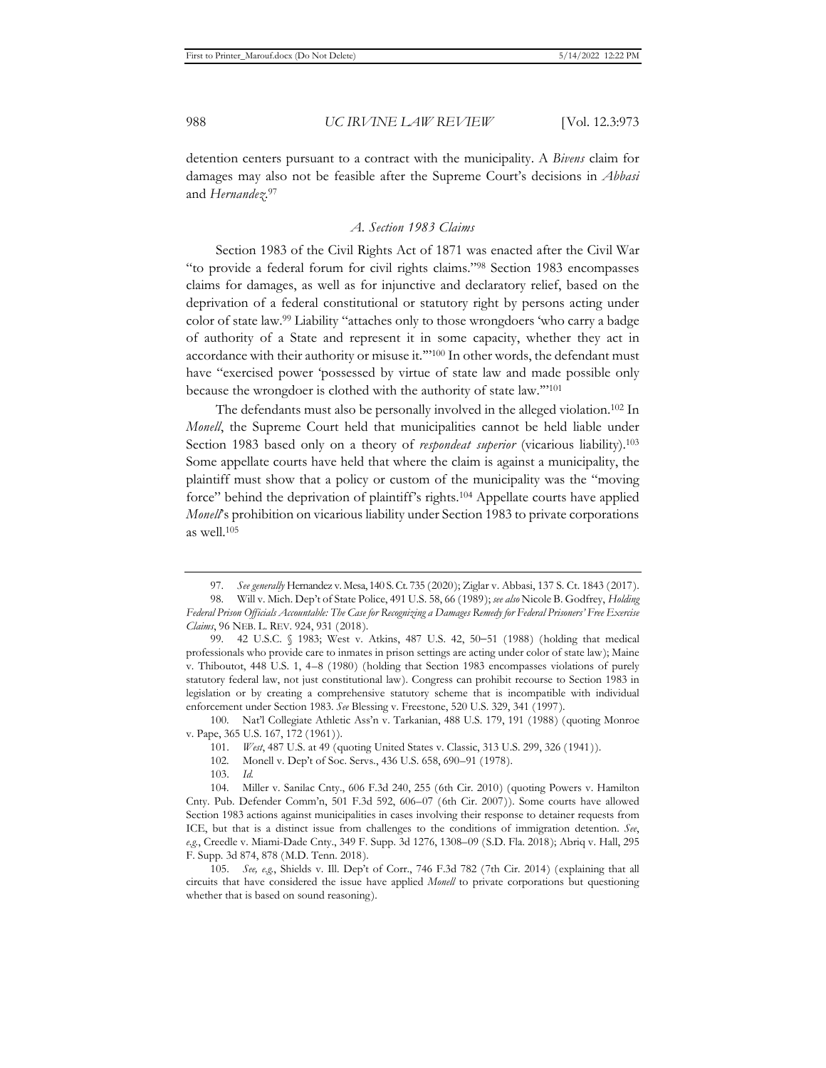detention centers pursuant to a contract with the municipality. A *Bivens* claim for damages may also not be feasible after the Supreme Court's decisions in *Abbasi* and *Hernandez*.[97]

### *A. Section 1983 Claims*

Section 1983 of the Civil Rights Act of 1871 was enacted after the Civil War "to provide a federal forum for civil rights claims."[98] Section 1983 encompasses claims for damages, as well as for injunctive and declaratory relief, based on the deprivation of a federal constitutional or statutory right by persons acting under color of state law.[99] Liability "attaches only to those wrongdoers 'who carry a badge of authority of a State and represent it in some capacity, whether they act in accordance with their authority or misuse it.'"[100] In other words, the defendant must have "exercised power 'possessed by virtue of state law and made possible only because the wrongdoer is clothed with the authority of state law.'"[101]

The defendants must also be personally involved in the alleged violation.[102] In *Monell*, the Supreme Court held that municipalities cannot be held liable under Section 1983 based only on a theory of *respondeat superior* (vicarious liability).[103] Some appellate courts have held that where the claim is against a municipality, the plaintiff must show that a policy or custom of the municipality was the "moving force" behind the deprivation of plaintiff's rights.[104] Appellate courts have applied *Monell*'s prohibition on vicarious liability under Section 1983 to private corporations as well.[105]

---

97. *See generally* Hernandez v. Mesa, 140 S. Ct. 735 (2020); Ziglar v. Abbasi, 137 S. Ct. 1843 (2017).

98. Will v. Mich. Dep't of State Police, 491 U.S. 58, 66 (1989); *see also* Nicole B. Godfrey, *Holding Federal Prison Officials Accountable: The Case for Recognizing a Damages Remedy for Federal Prisoners' Free Exercise Claims*, 96 NEB. L. REV. 924, 931 (2018).

99. 42 U.S.C. § 1983; West v. Atkins, 487 U.S. 42, 50–51 (1988) (holding that medical professionals who provide care to inmates in prison settings are acting under color of state law); Maine v. Thiboutot, 448 U.S. 1, 4–8 (1980) (holding that Section 1983 encompasses violations of purely statutory federal law, not just constitutional law). Congress can prohibit recourse to Section 1983 in legislation or by creating a comprehensive statutory scheme that is incompatible with individual enforcement under Section 1983. *See* Blessing v. Freestone, 520 U.S. 329, 341 (1997).

100. Nat'l Collegiate Athletic Ass'n v. Tarkanian, 488 U.S. 179, 191 (1988) (quoting Monroe v. Pape, 365 U.S. 167, 172 (1961)).

101. *West*, 487 U.S. at 49 (quoting United States v. Classic, 313 U.S. 299, 326 (1941)).

102. Monell v. Dep't of Soc. Servs., 436 U.S. 658, 690–91 (1978).

103. *Id.*

104. Miller v. Sanilac Cnty., 606 F.3d 240, 255 (6th Cir. 2010) (quoting Powers v. Hamilton Cnty. Pub. Defender Comm'n, 501 F.3d 592, 606–07 (6th Cir. 2007)). Some courts have allowed Section 1983 actions against municipalities in cases involving their response to detainer requests from ICE, but that is a distinct issue from challenges to the conditions of immigration detention. *See, e.g.*, Creedle v. Miami-Dade Cnty., 349 F. Supp. 3d 1276, 1308–09 (S.D. Fla. 2018); Abriq v. Hall, 295 F. Supp. 3d 874, 878 (M.D. Tenn. 2018).

105. *See, e.g.*, Shields v. Ill. Dep't of Corr., 746 F.3d 782 (7th Cir. 2014) (explaining that all circuits that have considered the issue have applied *Monell* to private corporations but questioning whether that is based on sound reasoning).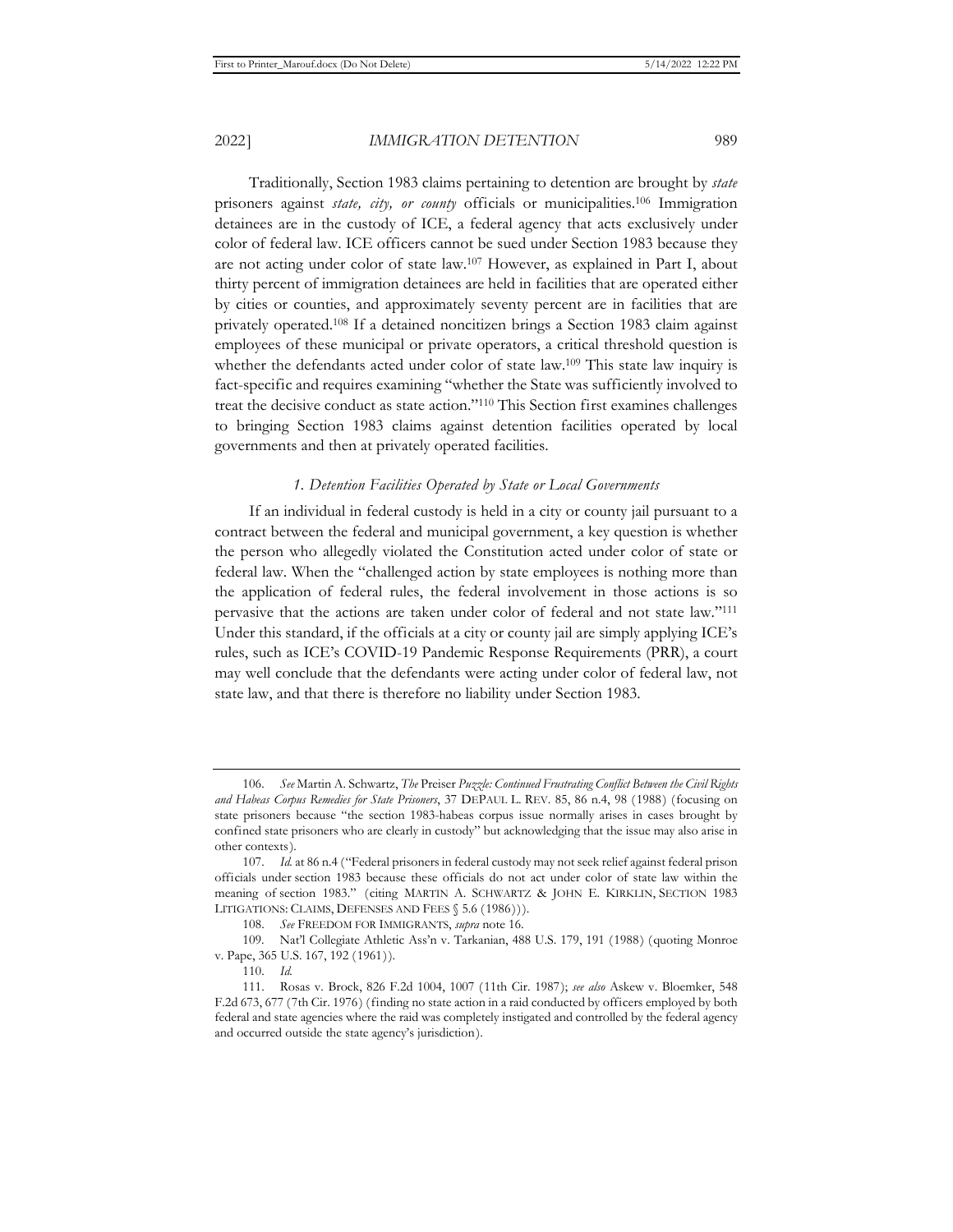Traditionally, Section 1983 claims pertaining to detention are brought by *state* prisoners against *state, city, or county* officials or municipalities.[106] Immigration detainees are in the custody of ICE, a federal agency that acts exclusively under color of federal law. ICE officers cannot be sued under Section 1983 because they are not acting under color of state law.[107] However, as explained in Part I, about thirty percent of immigration detainees are held in facilities that are operated either by cities or counties, and approximately seventy percent are in facilities that are privately operated.[108] If a detained noncitizen brings a Section 1983 claim against employees of these municipal or private operators, a critical threshold question is whether the defendants acted under color of state law.[109] This state law inquiry is fact-specific and requires examining "whether the State was sufficiently involved to treat the decisive conduct as state action."[110] This Section first examines challenges to bringing Section 1983 claims against detention facilities operated by local governments and then at privately operated facilities.

### *1. Detention Facilities Operated by State or Local Governments*

If an individual in federal custody is held in a city or county jail pursuant to a contract between the federal and municipal government, a key question is whether the person who allegedly violated the Constitution acted under color of state or federal law. When the "challenged action by state employees is nothing more than the application of federal rules, the federal involvement in those actions is so pervasive that the actions are taken under color of federal and not state law."[111] Under this standard, if the officials at a city or county jail are simply applying ICE's rules, such as ICE's COVID-19 Pandemic Response Requirements (PRR), a court may well conclude that the defendants were acting under color of federal law, not state law, and that there is therefore no liability under Section 1983.

---

106. *See* Martin A. Schwartz, *The* Preiser *Puzzle: Continued Frustrating Conflict Between the Civil Rights and Habeas Corpus Remedies for State Prisoners*, 37 DEPAUL L. REV. 85, 86 n.4, 98 (1988) (focusing on state prisoners because "the section 1983-habeas corpus issue normally arises in cases brought by confined state prisoners who are clearly in custody" but acknowledging that the issue may also arise in other contexts).

107. *Id.* at 86 n.4 ("Federal prisoners in federal custody may not seek relief against federal prison officials under section 1983 because these officials do not act under color of state law within the meaning of section 1983." (citing MARTIN A. SCHWARTZ & JOHN E. KIRKLIN, SECTION 1983 LITIGATIONS: CLAIMS, DEFENSES AND FEES § 5.6 (1986))).

108. *See* FREEDOM FOR IMMIGRANTS, *supra* note 16.

109. Nat'l Collegiate Athletic Ass'n v. Tarkanian, 488 U.S. 179, 191 (1988) (quoting Monroe v. Pape, 365 U.S. 167, 192 (1961)).

110. *Id.*

111. Rosas v. Brock, 826 F.2d 1004, 1007 (11th Cir. 1987); *see also* Askew v. Bloemker, 548 F.2d 673, 677 (7th Cir. 1976) (finding no state action in a raid conducted by officers employed by both federal and state agencies where the raid was completely instigated and controlled by the federal agency and occurred outside the state agency's jurisdiction).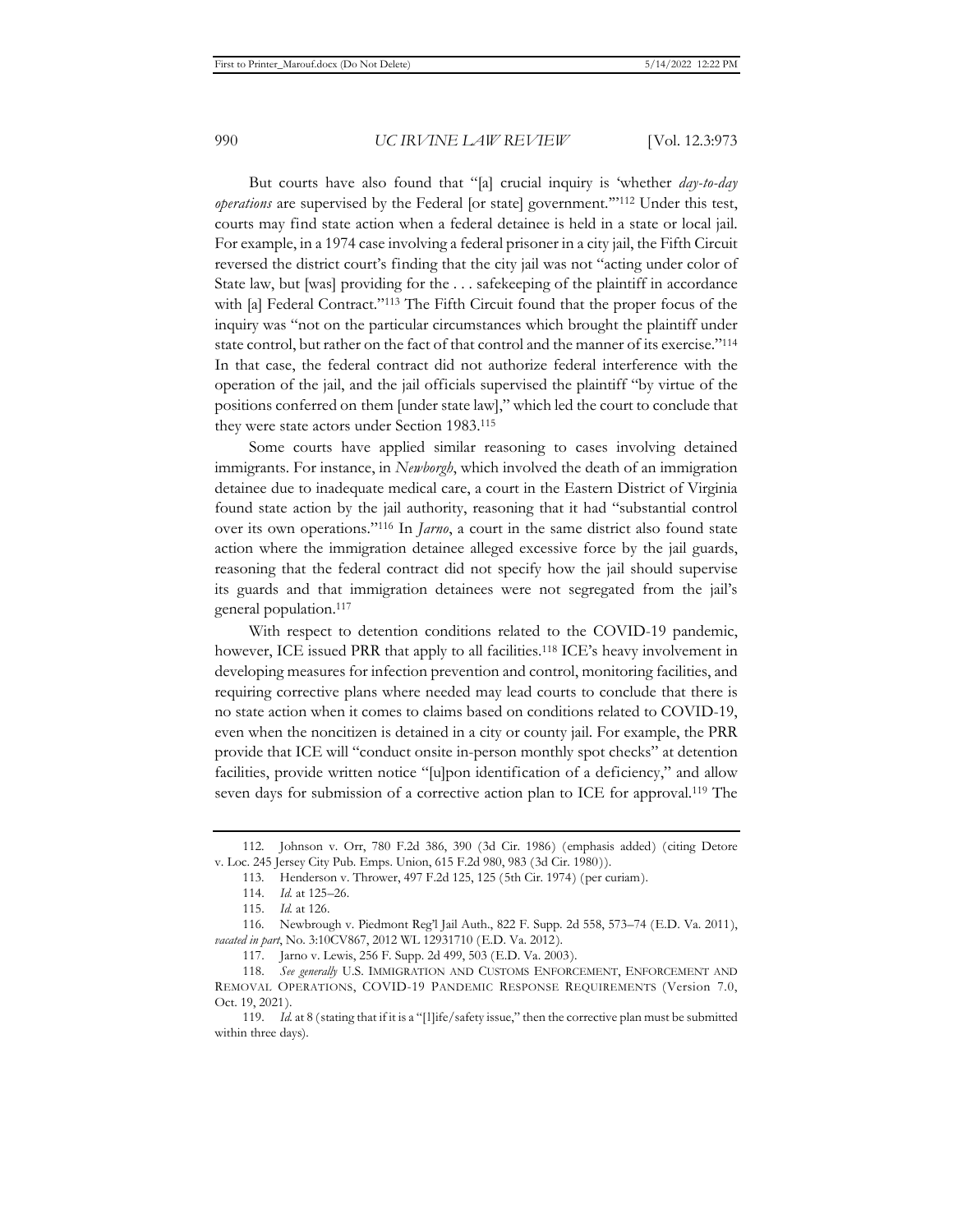But courts have also found that "[a] crucial inquiry is 'whether *day-to-day operations* are supervised by the Federal [or state] government.'"[112] Under this test, courts may find state action when a federal detainee is held in a state or local jail. For example, in a 1974 case involving a federal prisoner in a city jail, the Fifth Circuit reversed the district court's finding that the city jail was not "acting under color of State law, but [was] providing for the . . . safekeeping of the plaintiff in accordance with [a] Federal Contract."[113] The Fifth Circuit found that the proper focus of the inquiry was "not on the particular circumstances which brought the plaintiff under state control, but rather on the fact of that control and the manner of its exercise."[114] In that case, the federal contract did not authorize federal interference with the operation of the jail, and the jail officials supervised the plaintiff "by virtue of the positions conferred on them [under state law]," which led the court to conclude that they were state actors under Section 1983.[115]

Some courts have applied similar reasoning to cases involving detained immigrants. For instance, in *Newborgh*, which involved the death of an immigration detainee due to inadequate medical care, a court in the Eastern District of Virginia found state action by the jail authority, reasoning that it had "substantial control over its own operations."[116] In *Jarno*, a court in the same district also found state action where the immigration detainee alleged excessive force by the jail guards, reasoning that the federal contract did not specify how the jail should supervise its guards and that immigration detainees were not segregated from the jail's general population.[117]

With respect to detention conditions related to the COVID-19 pandemic, however, ICE issued PRR that apply to all facilities.[118] ICE's heavy involvement in developing measures for infection prevention and control, monitoring facilities, and requiring corrective plans where needed may lead courts to conclude that there is no state action when it comes to claims based on conditions related to COVID-19, even when the noncitizen is detained in a city or county jail. For example, the PRR provide that ICE will "conduct onsite in-person monthly spot checks" at detention facilities, provide written notice "[u]pon identification of a deficiency," and allow seven days for submission of a corrective action plan to ICE for approval.[119] The

---

112. Johnson v. Orr, 780 F.2d 386, 390 (3d Cir. 1986) (emphasis added) (citing Detore v. Loc. 245 Jersey City Pub. Emps. Union, 615 F.2d 980, 983 (3d Cir. 1980)).

113. Henderson v. Thrower, 497 F.2d 125, 125 (5th Cir. 1974) (per curiam).

114. *Id.* at 125–26.

115. *Id.* at 126.

116. Newbrough v. Piedmont Reg'l Jail Auth., 822 F. Supp. 2d 558, 573–74 (E.D. Va. 2011), *vacated in part*, No. 3:10CV867, 2012 WL 12931710 (E.D. Va. 2012).

117. Jarno v. Lewis, 256 F. Supp. 2d 499, 503 (E.D. Va. 2003).

118. *See generally* U.S. IMMIGRATION AND CUSTOMS ENFORCEMENT, ENFORCEMENT AND REMOVAL OPERATIONS, COVID-19 PANDEMIC RESPONSE REQUIREMENTS (Version 7.0, Oct. 19, 2021).

119. *Id.* at 8 (stating that if it is a "[l]ife/safety issue," then the corrective plan must be submitted within three days).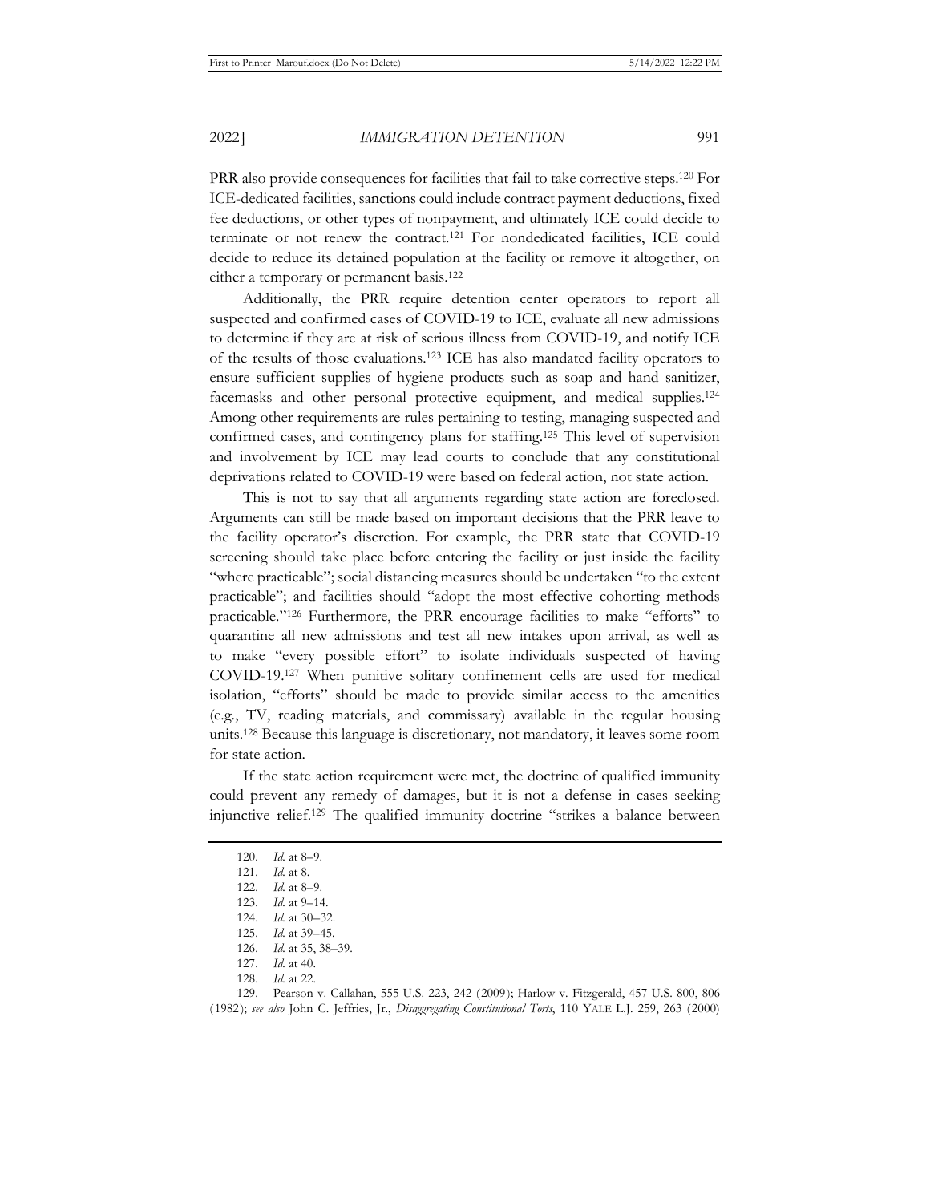PRR also provide consequences for facilities that fail to take corrective steps.[120] For ICE-dedicated facilities, sanctions could include contract payment deductions, fixed fee deductions, or other types of nonpayment, and ultimately ICE could decide to terminate or not renew the contract.[121] For nondedicated facilities, ICE could decide to reduce its detained population at the facility or remove it altogether, on either a temporary or permanent basis.[122]

Additionally, the PRR require detention center operators to report all suspected and confirmed cases of COVID-19 to ICE, evaluate all new admissions to determine if they are at risk of serious illness from COVID-19, and notify ICE of the results of those evaluations.[123] ICE has also mandated facility operators to ensure sufficient supplies of hygiene products such as soap and hand sanitizer, facemasks and other personal protective equipment, and medical supplies.[124] Among other requirements are rules pertaining to testing, managing suspected and confirmed cases, and contingency plans for staffing.[125] This level of supervision and involvement by ICE may lead courts to conclude that any constitutional deprivations related to COVID-19 were based on federal action, not state action.

This is not to say that all arguments regarding state action are foreclosed. Arguments can still be made based on important decisions that the PRR leave to the facility operator's discretion. For example, the PRR state that COVID-19 screening should take place before entering the facility or just inside the facility "where practicable"; social distancing measures should be undertaken "to the extent practicable"; and facilities should "adopt the most effective cohorting methods practicable."[126] Furthermore, the PRR encourage facilities to make "efforts" to quarantine all new admissions and test all new intakes upon arrival, as well as to make "every possible effort" to isolate individuals suspected of having COVID-19.[127] When punitive solitary confinement cells are used for medical isolation, "efforts" should be made to provide similar access to the amenities (e.g., TV, reading materials, and commissary) available in the regular housing units.[128] Because this language is discretionary, not mandatory, it leaves some room for state action.

If the state action requirement were met, the doctrine of qualified immunity could prevent any remedy of damages, but it is not a defense in cases seeking injunctive relief.[129] The qualified immunity doctrine "strikes a balance between

---

120. *Id.* at 8–9.

121. *Id.* at 8.

122. *Id.* at 8–9.

123. *Id.* at 9–14.

124. *Id.* at 30–32.

125. *Id.* at 39–45.

126. *Id.* at 35, 38–39.

127. *Id.* at 40.

128. *Id.* at 22.

129. Pearson v. Callahan, 555 U.S. 223, 242 (2009); Harlow v. Fitzgerald, 457 U.S. 800, 806 (1982); *see also* John C. Jeffries, Jr., *Disaggregating Constitutional Torts*, 110 YALE L.J. 259, 263 (2000)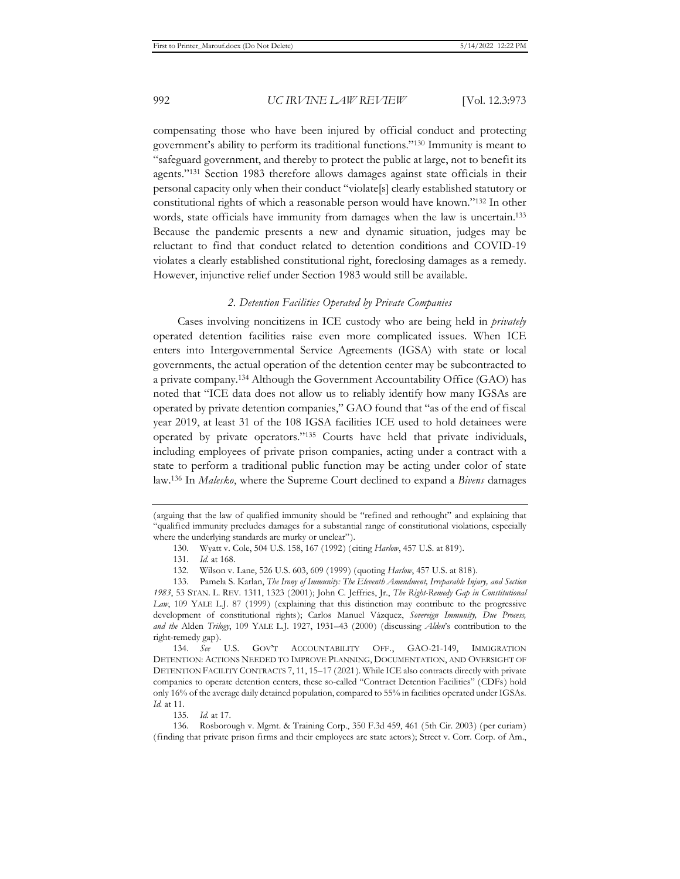compensating those who have been injured by official conduct and protecting government's ability to perform its traditional functions."[130] Immunity is meant to "safeguard government, and thereby to protect the public at large, not to benefit its agents."[131] Section 1983 therefore allows damages against state officials in their personal capacity only when their conduct "violate[s] clearly established statutory or constitutional rights of which a reasonable person would have known."[132] In other words, state officials have immunity from damages when the law is uncertain.[133] Because the pandemic presents a new and dynamic situation, judges may be reluctant to find that conduct related to detention conditions and COVID-19 violates a clearly established constitutional right, foreclosing damages as a remedy. However, injunctive relief under Section 1983 would still be available.

### *2. Detention Facilities Operated by Private Companies*

Cases involving noncitizens in ICE custody who are being held in *privately* operated detention facilities raise even more complicated issues. When ICE enters into Intergovernmental Service Agreements (IGSA) with state or local governments, the actual operation of the detention center may be subcontracted to a private company.[134] Although the Government Accountability Office (GAO) has noted that "ICE data does not allow us to reliably identify how many IGSAs are operated by private detention companies," GAO found that "as of the end of fiscal year 2019, at least 31 of the 108 IGSA facilities ICE used to hold detainees were operated by private operators."[135] Courts have held that private individuals, including employees of private prison companies, acting under a contract with a state to perform a traditional public function may be acting under color of state law.[136] In *Malesko*, where the Supreme Court declined to expand a *Bivens* damages

---

(arguing that the law of qualified immunity should be "refined and rethought" and explaining that "qualified immunity precludes damages for a substantial range of constitutional violations, especially where the underlying standards are murky or unclear").

130. Wyatt v. Cole, 504 U.S. 158, 167 (1992) (citing *Harlow*, 457 U.S. at 819).

131. *Id.* at 168.

132. Wilson v. Lane, 526 U.S. 603, 609 (1999) (quoting *Harlow*, 457 U.S. at 818).

133. Pamela S. Karlan, *The Irony of Immunity: The Eleventh Amendment, Irreparable Injury, and Section 1983*, 53 STAN. L. REV. 1311, 1323 (2001); John C. Jeffries, Jr., *The Right-Remedy Gap in Constitutional Law*, 109 YALE L.J. 87 (1999) (explaining that this distinction may contribute to the progressive development of constitutional rights); Carlos Manuel Vázquez, *Sovereign Immunity, Due Process, and the* Alden *Trilogy*, 109 YALE L.J. 1927, 1931–43 (2000) (discussing *Alden*'s contribution to the right-remedy gap).

134. *See* U.S. GOV'T ACCOUNTABILITY OFF., GAO-21-149, IMMIGRATION DETENTION: ACTIONS NEEDED TO IMPROVE PLANNING, DOCUMENTATION, AND OVERSIGHT OF DETENTION FACILITY CONTRACTS 7, 11, 15–17 (2021). While ICE also contracts directly with private companies to operate detention centers, these so-called "Contract Detention Facilities" (CDFs) hold only 16% of the average daily detained population, compared to 55% in facilities operated under IGSAs. *Id.* at 11.

135. *Id.* at 17.

136. Rosborough v. Mgmt. & Training Corp., 350 F.3d 459, 461 (5th Cir. 2003) (per curiam) (finding that private prison firms and their employees are state actors); Street v. Corr. Corp. of Am.,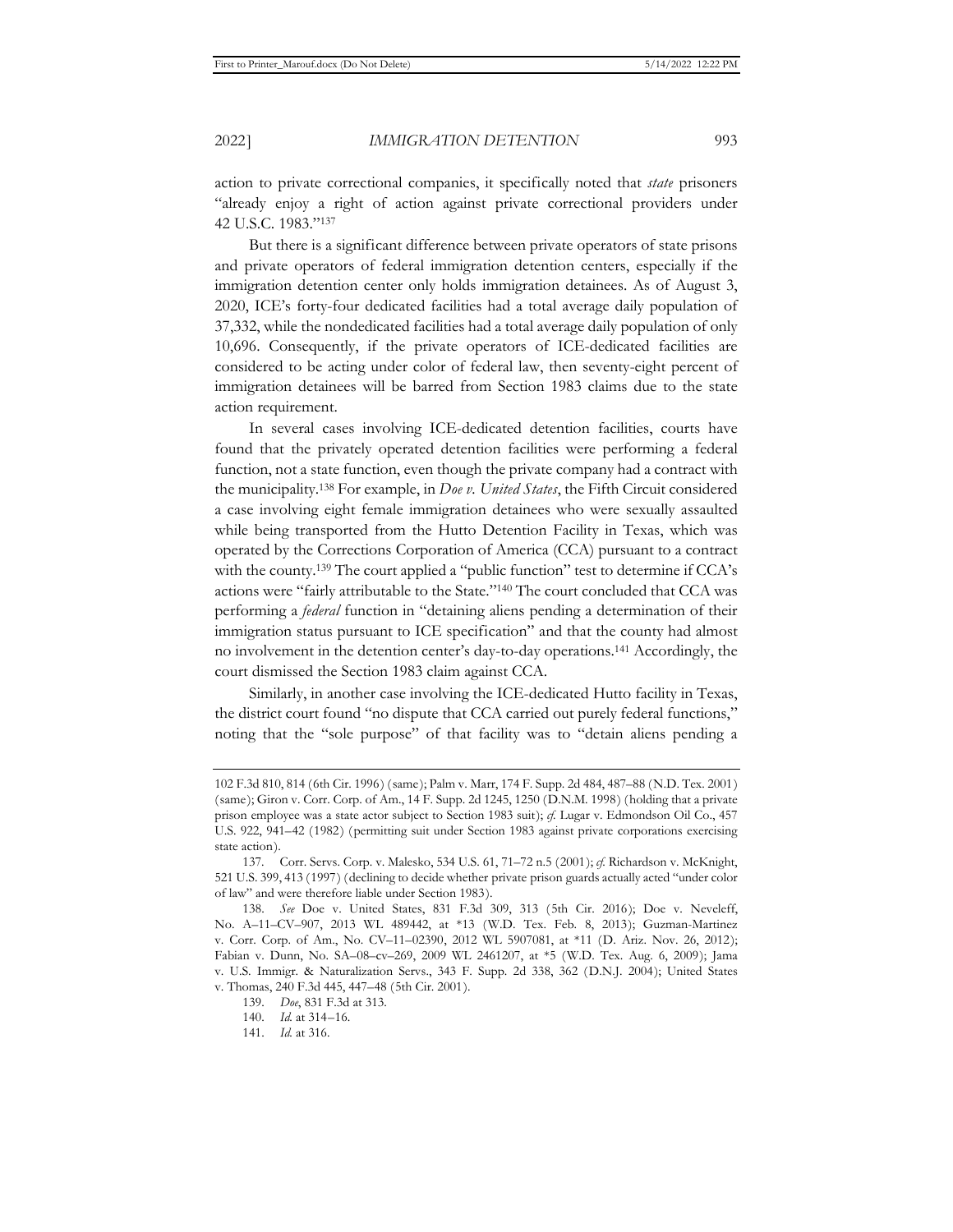action to private correctional companies, it specifically noted that *state* prisoners "already enjoy a right of action against private correctional providers under 42 U.S.C. 1983."[137]

But there is a significant difference between private operators of state prisons and private operators of federal immigration detention centers, especially if the immigration detention center only holds immigration detainees. As of August 3, 2020, ICE's forty-four dedicated facilities had a total average daily population of 37,332, while the nondedicated facilities had a total average daily population of only 10,696. Consequently, if the private operators of ICE-dedicated facilities are considered to be acting under color of federal law, then seventy-eight percent of immigration detainees will be barred from Section 1983 claims due to the state action requirement.

In several cases involving ICE-dedicated detention facilities, courts have found that the privately operated detention facilities were performing a federal function, not a state function, even though the private company had a contract with the municipality.[138] For example, in *Doe v. United States*, the Fifth Circuit considered a case involving eight female immigration detainees who were sexually assaulted while being transported from the Hutto Detention Facility in Texas, which was operated by the Corrections Corporation of America (CCA) pursuant to a contract with the county.[139] The court applied a "public function" test to determine if CCA's actions were "fairly attributable to the State."[140] The court concluded that CCA was performing a *federal* function in "detaining aliens pending a determination of their immigration status pursuant to ICE specification" and that the county had almost no involvement in the detention center's day-to-day operations.[141] Accordingly, the court dismissed the Section 1983 claim against CCA.

Similarly, in another case involving the ICE-dedicated Hutto facility in Texas, the district court found "no dispute that CCA carried out purely federal functions," noting that the "sole purpose" of that facility was to "detain aliens pending a

---

102 F.3d 810, 814 (6th Cir. 1996) (same); Palm v. Marr, 174 F. Supp. 2d 484, 487–88 (N.D. Tex. 2001) (same); Giron v. Corr. Corp. of Am., 14 F. Supp. 2d 1245, 1250 (D.N.M. 1998) (holding that a private prison employee was a state actor subject to Section 1983 suit); *cf.* Lugar v. Edmondson Oil Co., 457 U.S. 922, 941–42 (1982) (permitting suit under Section 1983 against private corporations exercising state action).

137. Corr. Servs. Corp. v. Malesko, 534 U.S. 61, 71–72 n.5 (2001); *cf.* Richardson v. McKnight, 521 U.S. 399, 413 (1997) (declining to decide whether private prison guards actually acted "under color of law" and were therefore liable under Section 1983).

138. *See* Doe v. United States, 831 F.3d 309, 313 (5th Cir. 2016); Doe v. Neveleff, No. A–11–CV–907, 2013 WL 489442, at \*13 (W.D. Tex. Feb. 8, 2013); Guzman-Martinez v. Corr. Corp. of Am., No. CV–11–02390, 2012 WL 5907081, at \*11 (D. Ariz. Nov. 26, 2012); Fabian v. Dunn, No. SA–08–cv–269, 2009 WL 2461207, at \*5 (W.D. Tex. Aug. 6, 2009); Jama v. U.S. Immigr. & Naturalization Servs., 343 F. Supp. 2d 338, 362 (D.N.J. 2004); United States v. Thomas, 240 F.3d 445, 447–48 (5th Cir. 2001).

139. *Doe*, 831 F.3d at 313.

140. *Id.* at 314–16.

141. *Id.* at 316.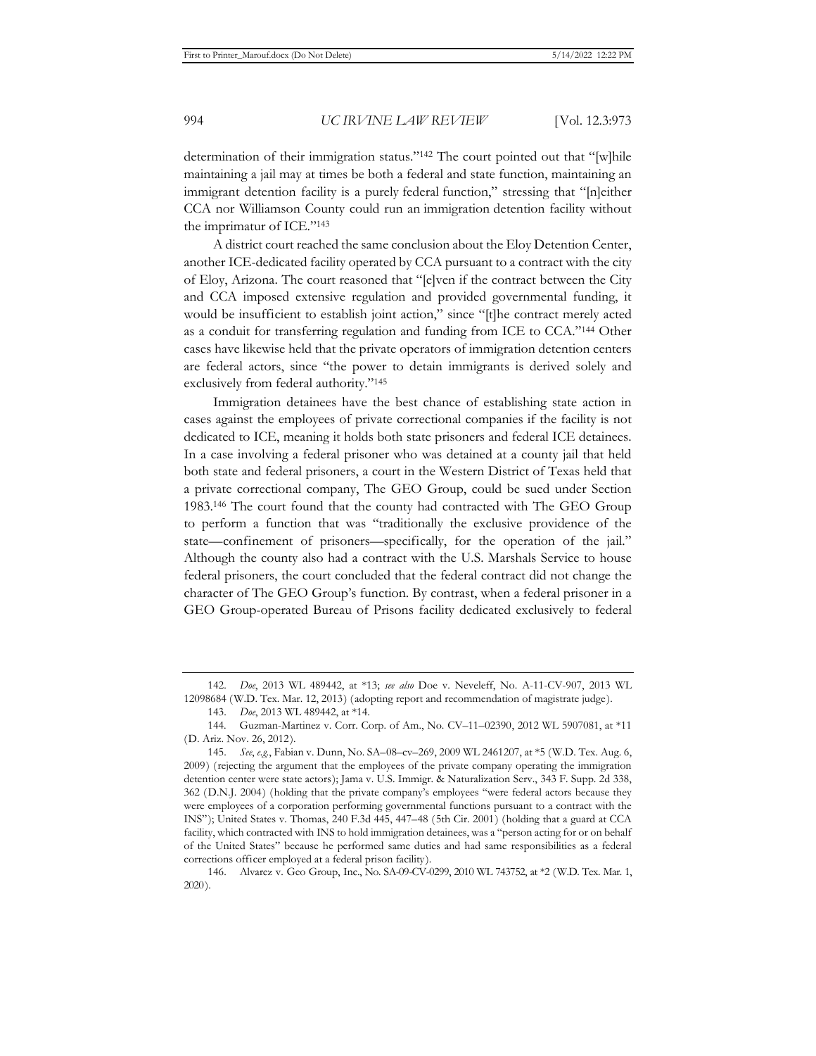determination of their immigration status."[142] The court pointed out that "[w]hile maintaining a jail may at times be both a federal and state function, maintaining an immigrant detention facility is a purely federal function," stressing that "[n]either CCA nor Williamson County could run an immigration detention facility without the imprimatur of ICE."[143]

A district court reached the same conclusion about the Eloy Detention Center, another ICE-dedicated facility operated by CCA pursuant to a contract with the city of Eloy, Arizona. The court reasoned that "[e]ven if the contract between the City and CCA imposed extensive regulation and provided governmental funding, it would be insufficient to establish joint action," since "[t]he contract merely acted as a conduit for transferring regulation and funding from ICE to CCA."[144] Other cases have likewise held that the private operators of immigration detention centers are federal actors, since "the power to detain immigrants is derived solely and exclusively from federal authority."[145]

Immigration detainees have the best chance of establishing state action in cases against the employees of private correctional companies if the facility is not dedicated to ICE, meaning it holds both state prisoners and federal ICE detainees. In a case involving a federal prisoner who was detained at a county jail that held both state and federal prisoners, a court in the Western District of Texas held that a private correctional company, The GEO Group, could be sued under Section 1983.[146] The court found that the county had contracted with The GEO Group to perform a function that was "traditionally the exclusive providence of the state—confinement of prisoners—specifically, for the operation of the jail." Although the county also had a contract with the U.S. Marshals Service to house federal prisoners, the court concluded that the federal contract did not change the character of The GEO Group's function. By contrast, when a federal prisoner in a GEO Group-operated Bureau of Prisons facility dedicated exclusively to federal

---

142. *Doe*, 2013 WL 489442, at \*13; *see also* Doe v. Neveleff, No. A-11-CV-907, 2013 WL 12098684 (W.D. Tex. Mar. 12, 2013) (adopting report and recommendation of magistrate judge).

143. *Doe*, 2013 WL 489442, at \*14.

144. Guzman-Martinez v. Corr. Corp. of Am., No. CV–11–02390, 2012 WL 5907081, at \*11 (D. Ariz. Nov. 26, 2012).

145. *See, e.g.*, Fabian v. Dunn, No. SA–08–cv–269, 2009 WL 2461207, at \*5 (W.D. Tex. Aug. 6, 2009) (rejecting the argument that the employees of the private company operating the immigration detention center were state actors); Jama v. U.S. Immigr. & Naturalization Serv., 343 F. Supp. 2d 338, 362 (D.N.J. 2004) (holding that the private company's employees "were federal actors because they were employees of a corporation performing governmental functions pursuant to a contract with the INS"); United States v. Thomas, 240 F.3d 445, 447–48 (5th Cir. 2001) (holding that a guard at CCA facility, which contracted with INS to hold immigration detainees, was a "person acting for or on behalf of the United States" because he performed same duties and had same responsibilities as a federal corrections officer employed at a federal prison facility).

146. Alvarez v. Geo Group, Inc., No. SA-09-CV-0299, 2010 WL 743752, at \*2 (W.D. Tex. Mar. 1, 2020).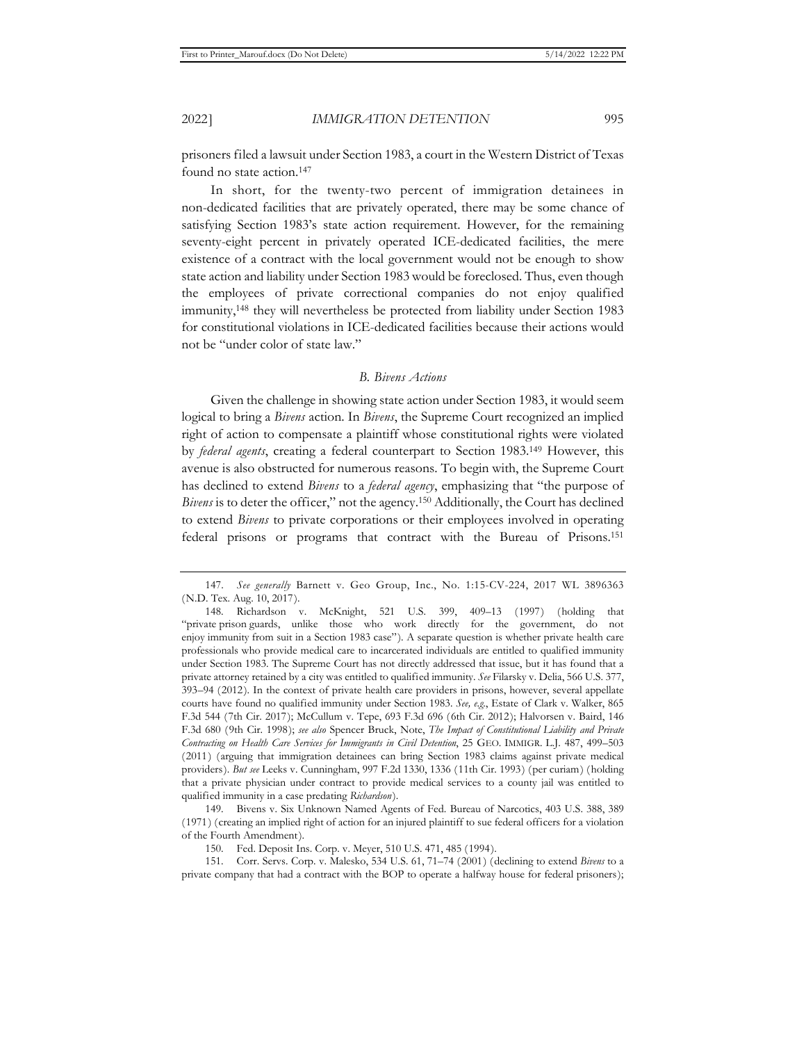prisoners filed a lawsuit under Section 1983, a court in the Western District of Texas found no state action.[147]

In short, for the twenty-two percent of immigration detainees in non-dedicated facilities that are privately operated, there may be some chance of satisfying Section 1983's state action requirement. However, for the remaining seventy-eight percent in privately operated ICE-dedicated facilities, the mere existence of a contract with the local government would not be enough to show state action and liability under Section 1983 would be foreclosed. Thus, even though the employees of private correctional companies do not enjoy qualified immunity,[148] they will nevertheless be protected from liability under Section 1983 for constitutional violations in ICE-dedicated facilities because their actions would not be "under color of state law."

### *B. Bivens Actions*

Given the challenge in showing state action under Section 1983, it would seem logical to bring a *Bivens* action. In *Bivens*, the Supreme Court recognized an implied right of action to compensate a plaintiff whose constitutional rights were violated by *federal agents*, creating a federal counterpart to Section 1983.[149] However, this avenue is also obstructed for numerous reasons. To begin with, the Supreme Court has declined to extend *Bivens* to a *federal agency*, emphasizing that "the purpose of *Bivens* is to deter the officer," not the agency.[150] Additionally, the Court has declined to extend *Bivens* to private corporations or their employees involved in operating federal prisons or programs that contract with the Bureau of Prisons.[151]

---

147. *See generally* Barnett v. Geo Group, Inc., No. 1:15-CV-224, 2017 WL 3896363 (N.D. Tex. Aug. 10, 2017).

148. Richardson v. McKnight, 521 U.S. 399, 409–13 (1997) (holding that "private prison guards, unlike those who work directly for the government, do not enjoy immunity from suit in a Section 1983 case"). A separate question is whether private health care professionals who provide medical care to incarcerated individuals are entitled to qualified immunity under Section 1983. The Supreme Court has not directly addressed that issue, but it has found that a private attorney retained by a city was entitled to qualified immunity. *See* Filarsky v. Delia, 566 U.S. 377, 393–94 (2012). In the context of private health care providers in prisons, however, several appellate courts have found no qualified immunity under Section 1983. *See, e.g.*, Estate of Clark v. Walker, 865 F.3d 544 (7th Cir. 2017); McCullum v. Tepe, 693 F.3d 696 (6th Cir. 2012); Halvorsen v. Baird, 146 F.3d 680 (9th Cir. 1998); *see also* Spencer Bruck, Note, *The Impact of Constitutional Liability and Private Contracting on Health Care Services for Immigrants in Civil Detention*, 25 GEO. IMMIGR. L.J. 487, 499–503 (2011) (arguing that immigration detainees can bring Section 1983 claims against private medical providers). *But see* Leeks v. Cunningham, 997 F.2d 1330, 1336 (11th Cir. 1993) (per curiam) (holding that a private physician under contract to provide medical services to a county jail was entitled to qualified immunity in a case predating *Richardson*).

149. Bivens v. Six Unknown Named Agents of Fed. Bureau of Narcotics, 403 U.S. 388, 389 (1971) (creating an implied right of action for an injured plaintiff to sue federal officers for a violation of the Fourth Amendment).

150. Fed. Deposit Ins. Corp. v. Meyer, 510 U.S. 471, 485 (1994).

151. Corr. Servs. Corp. v. Malesko, 534 U.S. 61, 71–74 (2001) (declining to extend *Bivens* to a private company that had a contract with the BOP to operate a halfway house for federal prisoners);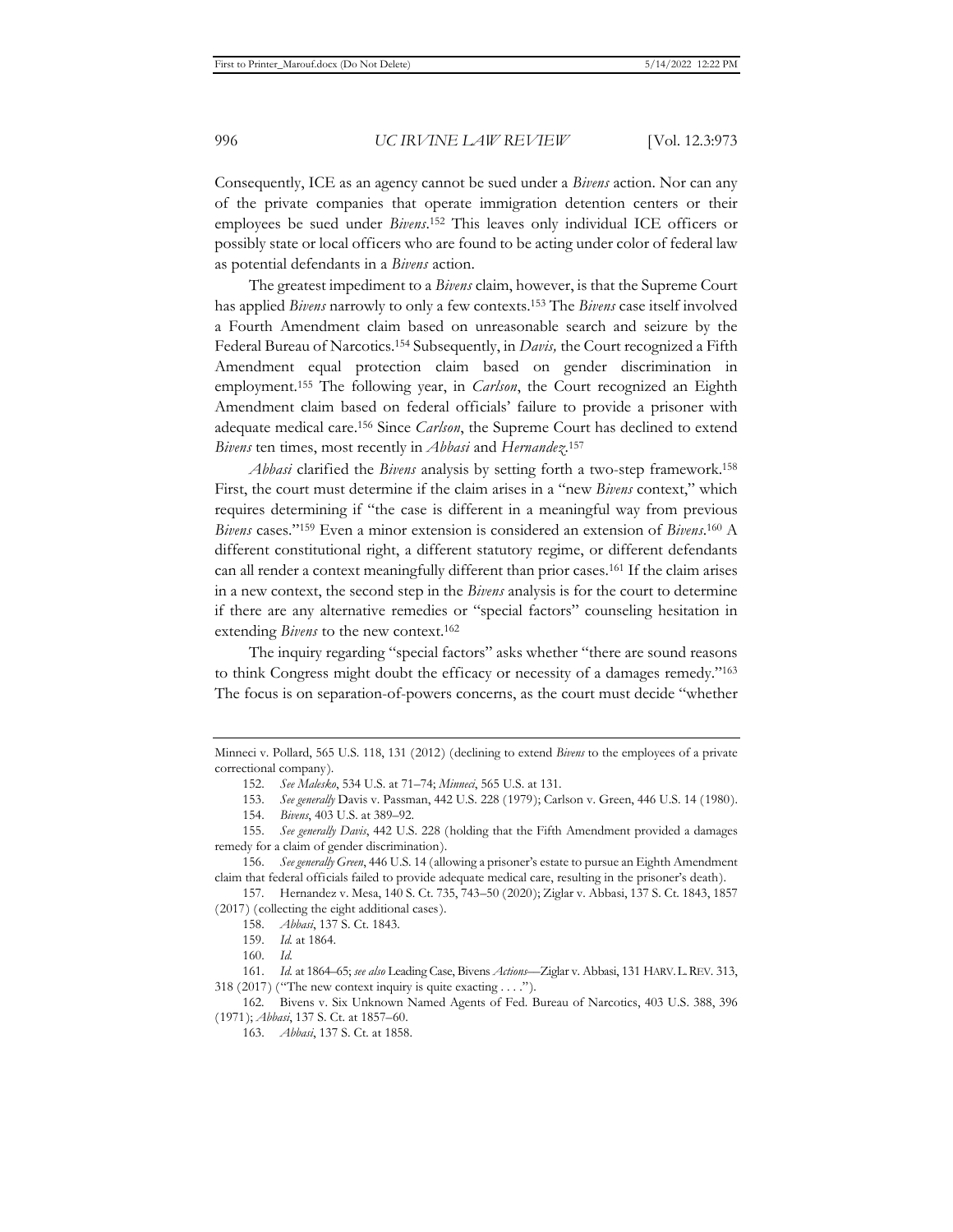Consequently, ICE as an agency cannot be sued under a *Bivens* action. Nor can any of the private companies that operate immigration detention centers or their employees be sued under *Bivens*.[152] This leaves only individual ICE officers or possibly state or local officers who are found to be acting under color of federal law as potential defendants in a *Bivens* action.

The greatest impediment to a *Bivens* claim, however, is that the Supreme Court has applied *Bivens* narrowly to only a few contexts.[153] The *Bivens* case itself involved a Fourth Amendment claim based on unreasonable search and seizure by the Federal Bureau of Narcotics.[154] Subsequently, in *Davis,* the Court recognized a Fifth Amendment equal protection claim based on gender discrimination in employment.[155] The following year, in *Carlson*, the Court recognized an Eighth Amendment claim based on federal officials' failure to provide a prisoner with adequate medical care.[156] Since *Carlson*, the Supreme Court has declined to extend *Bivens* ten times, most recently in *Abbasi* and *Hernandez*.[157]

*Abbasi* clarified the *Bivens* analysis by setting forth a two-step framework.[158] First, the court must determine if the claim arises in a "new *Bivens* context," which requires determining if "the case is different in a meaningful way from previous *Bivens* cases."[159] Even a minor extension is considered an extension of *Bivens*.[160] A different constitutional right, a different statutory regime, or different defendants can all render a context meaningfully different than prior cases.[161] If the claim arises in a new context, the second step in the *Bivens* analysis is for the court to determine if there are any alternative remedies or "special factors" counseling hesitation in extending *Bivens* to the new context.[162]

The inquiry regarding "special factors" asks whether "there are sound reasons to think Congress might doubt the efficacy or necessity of a damages remedy."[163] The focus is on separation-of-powers concerns, as the court must decide "whether

---

Minneci v. Pollard, 565 U.S. 118, 131 (2012) (declining to extend *Bivens* to the employees of a private correctional company).

152. *See Malesko*, 534 U.S. at 71–74; *Minneci*, 565 U.S. at 131.

153. *See generally* Davis v. Passman, 442 U.S. 228 (1979); Carlson v. Green, 446 U.S. 14 (1980).

154. *Bivens*, 403 U.S. at 389–92.

155. *See generally Davis*, 442 U.S. 228 (holding that the Fifth Amendment provided a damages remedy for a claim of gender discrimination).

156. *See generally Green*, 446 U.S. 14 (allowing a prisoner's estate to pursue an Eighth Amendment claim that federal officials failed to provide adequate medical care, resulting in the prisoner's death).

157. Hernandez v. Mesa, 140 S. Ct. 735, 743–50 (2020); Ziglar v. Abbasi, 137 S. Ct. 1843, 1857 (2017) (collecting the eight additional cases).

158. *Abbasi*, 137 S. Ct. 1843.

159. *Id.* at 1864.

160. *Id.*

161. *Id.* at 1864–65; *see also* Leading Case, Bivens *Actions*—Ziglar v. Abbasi, 131 HARV. L. REV. 313, 318 (2017) ("The new context inquiry is quite exacting . . . .").

162. Bivens v. Six Unknown Named Agents of Fed. Bureau of Narcotics, 403 U.S. 388, 396 (1971); *Abbasi*, 137 S. Ct. at 1857–60.

163. *Abbasi*, 137 S. Ct. at 1858.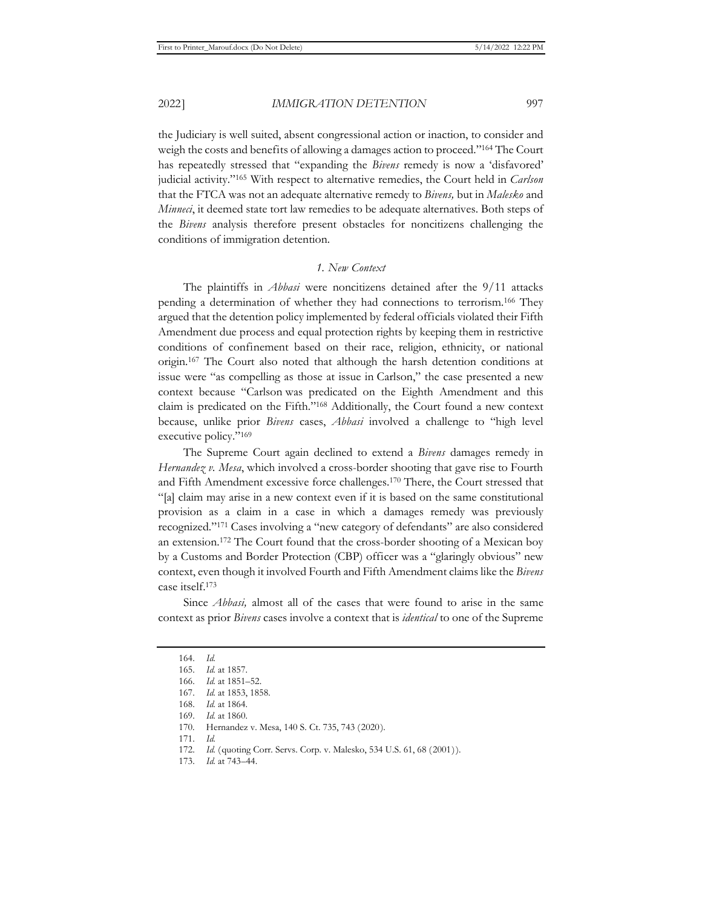the Judiciary is well suited, absent congressional action or inaction, to consider and weigh the costs and benefits of allowing a damages action to proceed."[164] The Court has repeatedly stressed that "expanding the *Bivens* remedy is now a 'disfavored' judicial activity."[165] With respect to alternative remedies, the Court held in *Carlson* that the FTCA was not an adequate alternative remedy to *Bivens,* but in *Malesko* and *Minneci*, it deemed state tort law remedies to be adequate alternatives. Both steps of the *Bivens* analysis therefore present obstacles for noncitizens challenging the conditions of immigration detention.

### *1. New Context*

The plaintiffs in *Abbasi* were noncitizens detained after the 9/11 attacks pending a determination of whether they had connections to terrorism.[166] They argued that the detention policy implemented by federal officials violated their Fifth Amendment due process and equal protection rights by keeping them in restrictive conditions of confinement based on their race, religion, ethnicity, or national origin.[167] The Court also noted that although the harsh detention conditions at issue were "as compelling as those at issue in Carlson," the case presented a new context because "Carlson was predicated on the Eighth Amendment and this claim is predicated on the Fifth."[168] Additionally, the Court found a new context because, unlike prior *Bivens* cases, *Abbasi* involved a challenge to "high level executive policy."[169]

The Supreme Court again declined to extend a *Bivens* damages remedy in *Hernandez v. Mesa*, which involved a cross-border shooting that gave rise to Fourth and Fifth Amendment excessive force challenges.[170] There, the Court stressed that "[a] claim may arise in a new context even if it is based on the same constitutional provision as a claim in a case in which a damages remedy was previously recognized."[171] Cases involving a "new category of defendants" are also considered an extension.[172] The Court found that the cross-border shooting of a Mexican boy by a Customs and Border Protection (CBP) officer was a "glaringly obvious" new context, even though it involved Fourth and Fifth Amendment claims like the *Bivens* case itself.[173]

Since *Abbasi,* almost all of the cases that were found to arise in the same context as prior *Bivens* cases involve a context that is *identical* to one of the Supreme

---

164. *Id.*
165. *Id.* at 1857.
166. *Id.* at 1851–52.
167. *Id.* at 1853, 1858.
168. *Id.* at 1864.
169. *Id.* at 1860.
170. Hernandez v. Mesa, 140 S. Ct. 735, 743 (2020).
171. *Id.*
172. *Id.* (quoting Corr. Servs. Corp. v. Malesko, 534 U.S. 61, 68 (2001)).
173. *Id.* at 743–44.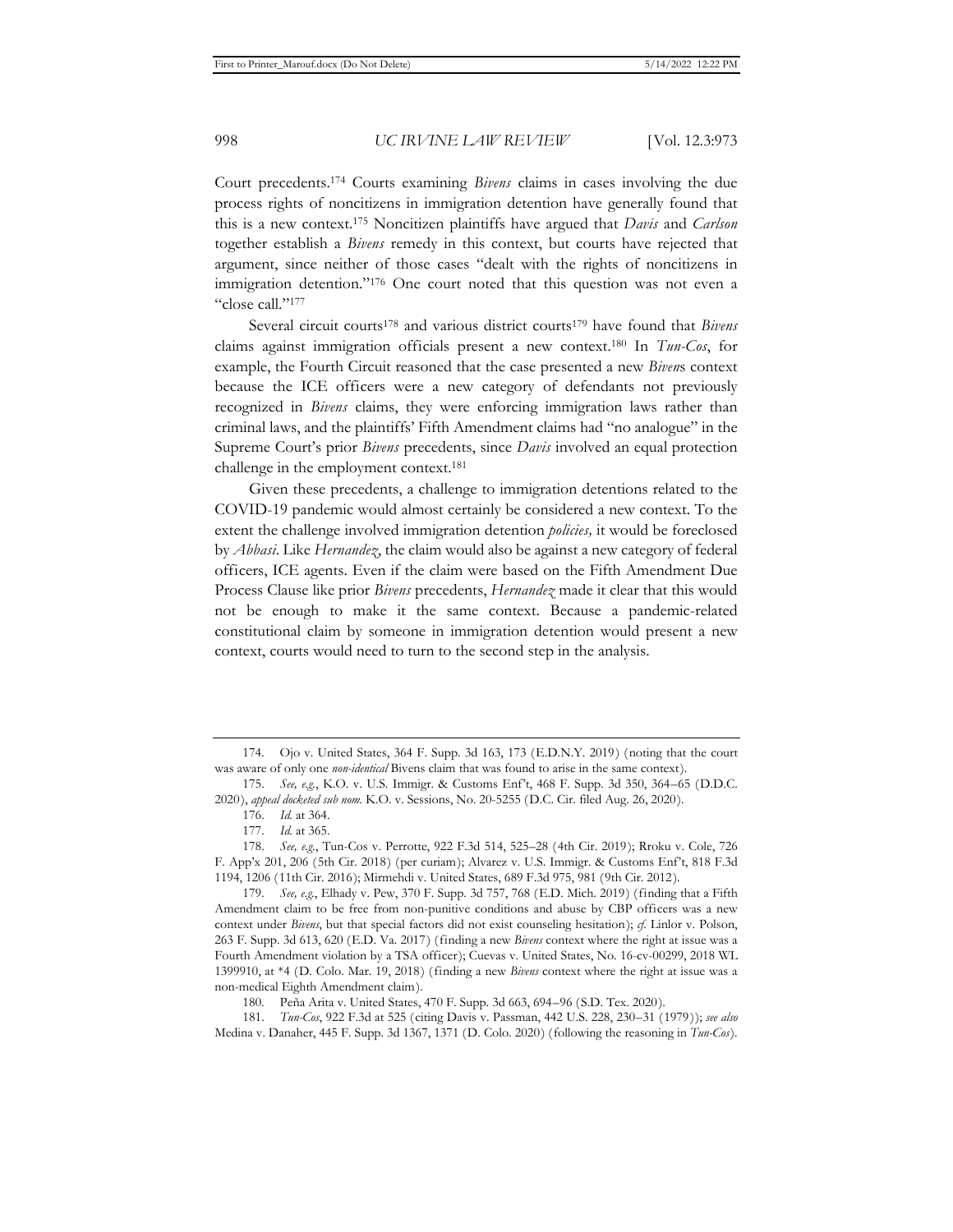Court precedents.[174] Courts examining *Bivens* claims in cases involving the due process rights of noncitizens in immigration detention have generally found that this is a new context.[175] Noncitizen plaintiffs have argued that *Davis* and *Carlson* together establish a *Bivens* remedy in this context, but courts have rejected that argument, since neither of those cases "dealt with the rights of noncitizens in immigration detention."[176] One court noted that this question was not even a "close call."[177]

Several circuit courts[178] and various district courts[179] have found that *Bivens* claims against immigration officials present a new context.[180] In *Tun-Cos*, for example, the Fourth Circuit reasoned that the case presented a new *Bivens* context because the ICE officers were a new category of defendants not previously recognized in *Bivens* claims, they were enforcing immigration laws rather than criminal laws, and the plaintiffs' Fifth Amendment claims had "no analogue" in the Supreme Court's prior *Bivens* precedents, since *Davis* involved an equal protection challenge in the employment context.[181]

Given these precedents, a challenge to immigration detentions related to the COVID-19 pandemic would almost certainly be considered a new context. To the extent the challenge involved immigration detention *policies,* it would be foreclosed by *Abbasi*. Like *Hernandez*, the claim would also be against a new category of federal officers, ICE agents. Even if the claim were based on the Fifth Amendment Due Process Clause like prior *Bivens* precedents, *Hernandez* made it clear that this would not be enough to make it the same context. Because a pandemic-related constitutional claim by someone in immigration detention would present a new context, courts would need to turn to the second step in the analysis.

---

174. Ojo v. United States, 364 F. Supp. 3d 163, 173 (E.D.N.Y. 2019) (noting that the court was aware of only one *non-identical* Bivens claim that was found to arise in the same context).

175. *See, e.g.*, K.O. v. U.S. Immigr. & Customs Enf't, 468 F. Supp. 3d 350, 364–65 (D.D.C. 2020), *appeal docketed sub nom.* K.O. v. Sessions, No. 20-5255 (D.C. Cir. filed Aug. 26, 2020).

176. *Id.* at 364.

177. *Id.* at 365.

178. *See, e.g.*, Tun-Cos v. Perrotte, 922 F.3d 514, 525–28 (4th Cir. 2019); Rroku v. Cole, 726 F. App'x 201, 206 (5th Cir. 2018) (per curiam); Alvarez v. U.S. Immigr. & Customs Enf't, 818 F.3d 1194, 1206 (11th Cir. 2016); Mirmehdi v. United States, 689 F.3d 975, 981 (9th Cir. 2012).

179. *See, e.g.*, Elhady v. Pew, 370 F. Supp. 3d 757, 768 (E.D. Mich. 2019) (finding that a Fifth Amendment claim to be free from non-punitive conditions and abuse by CBP officers was a new context under *Bivens*, but that special factors did not exist counseling hesitation); *cf.* Linlor v. Polson, 263 F. Supp. 3d 613, 620 (E.D. Va. 2017) (finding a new *Bivens* context where the right at issue was a Fourth Amendment violation by a TSA officer); Cuevas v. United States, No. 16-cv-00299, 2018 WL 1399910, at *4 (D. Colo. Mar. 19, 2018) (finding a new *Bivens* context where the right at issue was a non-medical Eighth Amendment claim).

180. Peña Arita v. United States, 470 F. Supp. 3d 663, 694–96 (S.D. Tex. 2020).

181. *Tun-Cos*, 922 F.3d at 525 (citing Davis v. Passman, 442 U.S. 228, 230–31 (1979)); *see also* Medina v. Danaher, 445 F. Supp. 3d 1367, 1371 (D. Colo. 2020) (following the reasoning in *Tun-Cos*).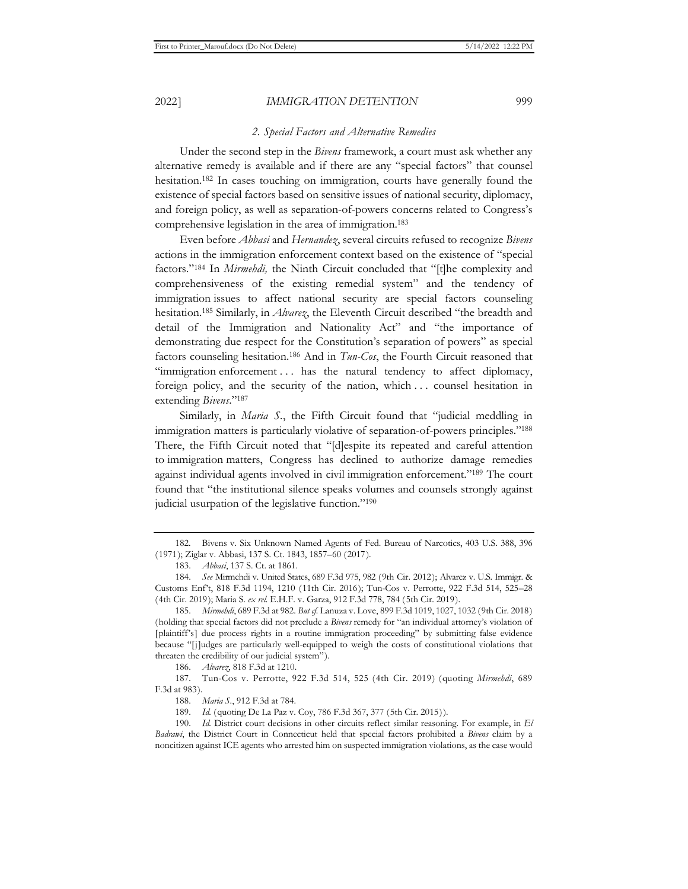### *2. Special Factors and Alternative Remedies*

Under the second step in the *Bivens* framework, a court must ask whether any alternative remedy is available and if there are any "special factors" that counsel hesitation.[182] In cases touching on immigration, courts have generally found the existence of special factors based on sensitive issues of national security, diplomacy, and foreign policy, as well as separation-of-powers concerns related to Congress's comprehensive legislation in the area of immigration.[183]

Even before *Abbasi* and *Hernandez*, several circuits refused to recognize *Bivens* actions in the immigration enforcement context based on the existence of "special factors."[184] In *Mirmehdi,* the Ninth Circuit concluded that "[t]he complexity and comprehensiveness of the existing remedial system" and the tendency of immigration issues to affect national security are special factors counseling hesitation.[185] Similarly, in *Alvarez*, the Eleventh Circuit described "the breadth and detail of the Immigration and Nationality Act" and "the importance of demonstrating due respect for the Constitution's separation of powers" as special factors counseling hesitation.[186] And in *Tun-Cos*, the Fourth Circuit reasoned that "immigration enforcement . . . has the natural tendency to affect diplomacy, foreign policy, and the security of the nation, which . . . counsel hesitation in extending *Bivens*."[187]

Similarly, in *Maria S*., the Fifth Circuit found that "judicial meddling in immigration matters is particularly violative of separation-of-powers principles."[188] There, the Fifth Circuit noted that "[d]espite its repeated and careful attention to immigration matters, Congress has declined to authorize damage remedies against individual agents involved in civil immigration enforcement."[189] The court found that "the institutional silence speaks volumes and counsels strongly against judicial usurpation of the legislative function."[190]

---

182. Bivens v. Six Unknown Named Agents of Fed. Bureau of Narcotics, 403 U.S. 388, 396 (1971); Ziglar v. Abbasi, 137 S. Ct. 1843, 1857–60 (2017).

183. *Abbasi*, 137 S. Ct. at 1861.

184. *See* Mirmehdi v. United States, 689 F.3d 975, 982 (9th Cir. 2012); Alvarez v. U.S. Immigr. & Customs Enf't, 818 F.3d 1194, 1210 (11th Cir. 2016); Tun-Cos v. Perrotte, 922 F.3d 514, 525–28 (4th Cir. 2019); Maria S. *ex rel.* E.H.F. v. Garza, 912 F.3d 778, 784 (5th Cir. 2019).

185. *Mirmehdi*, 689 F.3d at 982. *But cf.* Lanuza v. Love, 899 F.3d 1019, 1027, 1032 (9th Cir. 2018) (holding that special factors did not preclude a *Bivens* remedy for "an individual attorney's violation of [plaintiff's] due process rights in a routine immigration proceeding" by submitting false evidence because "[j]udges are particularly well-equipped to weigh the costs of constitutional violations that threaten the credibility of our judicial system").

186. *Alvarez*, 818 F.3d at 1210.

187. Tun-Cos v. Perrotte, 922 F.3d 514, 525 (4th Cir. 2019) (quoting *Mirmehdi*, 689 F.3d at 983).

188. *Maria S*., 912 F.3d at 784.

189. *Id.* (quoting De La Paz v. Coy, 786 F.3d 367, 377 (5th Cir. 2015)).

190. *Id.* District court decisions in other circuits reflect similar reasoning. For example, in *El Badrawi*, the District Court in Connecticut held that special factors prohibited a *Bivens* claim by a noncitizen against ICE agents who arrested him on suspected immigration violations, as the case would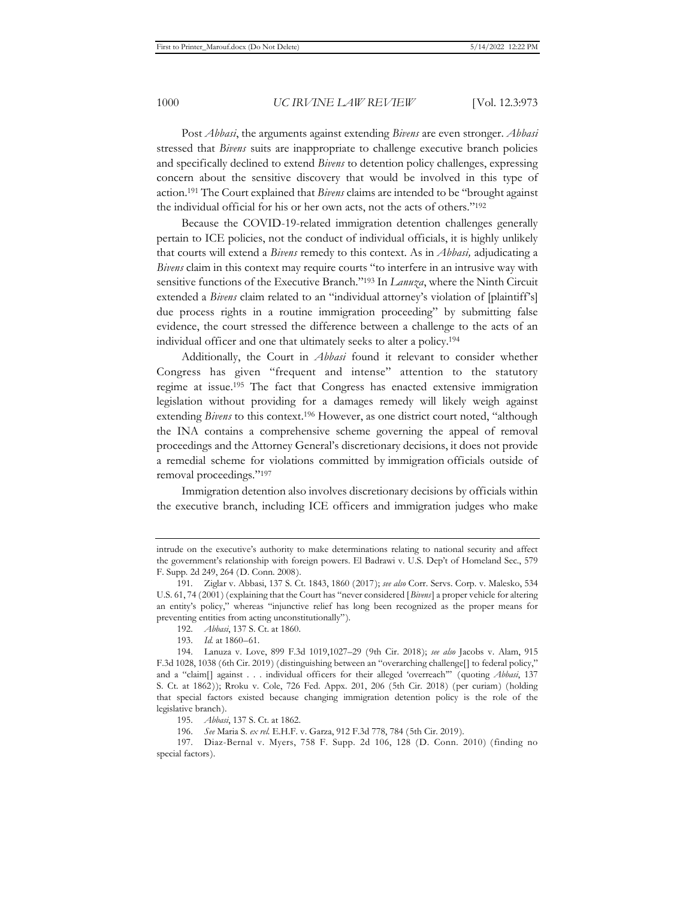Post *Abbasi*, the arguments against extending *Bivens* are even stronger. *Abbasi* stressed that *Bivens* suits are inappropriate to challenge executive branch policies and specifically declined to extend *Bivens* to detention policy challenges, expressing concern about the sensitive discovery that would be involved in this type of action.[191] The Court explained that *Bivens* claims are intended to be "brought against the individual official for his or her own acts, not the acts of others."[192]

Because the COVID-19-related immigration detention challenges generally pertain to ICE policies, not the conduct of individual officials, it is highly unlikely that courts will extend a *Bivens* remedy to this context. As in *Abbasi,* adjudicating a *Bivens* claim in this context may require courts "to interfere in an intrusive way with sensitive functions of the Executive Branch."[193] In *Lanuza*, where the Ninth Circuit extended a *Bivens* claim related to an "individual attorney's violation of [plaintiff's] due process rights in a routine immigration proceeding" by submitting false evidence, the court stressed the difference between a challenge to the acts of an individual officer and one that ultimately seeks to alter a policy.[194]

Additionally, the Court in *Abbasi* found it relevant to consider whether Congress has given "frequent and intense" attention to the statutory regime at issue.[195] The fact that Congress has enacted extensive immigration legislation without providing for a damages remedy will likely weigh against extending *Bivens* to this context.[196] However, as one district court noted, "although the INA contains a comprehensive scheme governing the appeal of removal proceedings and the Attorney General's discretionary decisions, it does not provide a remedial scheme for violations committed by immigration officials outside of removal proceedings."[197]

Immigration detention also involves discretionary decisions by officials within the executive branch, including ICE officers and immigration judges who make

---

intrude on the executive's authority to make determinations relating to national security and affect the government's relationship with foreign powers. El Badrawi v. U.S. Dep't of Homeland Sec., 579 F. Supp. 2d 249, 264 (D. Conn. 2008).

191. Ziglar v. Abbasi, 137 S. Ct. 1843, 1860 (2017); *see also* Corr. Servs. Corp. v. Malesko, 534 U.S. 61, 74 (2001) (explaining that the Court has "never considered [*Bivens*] a proper vehicle for altering an entity's policy," whereas "injunctive relief has long been recognized as the proper means for preventing entities from acting unconstitutionally").

192. *Abbasi*, 137 S. Ct. at 1860.

193. *Id.* at 1860–61.

194. Lanuza v. Love, 899 F.3d 1019,1027–29 (9th Cir. 2018); *see also* Jacobs v. Alam, 915 F.3d 1028, 1038 (6th Cir. 2019) (distinguishing between an "overarching challenge[] to federal policy," and a "claim[] against . . . individual officers for their alleged 'overreach'" (quoting *Abbasi*, 137 S. Ct. at 1862)); Rroku v. Cole, 726 Fed. Appx. 201, 206 (5th Cir. 2018) (per curiam) (holding that special factors existed because changing immigration detention policy is the role of the legislative branch).

195. *Abbasi*, 137 S. Ct. at 1862.

196. *See* Maria S. *ex rel.* E.H.F. v. Garza, 912 F.3d 778, 784 (5th Cir. 2019).

197. Diaz-Bernal v. Myers, 758 F. Supp. 2d 106, 128 (D. Conn. 2010) (finding no special factors).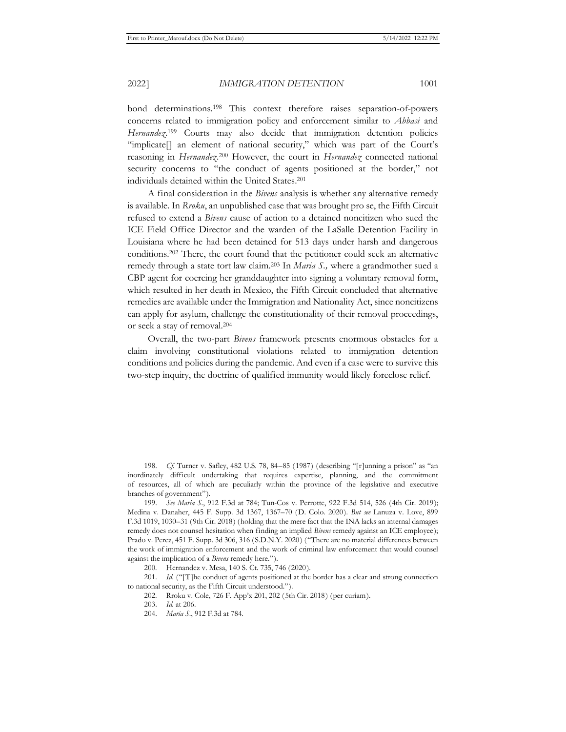bond determinations.[198] This context therefore raises separation-of-powers concerns related to immigration policy and enforcement similar to *Abbasi* and *Hernandez*.[199] Courts may also decide that immigration detention policies "implicate[] an element of national security," which was part of the Court's reasoning in *Hernandez*.[200] However, the court in *Hernandez* connected national security concerns to "the conduct of agents positioned at the border," not individuals detained within the United States.[201]

A final consideration in the *Bivens* analysis is whether any alternative remedy is available. In *Rroku*, an unpublished case that was brought pro se, the Fifth Circuit refused to extend a *Bivens* cause of action to a detained noncitizen who sued the ICE Field Office Director and the warden of the LaSalle Detention Facility in Louisiana where he had been detained for 513 days under harsh and dangerous conditions.[202] There, the court found that the petitioner could seek an alternative remedy through a state tort law claim.[203] In *Maria S.,* where a grandmother sued a CBP agent for coercing her granddaughter into signing a voluntary removal form, which resulted in her death in Mexico, the Fifth Circuit concluded that alternative remedies are available under the Immigration and Nationality Act, since noncitizens can apply for asylum, challenge the constitutionality of their removal proceedings, or seek a stay of removal.[204]

Overall, the two-part *Bivens* framework presents enormous obstacles for a claim involving constitutional violations related to immigration detention conditions and policies during the pandemic. And even if a case were to survive this two-step inquiry, the doctrine of qualified immunity would likely foreclose relief.

---

198. *Cf.* Turner v. Safley, 482 U.S. 78, 84–85 (1987) (describing "[r]unning a prison" as "an inordinately difficult undertaking that requires expertise, planning, and the commitment of resources, all of which are peculiarly within the province of the legislative and executive branches of government").

199. *See Maria S.*, 912 F.3d at 784; Tun-Cos v. Perrotte, 922 F.3d 514, 526 (4th Cir. 2019); Medina v. Danaher, 445 F. Supp. 3d 1367, 1367–70 (D. Colo. 2020). *But see* Lanuza v. Love, 899 F.3d 1019, 1030–31 (9th Cir. 2018) (holding that the mere fact that the INA lacks an internal damages remedy does not counsel hesitation when finding an implied *Bivens* remedy against an ICE employee); Prado v. Perez, 451 F. Supp. 3d 306, 316 (S.D.N.Y. 2020) ("There are no material differences between the work of immigration enforcement and the work of criminal law enforcement that would counsel against the implication of a *Bivens* remedy here.").

200. Hernandez v. Mesa, 140 S. Ct. 735, 746 (2020).

201. *Id.* ("[T]he conduct of agents positioned at the border has a clear and strong connection to national security, as the Fifth Circuit understood.").

202. Rroku v. Cole, 726 F. App'x 201, 202 (5th Cir. 2018) (per curiam).

203. *Id.* at 206.

204. *Maria S.*, 912 F.3d at 784.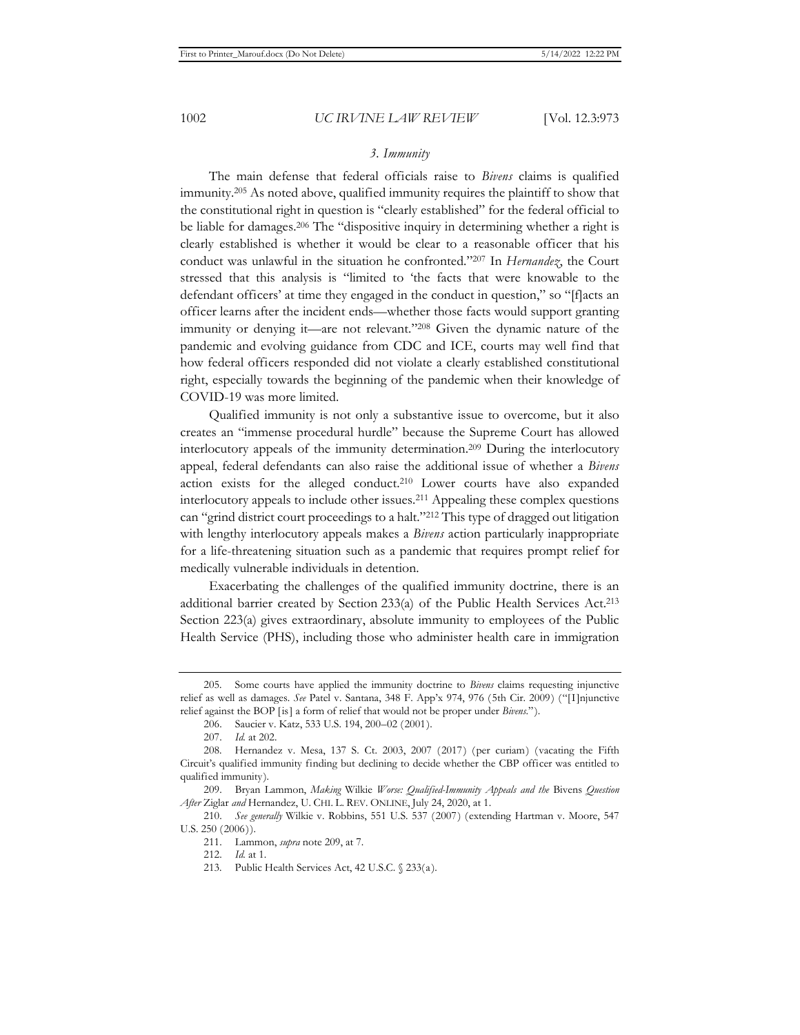### *3. Immunity*

The main defense that federal officials raise to *Bivens* claims is qualified immunity.[205] As noted above, qualified immunity requires the plaintiff to show that the constitutional right in question is "clearly established" for the federal official to be liable for damages.[206] The "dispositive inquiry in determining whether a right is clearly established is whether it would be clear to a reasonable officer that his conduct was unlawful in the situation he confronted."[207] In *Hernandez*, the Court stressed that this analysis is "limited to 'the facts that were knowable to the defendant officers' at time they engaged in the conduct in question," so "[f]acts an officer learns after the incident ends—whether those facts would support granting immunity or denying it—are not relevant."[208] Given the dynamic nature of the pandemic and evolving guidance from CDC and ICE, courts may well find that how federal officers responded did not violate a clearly established constitutional right, especially towards the beginning of the pandemic when their knowledge of COVID-19 was more limited.

Qualified immunity is not only a substantive issue to overcome, but it also creates an "immense procedural hurdle" because the Supreme Court has allowed interlocutory appeals of the immunity determination.[209] During the interlocutory appeal, federal defendants can also raise the additional issue of whether a *Bivens* action exists for the alleged conduct.[210] Lower courts have also expanded interlocutory appeals to include other issues.[211] Appealing these complex questions can "grind district court proceedings to a halt."[212] This type of dragged out litigation with lengthy interlocutory appeals makes a *Bivens* action particularly inappropriate for a life-threatening situation such as a pandemic that requires prompt relief for medically vulnerable individuals in detention.

Exacerbating the challenges of the qualified immunity doctrine, there is an additional barrier created by Section 233(a) of the Public Health Services Act.[213] Section 223(a) gives extraordinary, absolute immunity to employees of the Public Health Service (PHS), including those who administer health care in immigration

---

205. Some courts have applied the immunity doctrine to *Bivens* claims requesting injunctive relief as well as damages. *See* Patel v. Santana, 348 F. App'x 974, 976 (5th Cir. 2009) ("[I]njunctive relief against the BOP [is] a form of relief that would not be proper under *Bivens*.").

206. Saucier v. Katz, 533 U.S. 194, 200–02 (2001).

207. *Id.* at 202.

208. Hernandez v. Mesa, 137 S. Ct. 2003, 2007 (2017) (per curiam) (vacating the Fifth Circuit's qualified immunity finding but declining to decide whether the CBP officer was entitled to qualified immunity).

209. Bryan Lammon, *Making* Wilkie *Worse: Qualified-Immunity Appeals and the* Bivens *Question After* Ziglar *and* Hernandez, U. CHI. L. REV. ONLINE, July 24, 2020, at 1.

210. *See generally* Wilkie v. Robbins, 551 U.S. 537 (2007) (extending Hartman v. Moore, 547 U.S. 250 (2006)).

211. Lammon, *supra* note 209, at 7.

212. *Id.* at 1.

213. Public Health Services Act, 42 U.S.C. § 233(a).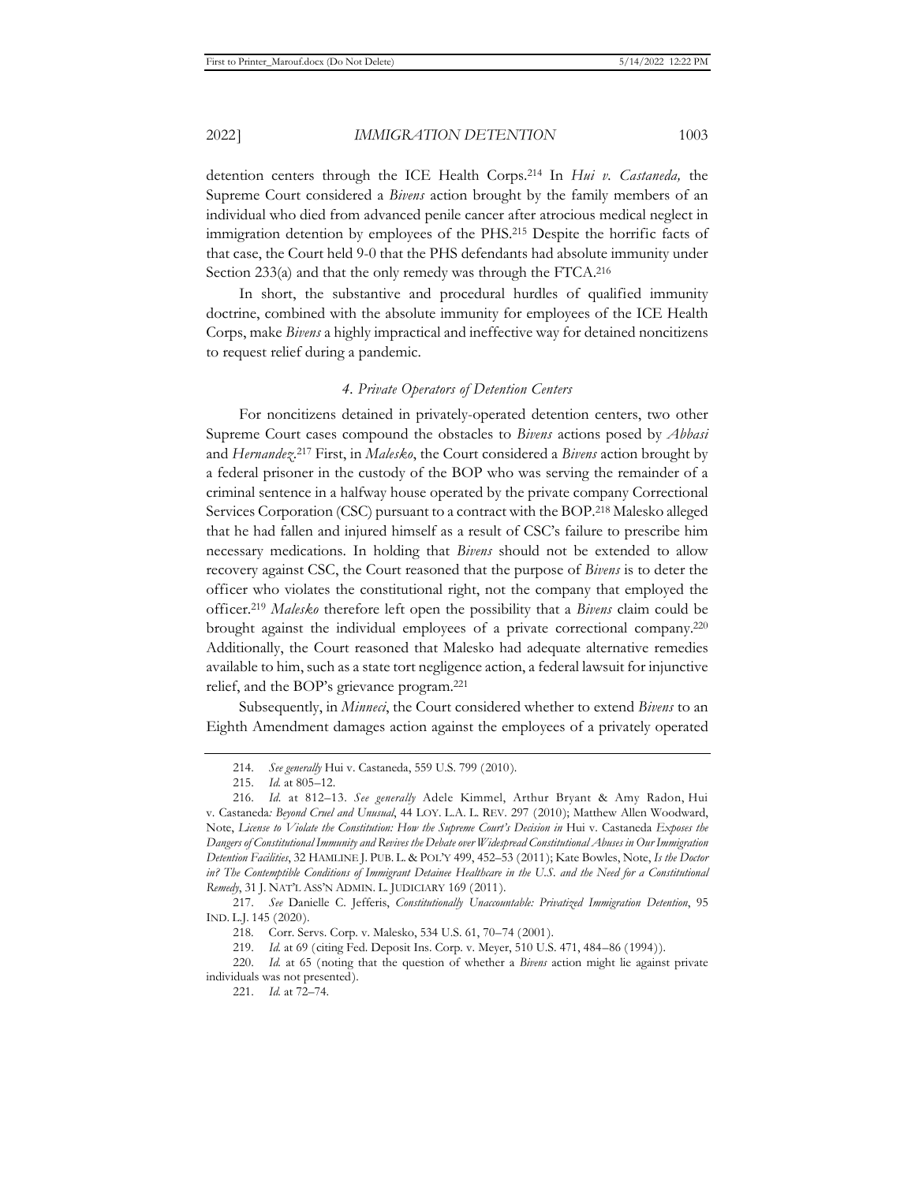detention centers through the ICE Health Corps.[214] In *Hui v. Castaneda,* the Supreme Court considered a *Bivens* action brought by the family members of an individual who died from advanced penile cancer after atrocious medical neglect in immigration detention by employees of the PHS.[215] Despite the horrific facts of that case, the Court held 9-0 that the PHS defendants had absolute immunity under Section 233(a) and that the only remedy was through the FTCA.[216]

In short, the substantive and procedural hurdles of qualified immunity doctrine, combined with the absolute immunity for employees of the ICE Health Corps, make *Bivens* a highly impractical and ineffective way for detained noncitizens to request relief during a pandemic.

#### *4. Private Operators of Detention Centers*

For noncitizens detained in privately-operated detention centers, two other Supreme Court cases compound the obstacles to *Bivens* actions posed by *Abbasi* and *Hernandez*.[217] First, in *Malesko*, the Court considered a *Bivens* action brought by a federal prisoner in the custody of the BOP who was serving the remainder of a criminal sentence in a halfway house operated by the private company Correctional Services Corporation (CSC) pursuant to a contract with the BOP.[218] Malesko alleged that he had fallen and injured himself as a result of CSC's failure to prescribe him necessary medications. In holding that *Bivens* should not be extended to allow recovery against CSC, the Court reasoned that the purpose of *Bivens* is to deter the officer who violates the constitutional right, not the company that employed the officer.[219] *Malesko* therefore left open the possibility that a *Bivens* claim could be brought against the individual employees of a private correctional company.[220] Additionally, the Court reasoned that Malesko had adequate alternative remedies available to him, such as a state tort negligence action, a federal lawsuit for injunctive relief, and the BOP's grievance program.[221]

Subsequently, in *Minneci*, the Court considered whether to extend *Bivens* to an Eighth Amendment damages action against the employees of a privately operated

---

214. *See generally* Hui v. Castaneda, 559 U.S. 799 (2010).

215. *Id.* at 805–12.

216. *Id.* at 812–13. *See generally* Adele Kimmel, Arthur Bryant & Amy Radon, Hui v. Castaneda*: Beyond Cruel and Unusual*, 44 LOY. L.A. L. REV. 297 (2010); Matthew Allen Woodward, Note, *License to Violate the Constitution: How the Supreme Court's Decision in* Hui v. Castaneda *Exposes the Dangers of Constitutional Immunity and Revives the Debate over Widespread Constitutional Abuses in Our Immigration Detention Facilities*, 32 HAMLINE J. PUB. L. & POL'Y 499, 452–53 (2011); Kate Bowles, Note, *Is the Doctor in? The Contemptible Conditions of Immigrant Detainee Healthcare in the U.S. and the Need for a Constitutional Remedy*, 31 J. NAT'L ASS'N ADMIN. L. JUDICIARY 169 (2011).

217. *See* Danielle C. Jefferis, *Constitutionally Unaccountable: Privatized Immigration Detention*, 95 IND. L.J. 145 (2020).

218. Corr. Servs. Corp. v. Malesko, 534 U.S. 61, 70–74 (2001).

219. *Id.* at 69 (citing Fed. Deposit Ins. Corp. v. Meyer, 510 U.S. 471, 484–86 (1994)).

220. *Id.* at 65 (noting that the question of whether a *Bivens* action might lie against private individuals was not presented).

221. *Id.* at 72–74.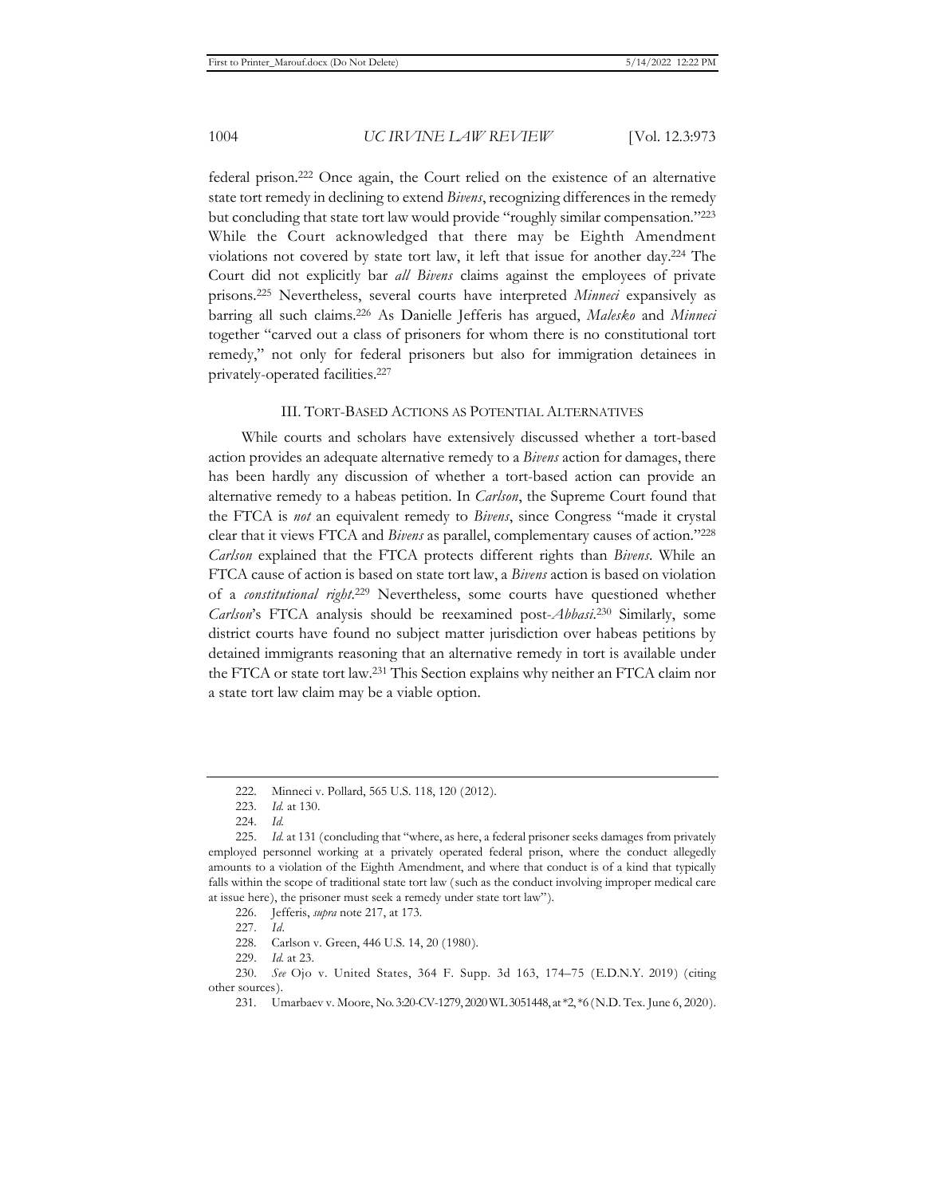federal prison.[222] Once again, the Court relied on the existence of an alternative state tort remedy in declining to extend *Bivens*, recognizing differences in the remedy but concluding that state tort law would provide "roughly similar compensation."[223] While the Court acknowledged that there may be Eighth Amendment violations not covered by state tort law, it left that issue for another day.[224] The Court did not explicitly bar *all Bivens* claims against the employees of private prisons.[225] Nevertheless, several courts have interpreted *Minneci* expansively as barring all such claims.[226] As Danielle Jefferis has argued, *Malesko* and *Minneci* together "carved out a class of prisoners for whom there is no constitutional tort remedy," not only for federal prisoners but also for immigration detainees in privately-operated facilities.[227]

## III. TORT-BASED ACTIONS AS POTENTIAL ALTERNATIVES

While courts and scholars have extensively discussed whether a tort-based action provides an adequate alternative remedy to a *Bivens* action for damages, there has been hardly any discussion of whether a tort-based action can provide an alternative remedy to a habeas petition. In *Carlson*, the Supreme Court found that the FTCA is *not* an equivalent remedy to *Bivens*, since Congress "made it crystal clear that it views FTCA and *Bivens* as parallel, complementary causes of action."[228] *Carlson* explained that the FTCA protects different rights than *Bivens*. While an FTCA cause of action is based on state tort law, a *Bivens* action is based on violation of a *constitutional right*.[229] Nevertheless, some courts have questioned whether *Carlson*'s FTCA analysis should be reexamined post-*Abbasi*.[230] Similarly, some district courts have found no subject matter jurisdiction over habeas petitions by detained immigrants reasoning that an alternative remedy in tort is available under the FTCA or state tort law.[231] This Section explains why neither an FTCA claim nor a state tort law claim may be a viable option.

---

222. Minneci v. Pollard, 565 U.S. 118, 120 (2012).

223. *Id.* at 130.

224. *Id.*

225. *Id.* at 131 (concluding that "where, as here, a federal prisoner seeks damages from privately employed personnel working at a privately operated federal prison, where the conduct allegedly amounts to a violation of the Eighth Amendment, and where that conduct is of a kind that typically falls within the scope of traditional state tort law (such as the conduct involving improper medical care at issue here), the prisoner must seek a remedy under state tort law").

226. Jefferis, *supra* note 217, at 173.

227. *Id.*

228. Carlson v. Green, 446 U.S. 14, 20 (1980).

229. *Id.* at 23.

230. *See* Ojo v. United States, 364 F. Supp. 3d 163, 174–75 (E.D.N.Y. 2019) (citing other sources).

231. Umarbaev v. Moore, No. 3:20-CV-1279, 2020 WL 3051448, at *2, *6 (N.D. Tex. June 6, 2020).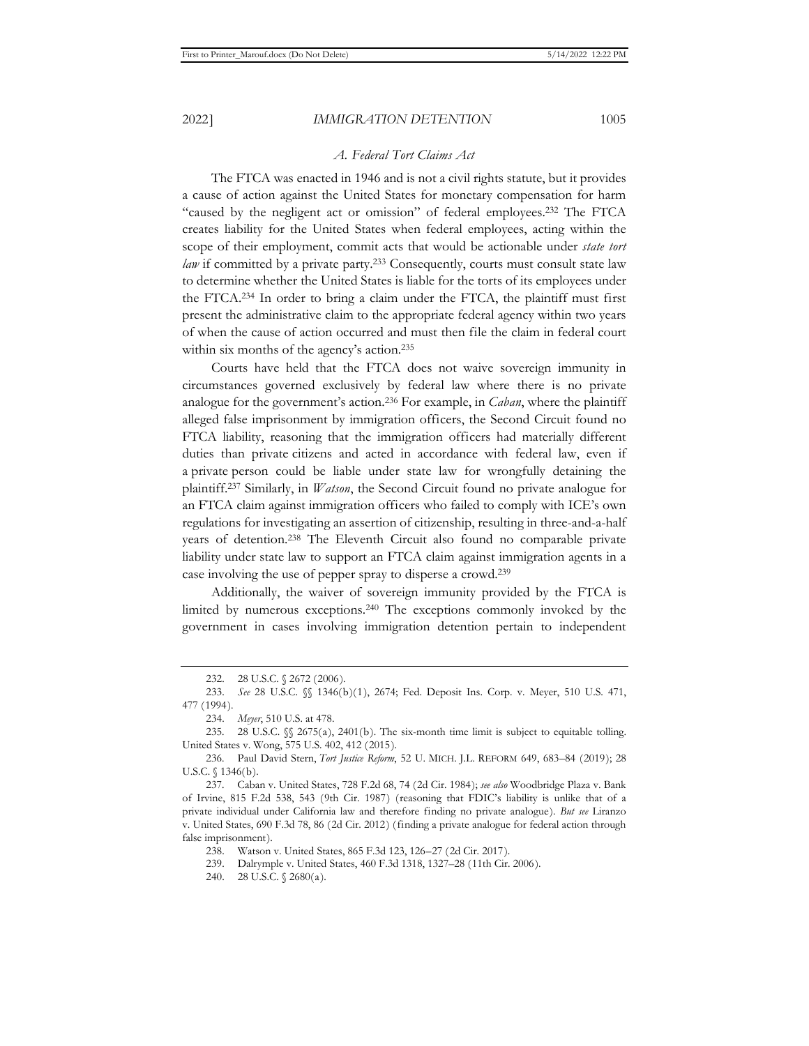### *A. Federal Tort Claims Act*

The FTCA was enacted in 1946 and is not a civil rights statute, but it provides a cause of action against the United States for monetary compensation for harm "caused by the negligent act or omission" of federal employees.[232] The FTCA creates liability for the United States when federal employees, acting within the scope of their employment, commit acts that would be actionable under *state tort law* if committed by a private party.[233] Consequently, courts must consult state law to determine whether the United States is liable for the torts of its employees under the FTCA.[234] In order to bring a claim under the FTCA, the plaintiff must first present the administrative claim to the appropriate federal agency within two years of when the cause of action occurred and must then file the claim in federal court within six months of the agency's action.[235]

Courts have held that the FTCA does not waive sovereign immunity in circumstances governed exclusively by federal law where there is no private analogue for the government's action.[236] For example, in *Caban*, where the plaintiff alleged false imprisonment by immigration officers, the Second Circuit found no FTCA liability, reasoning that the immigration officers had materially different duties than private citizens and acted in accordance with federal law, even if a private person could be liable under state law for wrongfully detaining the plaintiff.[237] Similarly, in *Watson*, the Second Circuit found no private analogue for an FTCA claim against immigration officers who failed to comply with ICE's own regulations for investigating an assertion of citizenship, resulting in three-and-a-half years of detention.[238] The Eleventh Circuit also found no comparable private liability under state law to support an FTCA claim against immigration agents in a case involving the use of pepper spray to disperse a crowd.[239]

Additionally, the waiver of sovereign immunity provided by the FTCA is limited by numerous exceptions.[240] The exceptions commonly invoked by the government in cases involving immigration detention pertain to independent

---

232. 28 U.S.C. § 2672 (2006).

233. *See* 28 U.S.C. §§ 1346(b)(1), 2674; Fed. Deposit Ins. Corp. v. Meyer, 510 U.S. 471, 477 (1994).

234. *Meyer*, 510 U.S. at 478.

235. 28 U.S.C. §§ 2675(a), 2401(b). The six-month time limit is subject to equitable tolling. United States v. Wong, 575 U.S. 402, 412 (2015).

236. Paul David Stern, *Tort Justice Reform*, 52 U. MICH. J.L. REFORM 649, 683–84 (2019); 28 U.S.C. § 1346(b).

237. Caban v. United States, 728 F.2d 68, 74 (2d Cir. 1984); *see also* Woodbridge Plaza v. Bank of Irvine, 815 F.2d 538, 543 (9th Cir. 1987) (reasoning that FDIC's liability is unlike that of a private individual under California law and therefore finding no private analogue). *But see* Liranzo v. United States, 690 F.3d 78, 86 (2d Cir. 2012) (finding a private analogue for federal action through false imprisonment).

238. Watson v. United States, 865 F.3d 123, 126–27 (2d Cir. 2017).

239. Dalrymple v. United States, 460 F.3d 1318, 1327–28 (11th Cir. 2006).

240. 28 U.S.C. § 2680(a).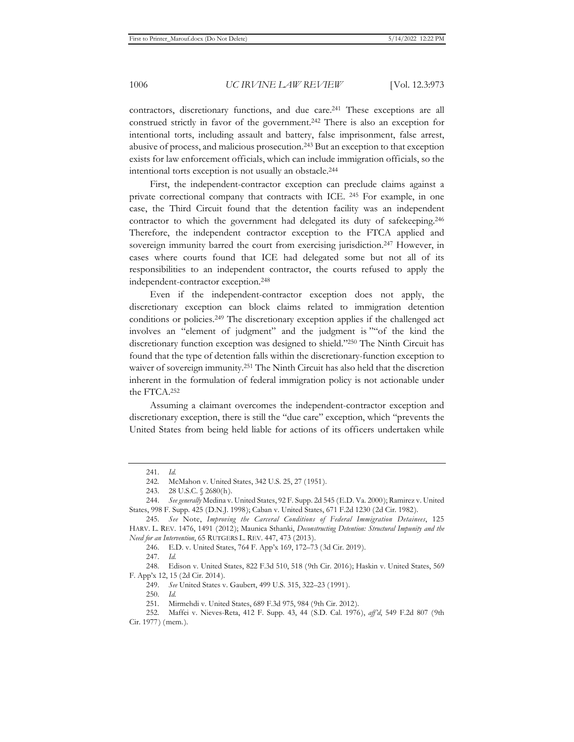contractors, discretionary functions, and due care.[241] These exceptions are all construed strictly in favor of the government.[242] There is also an exception for intentional torts, including assault and battery, false imprisonment, false arrest, abusive of process, and malicious prosecution.[243] But an exception to that exception exists for law enforcement officials, which can include immigration officials, so the intentional torts exception is not usually an obstacle.[244]

First, the independent-contractor exception can preclude claims against a private correctional company that contracts with ICE. [245] For example, in one case, the Third Circuit found that the detention facility was an independent contractor to which the government had delegated its duty of safekeeping.[246] Therefore, the independent contractor exception to the FTCA applied and sovereign immunity barred the court from exercising jurisdiction.[247] However, in cases where courts found that ICE had delegated some but not all of its responsibilities to an independent contractor, the courts refused to apply the independent-contractor exception.[248]

Even if the independent-contractor exception does not apply, the discretionary exception can block claims related to immigration detention conditions or policies.[249] The discretionary exception applies if the challenged act involves an "element of judgment" and the judgment is ""of the kind the discretionary function exception was designed to shield."[250] The Ninth Circuit has found that the type of detention falls within the discretionary-function exception to waiver of sovereign immunity.[251] The Ninth Circuit has also held that the discretion inherent in the formulation of federal immigration policy is not actionable under the FTCA.[252]

Assuming a claimant overcomes the independent-contractor exception and discretionary exception, there is still the "due care" exception, which "prevents the United States from being held liable for actions of its officers undertaken while

---

241. *Id.*

242. McMahon v. United States, 342 U.S. 25, 27 (1951).

243. 28 U.S.C. § 2680(h).

244. *See generally* Medina v. United States, 92 F. Supp. 2d 545 (E.D. Va. 2000); Ramirez v. United States, 998 F. Supp. 425 (D.N.J. 1998); Caban v. United States, 671 F.2d 1230 (2d Cir. 1982).

245. *See* Note, *Improving the Carceral Conditions of Federal Immigration Detainees*, 125 HARV. L. REV. 1476, 1491 (2012); Maunica Sthanki, *Deconstructing Detention: Structural Impunity and the Need for an Intervention*, 65 RUTGERS L. REV. 447, 473 (2013).

246. E.D. v. United States, 764 F. App'x 169, 172–73 (3d Cir. 2019).

247. *Id.*

248. Edison v. United States, 822 F.3d 510, 518 (9th Cir. 2016); Haskin v. United States, 569 F. App'x 12, 15 (2d Cir. 2014).

249. *See* United States v. Gaubert, 499 U.S. 315, 322–23 (1991).

250. *Id.*

251. Mirmehdi v. United States, 689 F.3d 975, 984 (9th Cir. 2012).

252. Maffei v. Nieves-Reta, 412 F. Supp. 43, 44 (S.D. Cal. 1976), *aff'd*, 549 F.2d 807 (9th Cir. 1977) (mem.).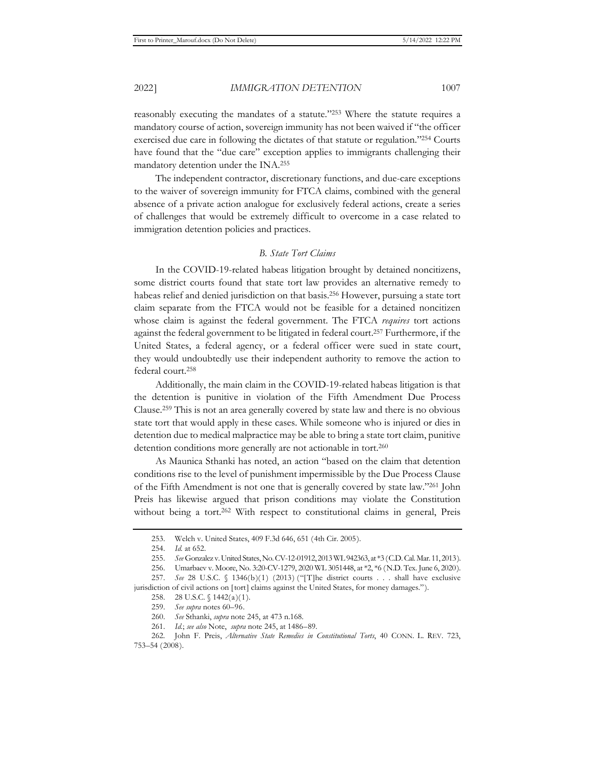reasonably executing the mandates of a statute."[253] Where the statute requires a mandatory course of action, sovereign immunity has not been waived if "the officer exercised due care in following the dictates of that statute or regulation."[254] Courts have found that the "due care" exception applies to immigrants challenging their mandatory detention under the INA.[255]

The independent contractor, discretionary functions, and due-care exceptions to the waiver of sovereign immunity for FTCA claims, combined with the general absence of a private action analogue for exclusively federal actions, create a series of challenges that would be extremely difficult to overcome in a case related to immigration detention policies and practices.

### *B. State Tort Claims*

In the COVID-19-related habeas litigation brought by detained noncitizens, some district courts found that state tort law provides an alternative remedy to habeas relief and denied jurisdiction on that basis.[256] However, pursuing a state tort claim separate from the FTCA would not be feasible for a detained noncitizen whose claim is against the federal government. The FTCA *requires* tort actions against the federal government to be litigated in federal court.[257] Furthermore, if the United States, a federal agency, or a federal officer were sued in state court, they would undoubtedly use their independent authority to remove the action to federal court.[258]

Additionally, the main claim in the COVID-19-related habeas litigation is that the detention is punitive in violation of the Fifth Amendment Due Process Clause.[259] This is not an area generally covered by state law and there is no obvious state tort that would apply in these cases. While someone who is injured or dies in detention due to medical malpractice may be able to bring a state tort claim, punitive detention conditions more generally are not actionable in tort.[260]

As Maunica Sthanki has noted, an action "based on the claim that detention conditions rise to the level of punishment impermissible by the Due Process Clause of the Fifth Amendment is not one that is generally covered by state law."[261] John Preis has likewise argued that prison conditions may violate the Constitution without being a tort.[262] With respect to constitutional claims in general, Preis

---

253. Welch v. United States, 409 F.3d 646, 651 (4th Cir. 2005).

254. *Id.* at 652.

255. *See* Gonzalez v. United States, No. CV-12-01912, 2013 WL 942363, at *3 (C.D. Cal. Mar. 11, 2013).

256. Umarbaev v. Moore, No. 3:20-CV-1279, 2020 WL 3051448, at *2, *6 (N.D. Tex. June 6, 2020).

257. *See* 28 U.S.C. § 1346(b)(1) (2013) ("[T]he district courts . . . shall have exclusive jurisdiction of civil actions on [tort] claims against the United States, for money damages.").

258. 28 U.S.C. § 1442(a)(1).

259. *See supra* notes 60–96.

260. *See* Sthanki, *supra* note 245, at 473 n.168.

261. *Id.*; *see also* Note, *supra* note 245, at 1486–89.

262. John F. Preis, *Alternative State Remedies in Constitutional Torts*, 40 CONN. L. REV. 723, 753–54 (2008).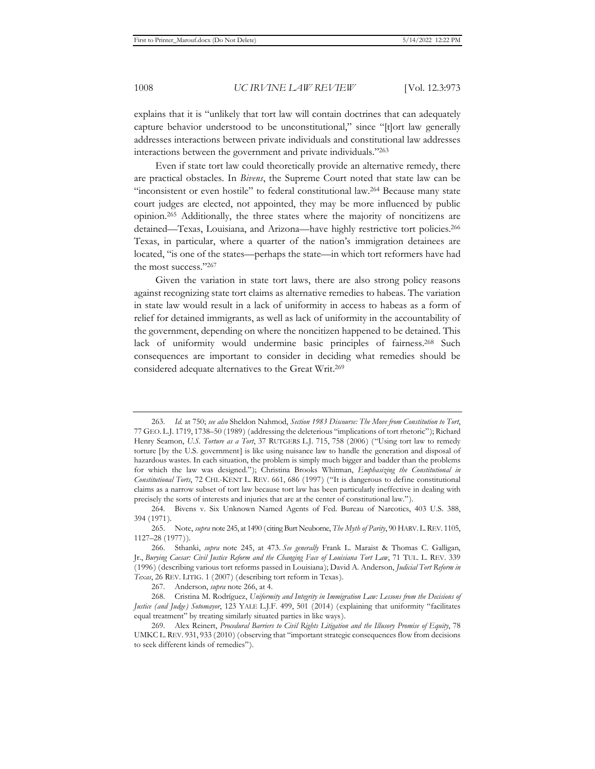explains that it is "unlikely that tort law will contain doctrines that can adequately capture behavior understood to be unconstitutional," since "[t]ort law generally addresses interactions between private individuals and constitutional law addresses interactions between the government and private individuals."[263]

Even if state tort law could theoretically provide an alternative remedy, there are practical obstacles. In *Bivens*, the Supreme Court noted that state law can be "inconsistent or even hostile" to federal constitutional law.[264] Because many state court judges are elected, not appointed, they may be more influenced by public opinion.[265] Additionally, the three states where the majority of noncitizens are detained—Texas, Louisiana, and Arizona—have highly restrictive tort policies.[266] Texas, in particular, where a quarter of the nation's immigration detainees are located, "is one of the states—perhaps the state—in which tort reformers have had the most success."[267]

Given the variation in state tort laws, there are also strong policy reasons against recognizing state tort claims as alternative remedies to habeas. The variation in state law would result in a lack of uniformity in access to habeas as a form of relief for detained immigrants, as well as lack of uniformity in the accountability of the government, depending on where the noncitizen happened to be detained. This lack of uniformity would undermine basic principles of fairness.[268] Such consequences are important to consider in deciding what remedies should be considered adequate alternatives to the Great Writ.[269]

---

263. *Id.* at 750; *see also* Sheldon Nahmod, *Section 1983 Discourse: The Move from Constitution to Tort*, 77 GEO. L.J. 1719, 1738–50 (1989) (addressing the deleterious "implications of tort rhetoric"); Richard Henry Seamon, *U.S. Torture as a Tort*, 37 RUTGERS L.J. 715, 758 (2006) ("Using tort law to remedy torture [by the U.S. government] is like using nuisance law to handle the generation and disposal of hazardous wastes. In each situation, the problem is simply much bigger and badder than the problems for which the law was designed."); Christina Brooks Whitman, *Emphasizing the Constitutional in Constitutional Torts*, 72 CHI.-KENT L. REV. 661, 686 (1997) ("It is dangerous to define constitutional claims as a narrow subset of tort law because tort law has been particularly ineffective in dealing with precisely the sorts of interests and injuries that are at the center of constitutional law.").

264. Bivens v. Six Unknown Named Agents of Fed. Bureau of Narcotics, 403 U.S. 388, 394 (1971).

265. Note, *supra* note 245, at 1490 (citing Burt Neuborne, *The Myth of Parity*, 90 HARV. L. REV. 1105, 1127–28 (1977)).

266. Sthanki, *supra* note 245, at 473. *See generally* Frank L. Maraist & Thomas C. Galligan, Jr., *Burying Caesar: Civil Justice Reform and the Changing Face of Louisiana Tort Law*, 71 TUL. L. REV. 339 (1996) (describing various tort reforms passed in Louisiana); David A. Anderson, *Judicial Tort Reform in Texas*, 26 REV. LITIG. 1 (2007) (describing tort reform in Texas).

267. Anderson, *supra* note 266, at 4.

268. Cristina M. Rodríguez, *Uniformity and Integrity in Immigration Law: Lessons from the Decisions of Justice (and Judge) Sotomayor*, 123 YALE L.J.F. 499, 501 (2014) (explaining that uniformity "facilitates equal treatment" by treating similarly situated parties in like ways).

269. Alex Reinert, *Procedural Barriers to Civil Rights Litigation and the Illusory Promise of Equity*, 78 UMKC L. REV. 931, 933 (2010) (observing that "important strategic consequences flow from decisions to seek different kinds of remedies").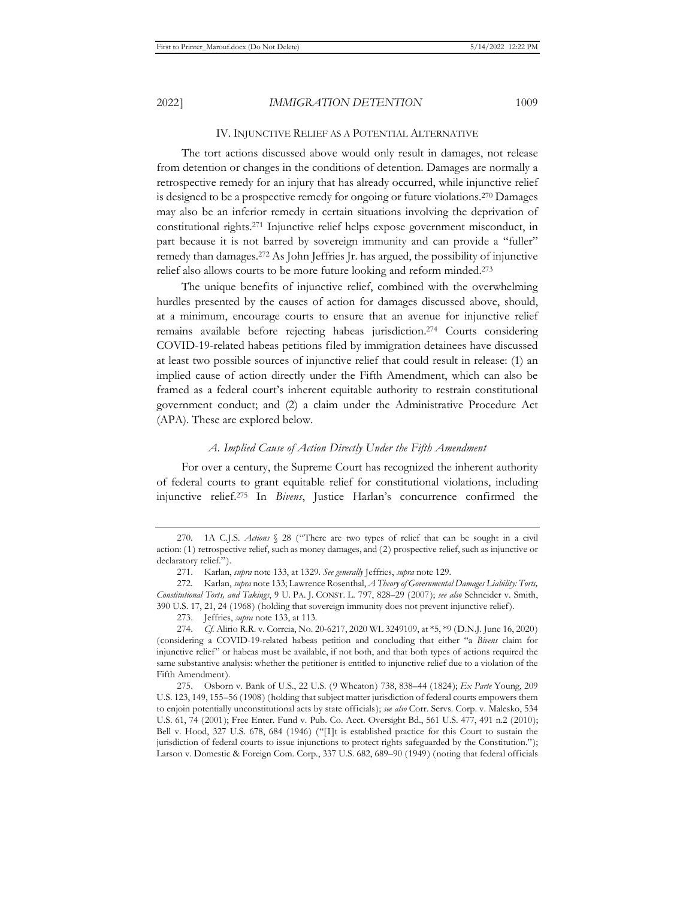## IV. INJUNCTIVE RELIEF AS A POTENTIAL ALTERNATIVE

The tort actions discussed above would only result in damages, not release from detention or changes in the conditions of detention. Damages are normally a retrospective remedy for an injury that has already occurred, while injunctive relief is designed to be a prospective remedy for ongoing or future violations.[270] Damages may also be an inferior remedy in certain situations involving the deprivation of constitutional rights.[271] Injunctive relief helps expose government misconduct, in part because it is not barred by sovereign immunity and can provide a "fuller" remedy than damages.[272] As John Jeffries Jr. has argued, the possibility of injunctive relief also allows courts to be more future looking and reform minded.[273]

The unique benefits of injunctive relief, combined with the overwhelming hurdles presented by the causes of action for damages discussed above, should, at a minimum, encourage courts to ensure that an avenue for injunctive relief remains available before rejecting habeas jurisdiction.[274] Courts considering COVID-19-related habeas petitions filed by immigration detainees have discussed at least two possible sources of injunctive relief that could result in release: (1) an implied cause of action directly under the Fifth Amendment, which can also be framed as a federal court's inherent equitable authority to restrain constitutional government conduct; and (2) a claim under the Administrative Procedure Act (APA). These are explored below.

### *A. Implied Cause of Action Directly Under the Fifth Amendment*

For over a century, the Supreme Court has recognized the inherent authority of federal courts to grant equitable relief for constitutional violations, including injunctive relief.[275] In *Bivens*, Justice Harlan's concurrence confirmed the

---

270. 1A C.J.S. *Actions* § 28 ("There are two types of relief that can be sought in a civil action: (1) retrospective relief, such as money damages, and (2) prospective relief, such as injunctive or declaratory relief.").

271. Karlan, *supra* note 133, at 1329. *See generally* Jeffries, *supra* note 129.

272. Karlan, *supra* note 133; Lawrence Rosenthal, *A Theory of Governmental Damages Liability: Torts, Constitutional Torts, and Takings*, 9 U. PA. J. CONST. L. 797, 828–29 (2007); *see also* Schneider v. Smith, 390 U.S. 17, 21, 24 (1968) (holding that sovereign immunity does not prevent injunctive relief).

273. Jeffries, *supra* note 133, at 113.

274. *Cf.* Alirio R.R. v. Correia, No. 20-6217, 2020 WL 3249109, at \*5, \*9 (D.N.J. June 16, 2020) (considering a COVID-19-related habeas petition and concluding that either "a *Bivens* claim for injunctive relief" or habeas must be available, if not both, and that both types of actions required the same substantive analysis: whether the petitioner is entitled to injunctive relief due to a violation of the Fifth Amendment).

275. Osborn v. Bank of U.S., 22 U.S. (9 Wheaton) 738, 838–44 (1824); *Ex Parte* Young, 209 U.S. 123, 149, 155–56 (1908) (holding that subject matter jurisdiction of federal courts empowers them to enjoin potentially unconstitutional acts by state officials); *see also* Corr. Servs. Corp. v. Malesko, 534 U.S. 61, 74 (2001); Free Enter. Fund v. Pub. Co. Acct. Oversight Bd., 561 U.S. 477, 491 n.2 (2010); Bell v. Hood, 327 U.S. 678, 684 (1946) ("[I]t is established practice for this Court to sustain the jurisdiction of federal courts to issue injunctions to protect rights safeguarded by the Constitution."); Larson v. Domestic & Foreign Com. Corp., 337 U.S. 682, 689–90 (1949) (noting that federal officials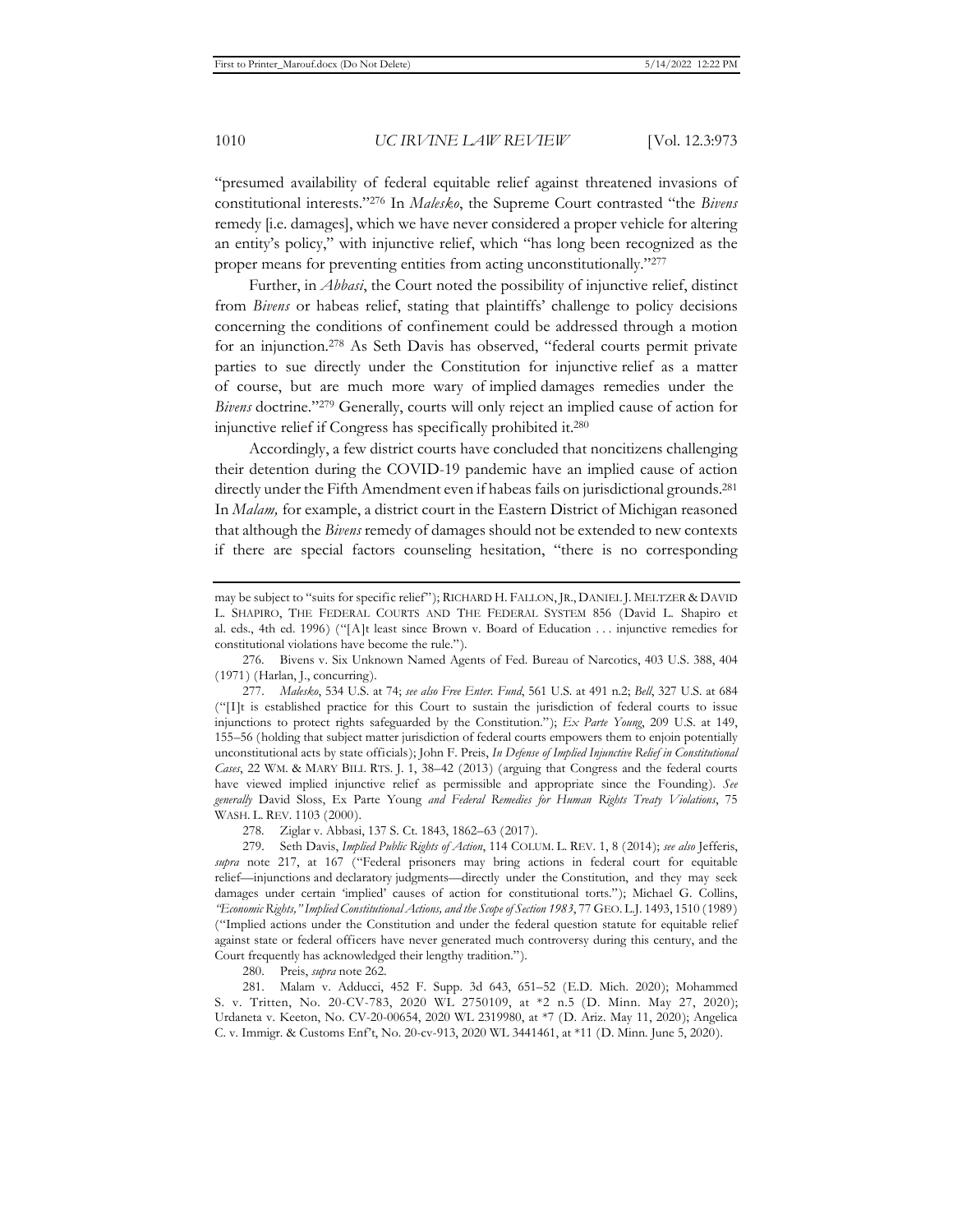"presumed availability of federal equitable relief against threatened invasions of constitutional interests."[276] In *Malesko*, the Supreme Court contrasted "the *Bivens* remedy [i.e. damages], which we have never considered a proper vehicle for altering an entity's policy," with injunctive relief, which "has long been recognized as the proper means for preventing entities from acting unconstitutionally."[277]

Further, in *Abbasi*, the Court noted the possibility of injunctive relief, distinct from *Bivens* or habeas relief, stating that plaintiffs' challenge to policy decisions concerning the conditions of confinement could be addressed through a motion for an injunction.[278] As Seth Davis has observed, "federal courts permit private parties to sue directly under the Constitution for injunctive relief as a matter of course, but are much more wary of implied damages remedies under the *Bivens* doctrine."[279] Generally, courts will only reject an implied cause of action for injunctive relief if Congress has specifically prohibited it.[280]

Accordingly, a few district courts have concluded that noncitizens challenging their detention during the COVID-19 pandemic have an implied cause of action directly under the Fifth Amendment even if habeas fails on jurisdictional grounds.[281] In *Malam,* for example, a district court in the Eastern District of Michigan reasoned that although the *Bivens* remedy of damages should not be extended to new contexts if there are special factors counseling hesitation, "there is no corresponding

---

may be subject to "suits for specific relief"); RICHARD H. FALLON, JR., DANIEL J. MELTZER & DAVID L. SHAPIRO, THE FEDERAL COURTS AND THE FEDERAL SYSTEM 856 (David L. Shapiro et al. eds., 4th ed. 1996) ("[A]t least since Brown v. Board of Education . . . injunctive remedies for constitutional violations have become the rule.").

276. Bivens v. Six Unknown Named Agents of Fed. Bureau of Narcotics, 403 U.S. 388, 404 (1971) (Harlan, J., concurring).

277. *Malesko*, 534 U.S. at 74; *see also Free Enter. Fund*, 561 U.S. at 491 n.2; *Bell*, 327 U.S. at 684 ("[I]t is established practice for this Court to sustain the jurisdiction of federal courts to issue injunctions to protect rights safeguarded by the Constitution."); *Ex Parte Young*, 209 U.S. at 149, 155–56 (holding that subject matter jurisdiction of federal courts empowers them to enjoin potentially unconstitutional acts by state officials); John F. Preis, *In Defense of Implied Injunctive Relief in Constitutional Cases*, 22 WM. & MARY BILL RTS. J. 1, 38–42 (2013) (arguing that Congress and the federal courts have viewed implied injunctive relief as permissible and appropriate since the Founding). *See generally* David Sloss, Ex Parte Young *and Federal Remedies for Human Rights Treaty Violations*, 75 WASH. L. REV. 1103 (2000).

278. Ziglar v. Abbasi, 137 S. Ct. 1843, 1862–63 (2017).

279. Seth Davis, *Implied Public Rights of Action*, 114 COLUM. L. REV. 1, 8 (2014); *see also* Jefferis, *supra* note 217, at 167 ("Federal prisoners may bring actions in federal court for equitable relief—injunctions and declaratory judgments—directly under the Constitution, and they may seek damages under certain 'implied' causes of action for constitutional torts."); Michael G. Collins, *"Economic Rights," Implied Constitutional Actions, and the Scope of Section 1983*, 77 GEO. L.J. 1493, 1510 (1989) ("Implied actions under the Constitution and under the federal question statute for equitable relief against state or federal officers have never generated much controversy during this century, and the Court frequently has acknowledged their lengthy tradition.").

280. Preis, *supra* note 262.

281. Malam v. Adducci, 452 F. Supp. 3d 643, 651–52 (E.D. Mich. 2020); Mohammed S. v. Tritten, No. 20-CV-783, 2020 WL 2750109, at *2 n.5 (D. Minn. May 27, 2020); Urdaneta v. Keeton, No. CV-20-00654, 2020 WL 2319980, at *7 (D. Ariz. May 11, 2020); Angelica C. v. Immigr. & Customs Enf't, No. 20-cv-913, 2020 WL 3441461, at *11 (D. Minn. June 5, 2020).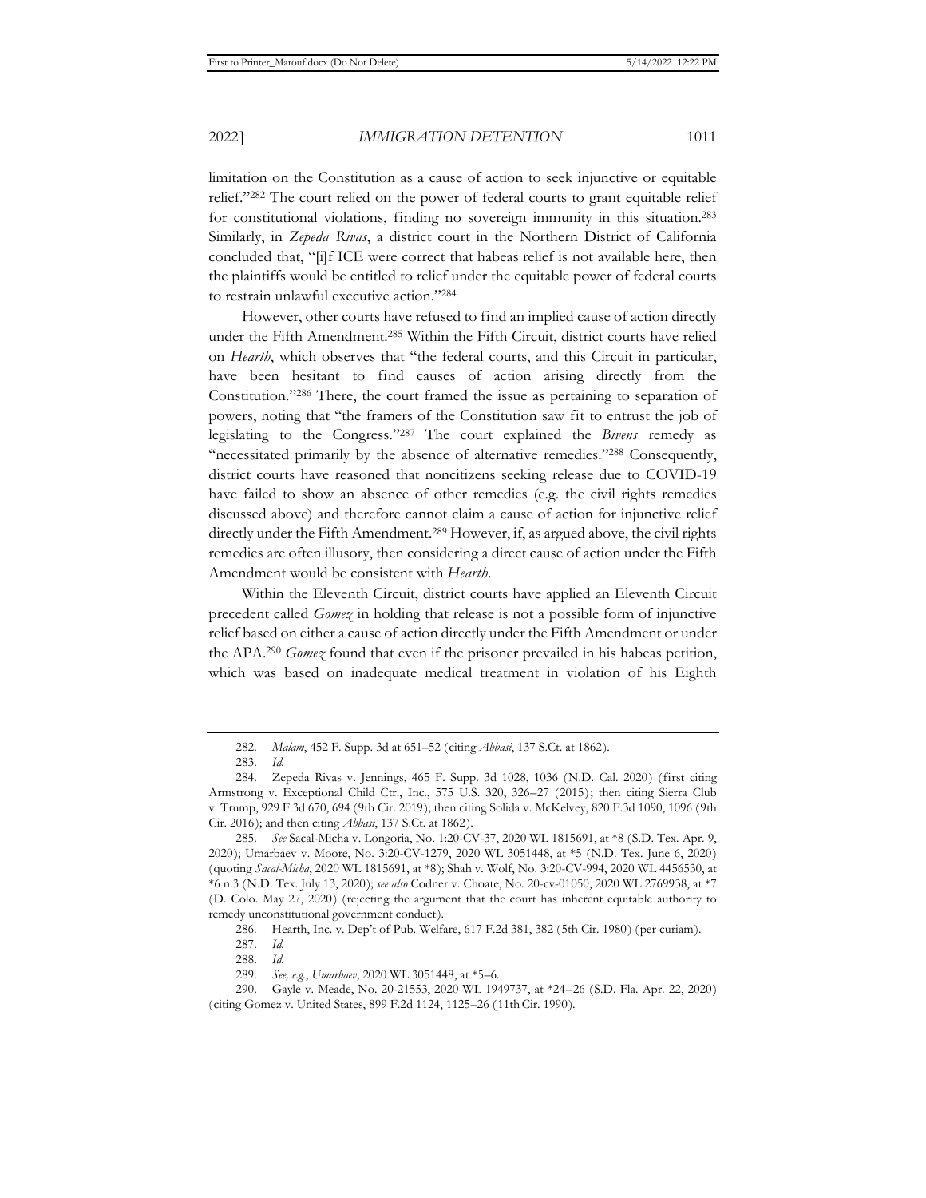limitation on the Constitution as a cause of action to seek injunctive or equitable relief."[282] The court relied on the power of federal courts to grant equitable relief for constitutional violations, finding no sovereign immunity in this situation.[283] Similarly, in *Zepeda Rivas*, a district court in the Northern District of California concluded that, "[i]f ICE were correct that habeas relief is not available here, then the plaintiffs would be entitled to relief under the equitable power of federal courts to restrain unlawful executive action."[284]

However, other courts have refused to find an implied cause of action directly under the Fifth Amendment.[285] Within the Fifth Circuit, district courts have relied on *Hearth*, which observes that "the federal courts, and this Circuit in particular, have been hesitant to find causes of action arising directly from the Constitution."[286] There, the court framed the issue as pertaining to separation of powers, noting that "the framers of the Constitution saw fit to entrust the job of legislating to the Congress."[287] The court explained the *Bivens* remedy as "necessitated primarily by the absence of alternative remedies."[288] Consequently, district courts have reasoned that noncitizens seeking release due to COVID-19 have failed to show an absence of other remedies (e.g. the civil rights remedies discussed above) and therefore cannot claim a cause of action for injunctive relief directly under the Fifth Amendment.[289] However, if, as argued above, the civil rights remedies are often illusory, then considering a direct cause of action under the Fifth Amendment would be consistent with *Hearth*.

Within the Eleventh Circuit, district courts have applied an Eleventh Circuit precedent called *Gomez* in holding that release is not a possible form of injunctive relief based on either a cause of action directly under the Fifth Amendment or under the APA.[290] *Gomez* found that even if the prisoner prevailed in his habeas petition, which was based on inadequate medical treatment in violation of his Eighth

---

282. *Malam*, 452 F. Supp. 3d at 651–52 (citing *Abbasi*, 137 S.Ct. at 1862).

283. *Id.*

284. Zepeda Rivas v. Jennings, 465 F. Supp. 3d 1028, 1036 (N.D. Cal. 2020) (first citing Armstrong v. Exceptional Child Ctr., Inc., 575 U.S. 320, 326–27 (2015); then citing Sierra Club v. Trump, 929 F.3d 670, 694 (9th Cir. 2019); then citing Solida v. McKelvey, 820 F.3d 1090, 1096 (9th Cir. 2016); and then citing *Abbasi*, 137 S.Ct. at 1862).

285. *See* Sacal-Micha v. Longoria, No. 1:20-CV-37, 2020 WL 1815691, at *8 (S.D. Tex. Apr. 9, 2020); Umarbaev v. Moore, No. 3:20-CV-1279, 2020 WL 3051448, at *5 (N.D. Tex. June 6, 2020) (quoting *Sacal-Micha*, 2020 WL 1815691, at *8); Shah v. Wolf, No. 3:20-CV-994, 2020 WL 4456530, at *6 n.3 (N.D. Tex. July 13, 2020); *see also* Codner v. Choate, No. 20-cv-01050, 2020 WL 2769938, at *7 (D. Colo. May 27, 2020) (rejecting the argument that the court has inherent equitable authority to remedy unconstitutional government conduct).

286. Hearth, Inc. v. Dep't of Pub. Welfare, 617 F.2d 381, 382 (5th Cir. 1980) (per curiam).

287. *Id.*

288. *Id.*

289. *See, e.g.*, *Umarbaev*, 2020 WL 3051448, at *5–6.

290. Gayle v. Meade, No. 20-21553, 2020 WL 1949737, at *24–26 (S.D. Fla. Apr. 22, 2020) (citing Gomez v. United States, 899 F.2d 1124, 1125–26 (11th Cir. 1990).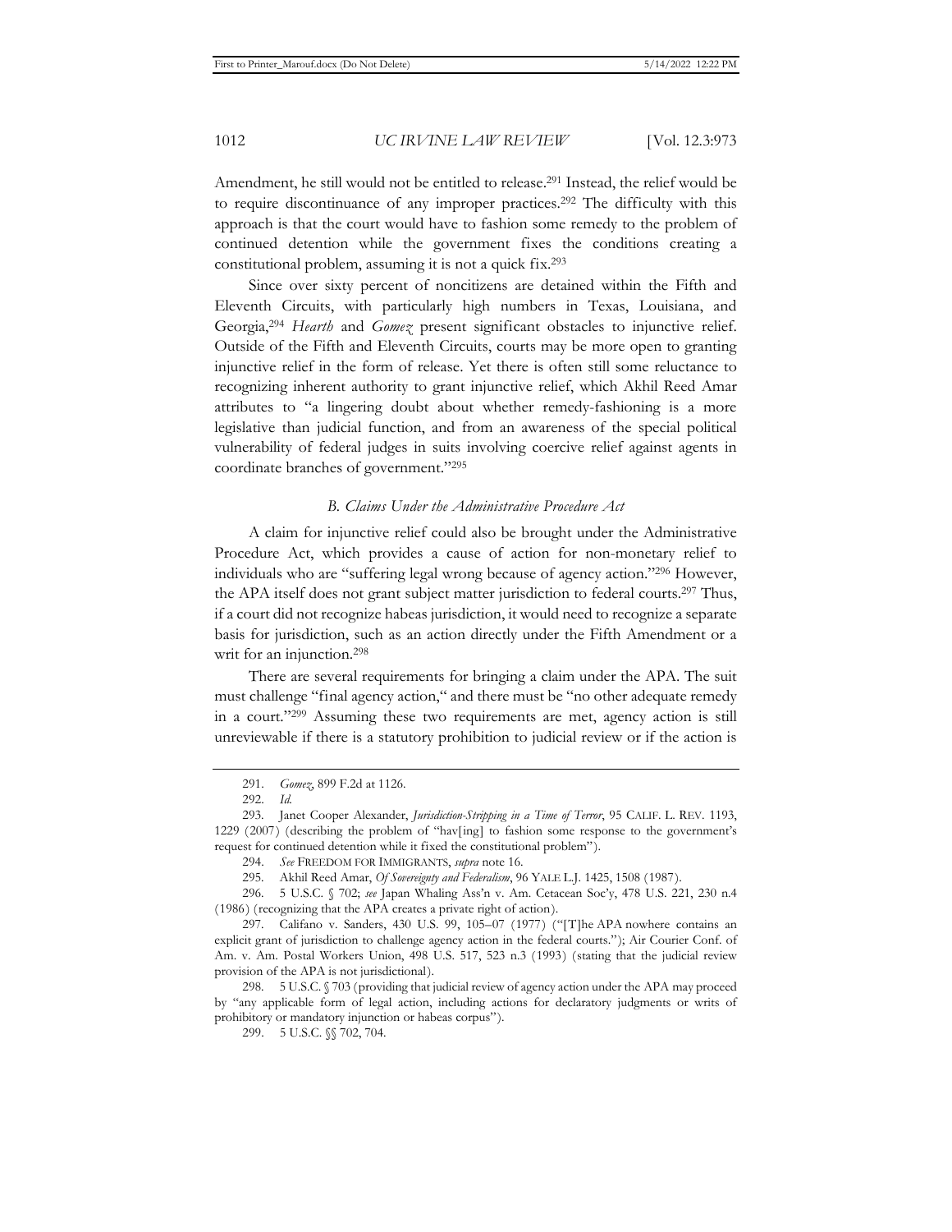Amendment, he still would not be entitled to release.[291] Instead, the relief would be to require discontinuance of any improper practices.[292] The difficulty with this approach is that the court would have to fashion some remedy to the problem of continued detention while the government fixes the conditions creating a constitutional problem, assuming it is not a quick fix.[293]

Since over sixty percent of noncitizens are detained within the Fifth and Eleventh Circuits, with particularly high numbers in Texas, Louisiana, and Georgia,[294] *Hearth* and *Gomez* present significant obstacles to injunctive relief. Outside of the Fifth and Eleventh Circuits, courts may be more open to granting injunctive relief in the form of release. Yet there is often still some reluctance to recognizing inherent authority to grant injunctive relief, which Akhil Reed Amar attributes to "a lingering doubt about whether remedy-fashioning is a more legislative than judicial function, and from an awareness of the special political vulnerability of federal judges in suits involving coercive relief against agents in coordinate branches of government."[295]

### *B. Claims Under the Administrative Procedure Act*

A claim for injunctive relief could also be brought under the Administrative Procedure Act, which provides a cause of action for non-monetary relief to individuals who are "suffering legal wrong because of agency action."[296] However, the APA itself does not grant subject matter jurisdiction to federal courts.[297] Thus, if a court did not recognize habeas jurisdiction, it would need to recognize a separate basis for jurisdiction, such as an action directly under the Fifth Amendment or a writ for an injunction.[298]

There are several requirements for bringing a claim under the APA. The suit must challenge "final agency action," and there must be "no other adequate remedy in a court."[299] Assuming these two requirements are met, agency action is still unreviewable if there is a statutory prohibition to judicial review or if the action is

---

291. *Gomez*, 899 F.2d at 1126.

292. *Id.*

293. Janet Cooper Alexander, *Jurisdiction-Stripping in a Time of Terror*, 95 CALIF. L. REV. 1193, 1229 (2007) (describing the problem of "hav[ing] to fashion some response to the government's request for continued detention while it fixed the constitutional problem").

294. *See* FREEDOM FOR IMMIGRANTS, *supra* note 16.

295. Akhil Reed Amar, *Of Sovereignty and Federalism*, 96 YALE L.J. 1425, 1508 (1987).

296. 5 U.S.C. § 702; *see* Japan Whaling Ass'n v. Am. Cetacean Soc'y, 478 U.S. 221, 230 n.4 (1986) (recognizing that the APA creates a private right of action).

297. Califano v. Sanders, 430 U.S. 99, 105–07 (1977) ("[T]he APA nowhere contains an explicit grant of jurisdiction to challenge agency action in the federal courts."); Air Courier Conf. of Am. v. Am. Postal Workers Union, 498 U.S. 517, 523 n.3 (1993) (stating that the judicial review provision of the APA is not jurisdictional).

298. 5 U.S.C. § 703 (providing that judicial review of agency action under the APA may proceed by "any applicable form of legal action, including actions for declaratory judgments or writs of prohibitory or mandatory injunction or habeas corpus").

299. 5 U.S.C. §§ 702, 704.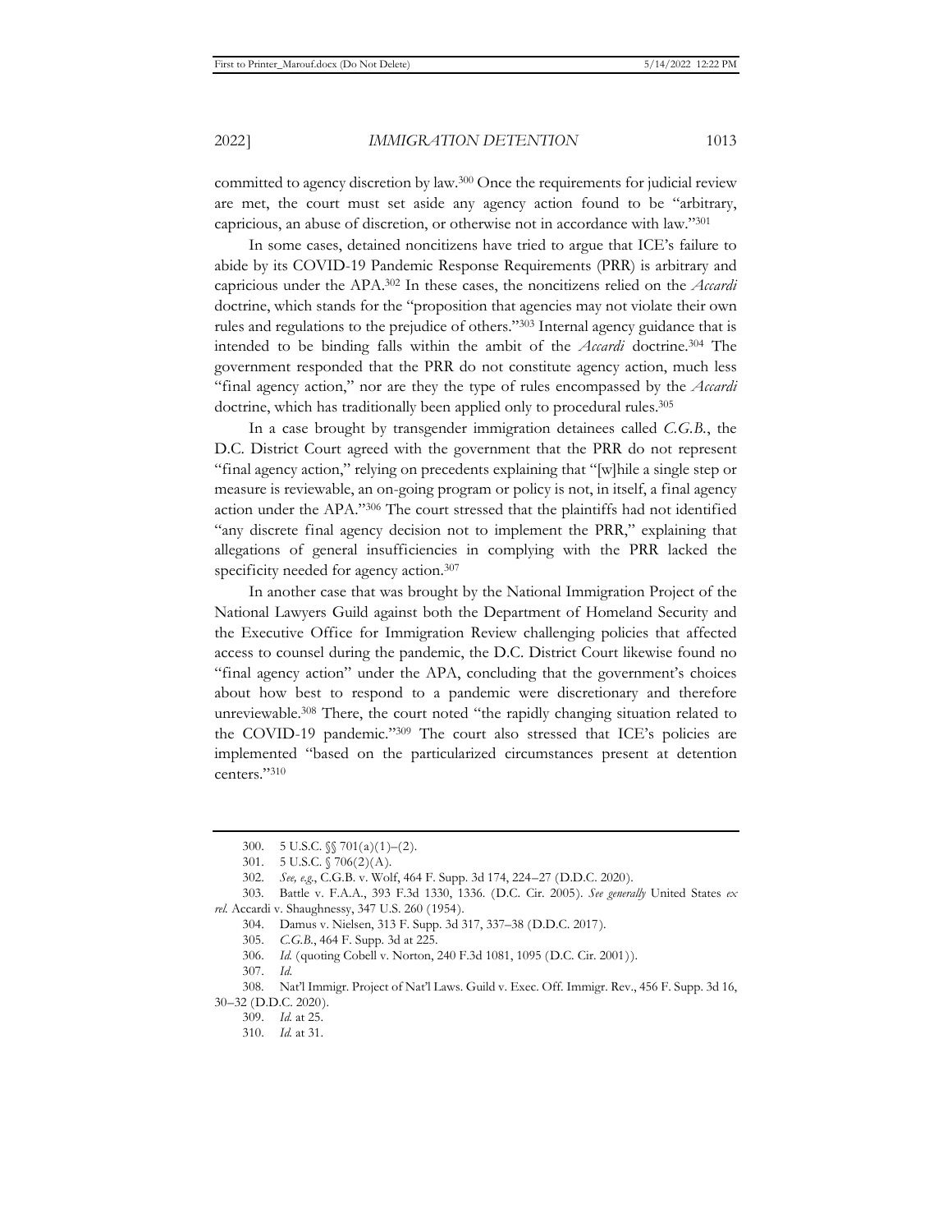committed to agency discretion by law.[300] Once the requirements for judicial review are met, the court must set aside any agency action found to be "arbitrary, capricious, an abuse of discretion, or otherwise not in accordance with law."[301]

In some cases, detained noncitizens have tried to argue that ICE's failure to abide by its COVID-19 Pandemic Response Requirements (PRR) is arbitrary and capricious under the APA.[302] In these cases, the noncitizens relied on the *Accardi* doctrine, which stands for the "proposition that agencies may not violate their own rules and regulations to the prejudice of others."[303] Internal agency guidance that is intended to be binding falls within the ambit of the *Accardi* doctrine.[304] The government responded that the PRR do not constitute agency action, much less "final agency action," nor are they the type of rules encompassed by the *Accardi* doctrine, which has traditionally been applied only to procedural rules.[305]

In a case brought by transgender immigration detainees called *C.G.B.*, the D.C. District Court agreed with the government that the PRR do not represent "final agency action," relying on precedents explaining that "[w]hile a single step or measure is reviewable, an on-going program or policy is not, in itself, a final agency action under the APA."[306] The court stressed that the plaintiffs had not identified "any discrete final agency decision not to implement the PRR," explaining that allegations of general insufficiencies in complying with the PRR lacked the specificity needed for agency action.[307]

In another case that was brought by the National Immigration Project of the National Lawyers Guild against both the Department of Homeland Security and the Executive Office for Immigration Review challenging policies that affected access to counsel during the pandemic, the D.C. District Court likewise found no "final agency action" under the APA, concluding that the government's choices about how best to respond to a pandemic were discretionary and therefore unreviewable.[308] There, the court noted "the rapidly changing situation related to the COVID-19 pandemic."[309] The court also stressed that ICE's policies are implemented "based on the particularized circumstances present at detention centers."[310]

---

300. 5 U.S.C. §§ 701(a)(1)–(2).

301. 5 U.S.C. § 706(2)(A).

302. *See, e.g.*, C.G.B. v. Wolf, 464 F. Supp. 3d 174, 224–27 (D.D.C. 2020).

303. Battle v. F.A.A., 393 F.3d 1330, 1336. (D.C. Cir. 2005). *See generally* United States *ex rel.* Accardi v. Shaughnessy, 347 U.S. 260 (1954).

304. Damus v. Nielsen, 313 F. Supp. 3d 317, 337–38 (D.D.C. 2017).

305. *C.G.B.*, 464 F. Supp. 3d at 225.

306. *Id.* (quoting Cobell v. Norton, 240 F.3d 1081, 1095 (D.C. Cir. 2001)).

307. *Id.*

308. Nat'l Immigr. Project of Nat'l Laws. Guild v. Exec. Off. Immigr. Rev., 456 F. Supp. 3d 16, 30–32 (D.D.C. 2020).

309. *Id.* at 25.

310. *Id.* at 31.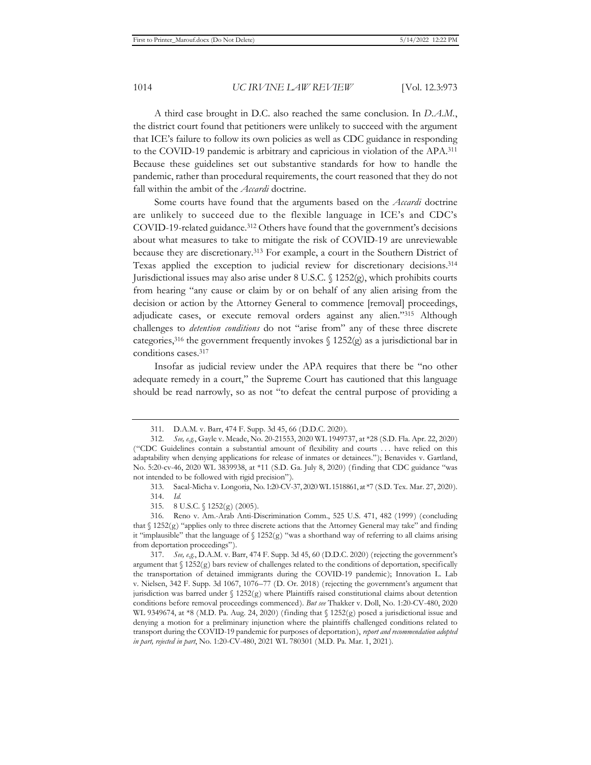A third case brought in D.C. also reached the same conclusion. In *D.A.M.*, the district court found that petitioners were unlikely to succeed with the argument that ICE's failure to follow its own policies as well as CDC guidance in responding to the COVID-19 pandemic is arbitrary and capricious in violation of the APA.[311] Because these guidelines set out substantive standards for how to handle the pandemic, rather than procedural requirements, the court reasoned that they do not fall within the ambit of the *Accardi* doctrine.

Some courts have found that the arguments based on the *Accardi* doctrine are unlikely to succeed due to the flexible language in ICE's and CDC's COVID-19-related guidance.[312] Others have found that the government's decisions about what measures to take to mitigate the risk of COVID-19 are unreviewable because they are discretionary.[313] For example, a court in the Southern District of Texas applied the exception to judicial review for discretionary decisions.[314] Jurisdictional issues may also arise under 8 U.S.C. § 1252(g), which prohibits courts from hearing "any cause or claim by or on behalf of any alien arising from the decision or action by the Attorney General to commence [removal] proceedings, adjudicate cases, or execute removal orders against any alien."[315] Although challenges to *detention conditions* do not "arise from" any of these three discrete categories,[316] the government frequently invokes § 1252(g) as a jurisdictional bar in conditions cases.[317]

Insofar as judicial review under the APA requires that there be "no other adequate remedy in a court," the Supreme Court has cautioned that this language should be read narrowly, so as not "to defeat the central purpose of providing a

---

311. D.A.M. v. Barr, 474 F. Supp. 3d 45, 66 (D.D.C. 2020).

312. *See, e.g.*, Gayle v. Meade, No. 20-21553, 2020 WL 1949737, at *28 (S.D. Fla. Apr. 22, 2020) ("CDC Guidelines contain a substantial amount of flexibility and courts . . . have relied on this adaptability when denying applications for release of inmates or detainees."); Benavides v. Gartland, No. 5:20-cv-46, 2020 WL 3839938, at *11 (S.D. Ga. July 8, 2020) (finding that CDC guidance "was not intended to be followed with rigid precision").

313. Sacal-Micha v. Longoria, No. 1:20-CV-37, 2020 WL 1518861, at *7 (S.D. Tex. Mar. 27, 2020).

314. *Id.*

315. 8 U.S.C. § 1252(g) (2005).

316. Reno v. Am.-Arab Anti-Discrimination Comm., 525 U.S. 471, 482 (1999) (concluding that § 1252(g) "applies only to three discrete actions that the Attorney General may take" and finding it "implausible" that the language of § 1252(g) "was a shorthand way of referring to all claims arising from deportation proceedings").

317. *See, e.g.*, D.A.M. v. Barr, 474 F. Supp. 3d 45, 60 (D.D.C. 2020) (rejecting the government's argument that § 1252(g) bars review of challenges related to the conditions of deportation, specifically the transportation of detained immigrants during the COVID-19 pandemic); Innovation L. Lab v. Nielsen, 342 F. Supp. 3d 1067, 1076–77 (D. Or. 2018) (rejecting the government's argument that jurisdiction was barred under § 1252(g) where Plaintiffs raised constitutional claims about detention conditions before removal proceedings commenced). *But see* Thakker v. Doll, No. 1:20-CV-480, 2020 WL 9349674, at *8 (M.D. Pa. Aug. 24, 2020) (finding that § 1252(g) posed a jurisdictional issue and denying a motion for a preliminary injunction where the plaintiffs challenged conditions related to transport during the COVID-19 pandemic for purposes of deportation), *report and recommendation adopted in part, rejected in part*, No. 1:20-CV-480, 2021 WL 780301 (M.D. Pa. Mar. 1, 2021).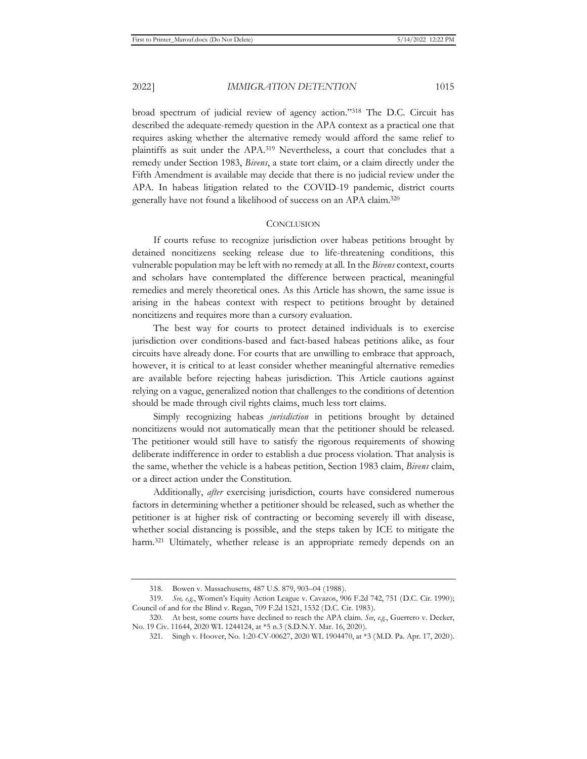broad spectrum of judicial review of agency action."[318] The D.C. Circuit has described the adequate-remedy question in the APA context as a practical one that requires asking whether the alternative remedy would afford the same relief to plaintiffs as suit under the APA.[319] Nevertheless, a court that concludes that a remedy under Section 1983, *Bivens*, a state tort claim, or a claim directly under the Fifth Amendment is available may decide that there is no judicial review under the APA. In habeas litigation related to the COVID-19 pandemic, district courts generally have not found a likelihood of success on an APA claim.[320]

## CONCLUSION

If courts refuse to recognize jurisdiction over habeas petitions brought by detained noncitizens seeking release due to life-threatening conditions, this vulnerable population may be left with no remedy at all. In the *Bivens* context, courts and scholars have contemplated the difference between practical, meaningful remedies and merely theoretical ones. As this Article has shown, the same issue is arising in the habeas context with respect to petitions brought by detained noncitizens and requires more than a cursory evaluation.

The best way for courts to protect detained individuals is to exercise jurisdiction over conditions-based and fact-based habeas petitions alike, as four circuits have already done. For courts that are unwilling to embrace that approach, however, it is critical to at least consider whether meaningful alternative remedies are available before rejecting habeas jurisdiction. This Article cautions against relying on a vague, generalized notion that challenges to the conditions of detention should be made through civil rights claims, much less tort claims.

Simply recognizing habeas *jurisdiction* in petitions brought by detained noncitizens would not automatically mean that the petitioner should be released. The petitioner would still have to satisfy the rigorous requirements of showing deliberate indifference in order to establish a due process violation. That analysis is the same, whether the vehicle is a habeas petition, Section 1983 claim, *Bivens* claim, or a direct action under the Constitution.

Additionally, *after* exercising jurisdiction, courts have considered numerous factors in determining whether a petitioner should be released, such as whether the petitioner is at higher risk of contracting or becoming severely ill with disease, whether social distancing is possible, and the steps taken by ICE to mitigate the harm.[321] Ultimately, whether release is an appropriate remedy depends on an

---

318. Bowen v. Massachusetts, 487 U.S. 879, 903–04 (1988).

319. *See, e.g.*, Women's Equity Action League v. Cavazos, 906 F.2d 742, 751 (D.C. Cir. 1990); Council of and for the Blind v. Regan, 709 F.2d 1521, 1532 (D.C. Cir. 1983).

320. At best, some courts have declined to reach the APA claim. *See, e.g.*, Guerrero v. Decker, No. 19 Civ. 11644, 2020 WL 1244124, at *5 n.3 (S.D.N.Y. Mar. 16, 2020).

321. Singh v. Hoover, No. 1:20-CV-00627, 2020 WL 1904470, at *3 (M.D. Pa. Apr. 17, 2020).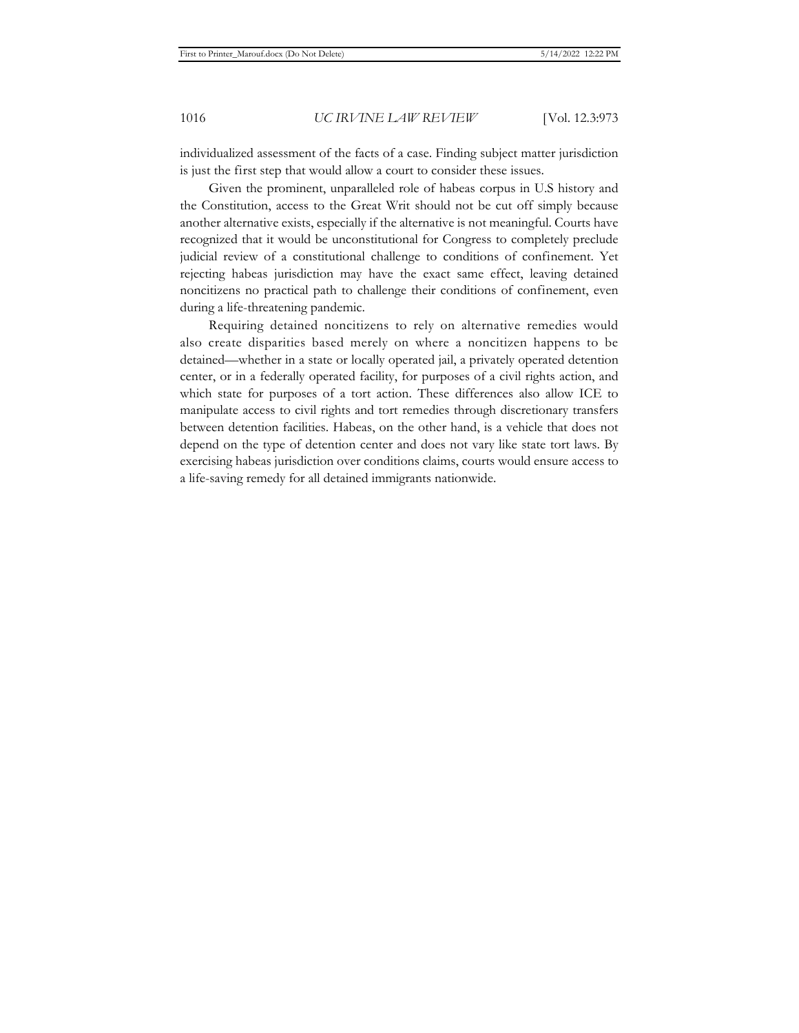individualized assessment of the facts of a case. Finding subject matter jurisdiction is just the first step that would allow a court to consider these issues.

Given the prominent, unparalleled role of habeas corpus in U.S history and the Constitution, access to the Great Writ should not be cut off simply because another alternative exists, especially if the alternative is not meaningful. Courts have recognized that it would be unconstitutional for Congress to completely preclude judicial review of a constitutional challenge to conditions of confinement. Yet rejecting habeas jurisdiction may have the exact same effect, leaving detained noncitizens no practical path to challenge their conditions of confinement, even during a life-threatening pandemic.

Requiring detained noncitizens to rely on alternative remedies would also create disparities based merely on where a noncitizen happens to be detained—whether in a state or locally operated jail, a privately operated detention center, or in a federally operated facility, for purposes of a civil rights action, and which state for purposes of a tort action. These differences also allow ICE to manipulate access to civil rights and tort remedies through discretionary transfers between detention facilities. Habeas, on the other hand, is a vehicle that does not depend on the type of detention center and does not vary like state tort laws. By exercising habeas jurisdiction over conditions claims, courts would ensure access to a life-saving remedy for all detained immigrants nationwide.